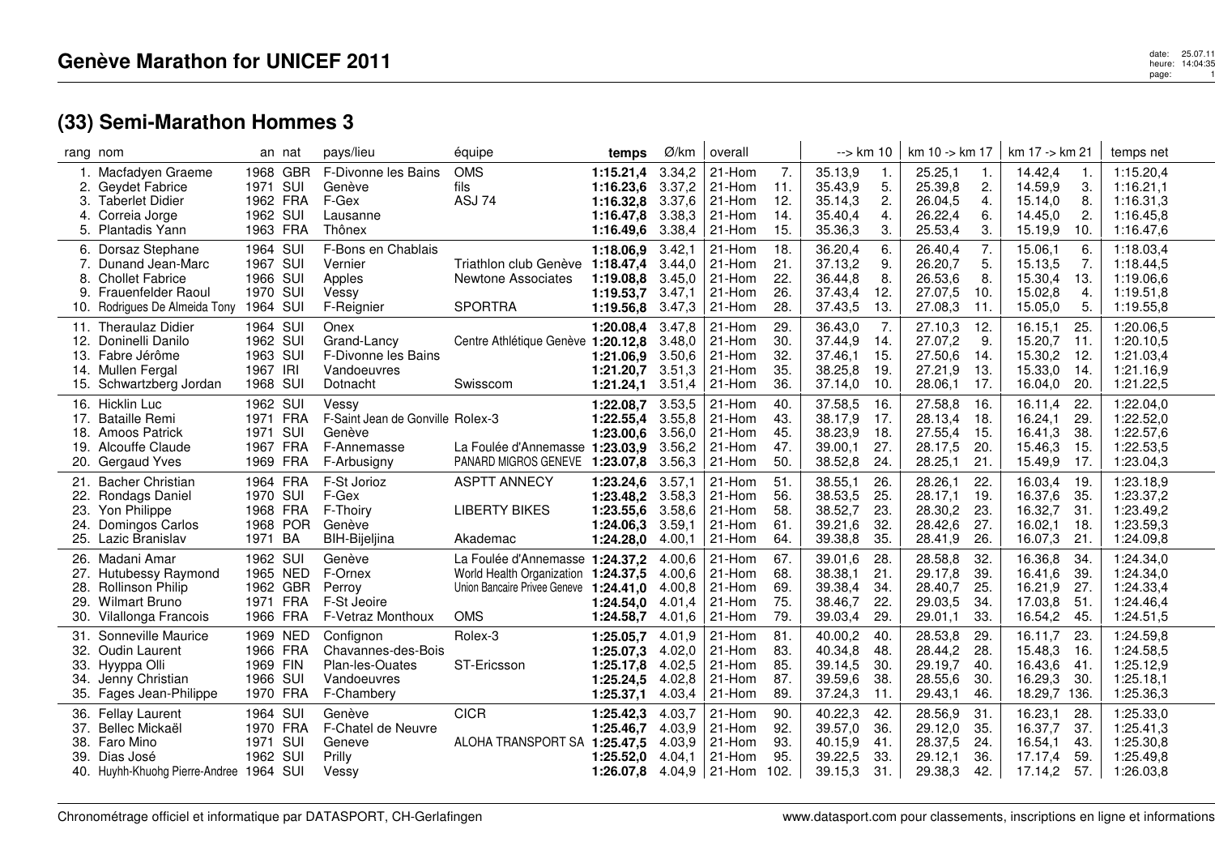# Genève Marathon for UNICEF 2011

## (33) Semi-Marathon Hommes 3

| rang | nom | an | nat | pays/lieu | équipe | temps | Ø/km | overall | | --> km 10 | | km 10 -> km 17 | | km 17 -> km 21 | | temps net |
|---|---|---|---|---|---|---|---|---|---|---|---|---|---|---|---|---|
| 1. | Macfadyen Graeme | 1968 | GBR | F-Divonne les Bains | OMS | **1:15.21,4** | 3.34,2 | 21-Hom | 7. | 35.13,9 | 1. | 25.25,1 | 1. | 14.42,4 | 1. | 1:15.20,4 |
| 2. | Geydet Fabrice | 1971 | SUI | Genève | fils | **1:16.23,6** | 3.37,2 | 21-Hom | 11. | 35.43,9 | 5. | 25.39,8 | 2. | 14.59,9 | 3. | 1:16.21,1 |
| 3. | Taberlet Didier | 1962 | FRA | F-Gex | ASJ 74 | **1:16.32,8** | 3.37,6 | 21-Hom | 12. | 35.14,3 | 2. | 26.04,5 | 4. | 15.14,0 | 8. | 1:16.31,3 |
| 4. | Correia Jorge | 1962 | SUI | Lausanne | | **1:16.47,8** | 3.38,3 | 21-Hom | 14. | 35.40,4 | 4. | 26.22,4 | 6. | 14.45,0 | 2. | 1:16.45,8 |
| 5. | Plantadis Yann | 1963 | FRA | Thônex | | **1:16.49,6** | 3.38,4 | 21-Hom | 15. | 35.36,3 | 3. | 25.53,4 | 3. | 15.19,9 | 10. | 1:16.47,6 |
| 6. | Dorsaz Stephane | 1964 | SUI | F-Bons en Chablais | | **1:18.06,9** | 3.42,1 | 21-Hom | 18. | 36.20,4 | 6. | 26.40,4 | 7. | 15.06,1 | 6. | 1:18.03,4 |
| 7. | Dunand Jean-Marc | 1967 | SUI | Vernier | Triathlon club Genève | **1:18.47,4** | 3.44,0 | 21-Hom | 21. | 37.13,2 | 9. | 26.20,7 | 5. | 15.13,5 | 7. | 1:18.44,5 |
| 8. | Chollet Fabrice | 1966 | SUI | Apples | Newtone Associates | **1:19.08,8** | 3.45,0 | 21-Hom | 22. | 36.44,8 | 8. | 26.53,6 | 8. | 15.30,4 | 13. | 1:19.06,6 |
| 9. | Frauenfelder Raoul | 1970 | SUI | Vessy | | **1:19.53,7** | 3.47,1 | 21-Hom | 26. | 37.43,4 | 12. | 27.07,5 | 10. | 15.02,8 | 4. | 1:19.51,8 |
| 10. | Rodrigues De Almeida Tony | 1964 | SUI | F-Reignier | SPORTRA | **1:19.56,8** | 3.47,3 | 21-Hom | 28. | 37.43,5 | 13. | 27.08,3 | 11. | 15.05,0 | 5. | 1:19.55,8 |
| 11. | Theraulaz Didier | 1964 | SUI | Onex | | **1:20.08,4** | 3.47,8 | 21-Hom | 29. | 36.43,0 | 7. | 27.10,3 | 12. | 16.15,1 | 25. | 1:20.06,5 |
| 12. | Doninelli Danilo | 1962 | SUI | Grand-Lancy | Centre Athlétique Genève | **1:20.12,8** | 3.48,0 | 21-Hom | 30. | 37.44,9 | 14. | 27.07,2 | 9. | 15.20,7 | 11. | 1:20.10,5 |
| 13. | Fabre Jérôme | 1963 | SUI | F-Divonne les Bains | | **1:21.06,9** | 3.50,6 | 21-Hom | 32. | 37.46,1 | 15. | 27.50,6 | 14. | 15.30,2 | 12. | 1:21.03,4 |
| 14. | Mullen Fergal | 1967 | IRI | Vandoeuvres | | **1:21.20,7** | 3.51,3 | 21-Hom | 35. | 38.25,8 | 19. | 27.21,9 | 13. | 15.33,0 | 14. | 1:21.16,9 |
| 15. | Schwartzberg Jordan | 1968 | SUI | Dotnacht | Swisscom | **1:21.24,1** | 3.51,4 | 21-Hom | 36. | 37.14,0 | 10. | 28.06,1 | 17. | 16.04,0 | 20. | 1:21.22,5 |
| 16. | Hicklin Luc | 1962 | SUI | Vessy | | **1:22.08,7** | 3.53,5 | 21-Hom | 40. | 37.58,5 | 16. | 27.58,8 | 16. | 16.11,4 | 22. | 1:22.04,0 |
| 17. | Bataille Remi | 1971 | FRA | F-Saint Jean de Gonville | Rolex-3 | **1:22.55,4** | 3.55,8 | 21-Hom | 43. | 38.17,9 | 17. | 28.13,4 | 18. | 16.24,1 | 29. | 1:22.52,0 |
| 18. | Amoos Patrick | 1971 | SUI | Genève | | **1:23.00,6** | 3.56,0 | 21-Hom | 45. | 38.23,9 | 18. | 27.55,4 | 15. | 16.41,3 | 38. | 1:22.57,6 |
| 19. | Alcouffe Claude | 1967 | FRA | F-Annemasse | La Foulée d'Annemasse | **1:23.03,9** | 3.56,2 | 21-Hom | 47. | 39.00,1 | 27. | 28.17,5 | 20. | 15.46,3 | 15. | 1:22.53,5 |
| 20. | Gergaud Yves | 1969 | FRA | F-Arbusigny | PANARD MIGROS GENEVE | **1:23.07,8** | 3.56,3 | 21-Hom | 50. | 38.52,8 | 24. | 28.25,1 | 21. | 15.49,9 | 17. | 1:23.04,3 |
| 21. | Bacher Christian | 1964 | FRA | F-St Jorioz | ASPTT ANNECY | **1:23.24,6** | 3.57,1 | 21-Hom | 51. | 38.55,1 | 26. | 28.26,1 | 22. | 16.03,4 | 19. | 1:23.18,9 |
| 22. | Rondags Daniel | 1970 | SUI | F-Gex | | **1:23.48,2** | 3.58,3 | 21-Hom | 56. | 38.53,5 | 25. | 28.17,1 | 19. | 16.37,6 | 35. | 1:23.37,2 |
| 23. | Yon Philippe | 1968 | FRA | F-Thoiry | LIBERTY BIKES | **1:23.55,6** | 3.58,6 | 21-Hom | 58. | 38.52,7 | 23. | 28.30,2 | 23. | 16.32,7 | 31. | 1:23.49,2 |
| 24. | Domingos Carlos | 1968 | POR | Genève | | **1:24.06,3** | 3.59,1 | 21-Hom | 61. | 39.21,6 | 32. | 28.42,6 | 27. | 16.02,1 | 18. | 1:23.59,3 |
| 25. | Lazic Branislav | 1971 | BA | BIH-Bijeljina | Akademac | **1:24.28,0** | 4.00,1 | 21-Hom | 64. | 39.38,8 | 35. | 28.41,9 | 26. | 16.07,3 | 21. | 1:24.09,8 |
| 26. | Madani Amar | 1962 | SUI | Genève | La Foulée d'Annemasse | **1:24.37,2** | 4.00,6 | 21-Hom | 67. | 39.01,6 | 28. | 28.58,8 | 32. | 16.36,8 | 34. | 1:24.34,0 |
| 27. | Hutubessy Raymond | 1965 | NED | F-Ornex | World Health Organization | **1:24.37,5** | 4.00,6 | 21-Hom | 68. | 38.38,1 | 21. | 29.17,8 | 39. | 16.41,6 | 39. | 1:24.34,0 |
| 28. | Rollinson Philip | 1962 | GBR | Perroy | Union Bancaire Privee Geneve | **1:24.41,0** | 4.00,8 | 21-Hom | 69. | 39.38,4 | 34. | 28.40,7 | 25. | 16.21,9 | 27. | 1:24.33,4 |
| 29. | Wilmart Bruno | 1971 | FRA | F-St Jeoire | | **1:24.54,0** | 4.01,4 | 21-Hom | 75. | 38.46,7 | 22. | 29.03,5 | 34. | 17.03,8 | 51. | 1:24.46,4 |
| 30. | Vilallonga Francois | 1966 | FRA | F-Vetraz Monthoux | OMS | **1:24.58,7** | 4.01,6 | 21-Hom | 79. | 39.03,4 | 29. | 29.01,1 | 33. | 16.54,2 | 45. | 1:24.51,5 |
| 31. | Sonneville Maurice | 1969 | NED | Confignon | Rolex-3 | **1:25.05,7** | 4.01,9 | 21-Hom | 81. | 40.00,2 | 40. | 28.53,8 | 29. | 16.11,7 | 23. | 1:24.59,8 |
| 32. | Oudin Laurent | 1966 | FRA | Chavannes-des-Bois | | **1:25.07,3** | 4.02,0 | 21-Hom | 83. | 40.34,8 | 48. | 28.44,2 | 28. | 15.48,3 | 16. | 1:24.58,5 |
| 33. | Hyyppa Olli | 1969 | FIN | Plan-les-Ouates | ST-Ericsson | **1:25.17,8** | 4.02,5 | 21-Hom | 85. | 39.14,5 | 30. | 29.19,7 | 40. | 16.43,6 | 41. | 1:25.12,9 |
| 34. | Jenny Christian | 1966 | SUI | Vandoeuvres | | **1:25.24,5** | 4.02,8 | 21-Hom | 87. | 39.59,6 | 38. | 28.55,6 | 30. | 16.29,3 | 30. | 1:25.18,1 |
| 35. | Fages Jean-Philippe | 1970 | FRA | F-Chambery | | **1:25.37,1** | 4.03,4 | 21-Hom | 89. | 37.24,3 | 11. | 29.43,1 | 46. | 18.29,7 | 136. | 1:25.36,3 |
| 36. | Fellay Laurent | 1964 | SUI | Genève | CICR | **1:25.42,3** | 4.03,7 | 21-Hom | 90. | 40.22,3 | 42. | 28.56,9 | 31. | 16.23,1 | 28. | 1:25.33,0 |
| 37. | Bellec Mickaël | 1970 | FRA | F-Chatel de Neuvre | | **1:25.46,7** | 4.03,9 | 21-Hom | 92. | 39.57,0 | 36. | 29.12,0 | 35. | 16.37,5 | 37. | 1:25.41,3 |
| 38. | Faro Mino | 1971 | SUI | Geneve | ALOHA TRANSPORT SA | **1:25.47,5** | 4.03,9 | 21-Hom | 93. | 40.15,9 | 41. | 28.37,5 | 24. | 16.54,1 | 43. | 1:25.30,8 |
| 39. | Dias José | 1962 | SUI | Prilly | | **1:25.52,0** | 4.04,1 | 21-Hom | 95. | 39.22,5 | 33. | 29.12,1 | 36. | 17.17,4 | 59. | 1:25.49,8 |
| 40. | Huyhh-Khuohg Pierre-Andree | 1964 | SUI | Vessy | | **1:26.07,8** | 4.04,9 | 21-Hom | 102. | 39.15,3 | 31. | 29.38,3 | 42. | 17.14,2 | 57. | 1:26.03,8 |

Chronométrage officiel et informatique par DATASPORT, CH-Gerlafingen

www.datasport.com pour classements, inscriptions en ligne et informations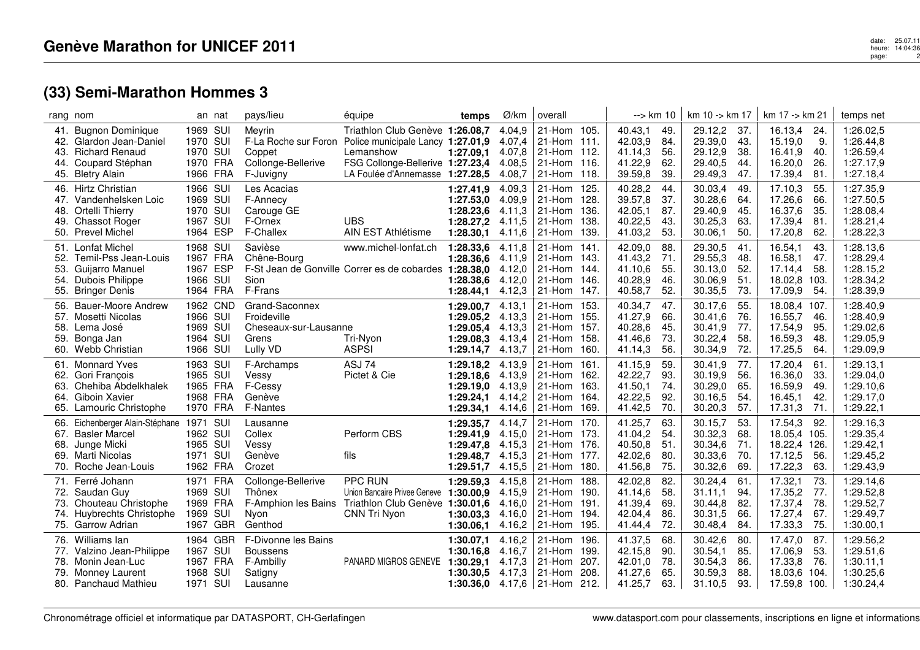# Genève Marathon for UNICEF 2011

## (33) Semi-Marathon Hommes 3

| rang | nom | an | nat | pays/lieu | équipe | temps | Ø/km | overall | | --> km 10 | | km 10 -> km 17 | | km 17 -> km 21 | | temps net |
|---|---|---|---|---|---|---|---|---|---|---|---|---|---|---|---|---|
| 41. | Bugnon Dominique | 1969 | SUI | Meyrin | Triathlon Club Genève | **1:26.08,7** | 4.04,9 | 21-Hom | 105. | 40.43,1 | 49. | 29.12,2 | 37. | 16.13,4 | 24. | 1:26.02,5 |
| 42. | Glardon Jean-Daniel | 1970 | SUI | F-La Roche sur Foron | Police municipale Lancy | **1:27.01,9** | 4.07,4 | 21-Hom | 111. | 42.03,9 | 84. | 29.39,0 | 43. | 15.19,0 | 9. | 1:26.44,8 |
| 43. | Richard Renaud | 1970 | SUI | Coppet | Lemanshow | **1:27.09,1** | 4.07,8 | 21-Hom | 112. | 41.14,3 | 56. | 29.12,9 | 38. | 16.41,9 | 40. | 1:26.59,4 |
| 44. | Coupard Stéphan | 1970 | FRA | Collonge-Bellerive | FSG Collonge-Bellerive | **1:27.23,4** | 4.08,5 | 21-Hom | 116. | 41.22,9 | 62. | 29.40,5 | 44. | 16.20,0 | 26. | 1:27.17,9 |
| 45. | Bletry Alain | 1966 | FRA | F-Juvigny | LA Foulée d'Annemasse | **1:27.28,5** | 4.08,7 | 21-Hom | 118. | 39.59,8 | 39. | 29.49,3 | 47. | 17.39,4 | 81. | 1:27.18,4 |
| 46. | Hirtz Christian | 1966 | SUI | Les Acacias | | **1:27.41,9** | 4.09,3 | 21-Hom | 125. | 40.28,2 | 44. | 30.03,4 | 49. | 17.10,3 | 55. | 1:27.35,9 |
| 47. | Vandenhelsken Loic | 1969 | SUI | F-Annecy | | **1:27.53,0** | 4.09,9 | 21-Hom | 128. | 39.57,8 | 37. | 30.28,6 | 64. | 17.26,6 | 66. | 1:27.50,5 |
| 48. | Ortelli Thierry | 1970 | SUI | Carouge GE | | **1:28.23,6** | 4.11,3 | 21-Hom | 136. | 42.05,1 | 87. | 29.40,9 | 45. | 16.37,6 | 35. | 1:28.08,4 |
| 49. | Chassot Roger | 1967 | SUI | F-Ornex | UBS | **1:28.27,2** | 4.11,5 | 21-Hom | 138. | 40.22,5 | 43. | 30.25,3 | 63. | 17.39,4 | 81. | 1:28.21,4 |
| 50. | Prevel Michel | 1964 | ESP | F-Challex | AIN EST Athlétisme | **1:28.30,1** | 4.11,6 | 21-Hom | 139. | 41.03,2 | 53. | 30.06,1 | 50. | 17.20,8 | 62. | 1:28.22,3 |
| 51. | Lonfat Michel | 1968 | SUI | Savièse | www.michel-lonfat.ch | **1:28.33,6** | 4.11,8 | 21-Hom | 141. | 42.09,0 | 88. | 29.30,5 | 41. | 16.54,1 | 43. | 1:28.13,6 |
| 52. | Temil-Pss Jean-Louis | 1967 | FRA | Chêne-Bourg | | **1:28.36,6** | 4.11,9 | 21-Hom | 143. | 41.43,2 | 71. | 29.55,3 | 48. | 16.58,1 | 47. | 1:28.29,4 |
| 53. | Guijarro Manuel | 1967 | ESP | F-St Jean de Gonville | Correr es de cobardes | **1:28.38,0** | 4.12,0 | 21-Hom | 144. | 41.10,6 | 55. | 30.13,0 | 52. | 17.14,4 | 58. | 1:28.15,2 |
| 54. | Dubois Philippe | 1966 | SUI | Sion | | **1:28.38,6** | 4.12,0 | 21-Hom | 146. | 40.28,9 | 46. | 30.06,9 | 51. | 18.02,8 | 103. | 1:28.34,2 |
| 55. | Bringer Denis | 1964 | FRA | F-Frans | | **1:28.44,1** | 4.12,3 | 21-Hom | 147. | 40.58,7 | 52. | 30.35,5 | 73. | 17.09,9 | 54. | 1:28.39,9 |
| 56. | Bauer-Moore Andrew | 1962 | CND | Grand-Saconnex | | **1:29.00,7** | 4.13,1 | 21-Hom | 153. | 40.34,7 | 47. | 30.17,6 | 55. | 18.08,4 | 107. | 1:28.40,9 |
| 57. | Mosetti Nicolas | 1966 | SUI | Froideville | | **1:29.05,2** | 4.13,3 | 21-Hom | 155. | 41.27,9 | 66. | 30.41,6 | 76. | 16.55,7 | 46. | 1:28.40,9 |
| 58. | Lema José | 1969 | SUI | Cheseaux-sur-Lausanne | | **1:29.05,4** | 4.13,3 | 21-Hom | 157. | 40.28,6 | 45. | 30.41,9 | 77. | 17.54,9 | 95. | 1:29.02,6 |
| 59. | Bonga Jan | 1964 | SUI | Grens | Tri-Nyon | **1:29.08,3** | 4.13,4 | 21-Hom | 158. | 41.46,6 | 73. | 30.22,4 | 58. | 16.59,3 | 48. | 1:29.05,9 |
| 60. | Webb Christian | 1966 | SUI | Lully VD | ASPSI | **1:29.14,7** | 4.13,7 | 21-Hom | 160. | 41.14,3 | 56. | 30.34,9 | 72. | 17.25,5 | 64. | 1:29.09,9 |
| 61. | Monnard Yves | 1963 | SUI | F-Archamps | ASJ 74 | **1:29.18,2** | 4.13,9 | 21-Hom | 161. | 41.15,9 | 59. | 30.41,9 | 77. | 17.20,4 | 61. | 1:29.13,1 |
| 62. | Gori François | 1965 | SUI | Vessy | Pictet & Cie | **1:29.18,6** | 4.13,9 | 21-Hom | 162. | 42.22,7 | 93. | 30.19,9 | 56. | 16.36,0 | 33. | 1:29.04,0 |
| 63. | Chehiba Abdelkhalek | 1965 | FRA | F-Cessy | | **1:29.19,0** | 4.13,9 | 21-Hom | 163. | 41.50,1 | 74. | 30.29,0 | 65. | 16.59,9 | 49. | 1:29.10,6 |
| 64. | Giboin Xavier | 1968 | FRA | Genève | | **1:29.24,1** | 4.14,2 | 21-Hom | 164. | 42.22,5 | 92. | 30.16,5 | 54. | 16.45,1 | 42. | 1:29.17,0 |
| 65. | Lamouric Christophe | 1970 | FRA | F-Nantes | | **1:29.34,1** | 4.14,6 | 21-Hom | 169. | 41.42,5 | 70. | 30.20,3 | 57. | 17.31,3 | 71. | 1:29.22,1 |
| 66. | Eichenberger Alain-Stéphane | 1971 | SUI | Lausanne | | **1:29.35,7** | 4.14,7 | 21-Hom | 170. | 41.25,7 | 63. | 30.15,7 | 53. | 17.54,3 | 92. | 1:29.16,3 |
| 67. | Basler Marcel | 1962 | SUI | Collex | Perform CBS | **1:29.41,9** | 4.15,0 | 21-Hom | 173. | 41.04,2 | 54. | 30.32,3 | 68. | 18.05,4 | 105. | 1:29.35,4 |
| 68. | Junge Micki | 1965 | SUI | Vessy | | **1:29.47,8** | 4.15,3 | 21-Hom | 176. | 40.50,8 | 51. | 30.34,6 | 71. | 18.22,4 | 126. | 1:29.42,1 |
| 69. | Marti Nicolas | 1971 | SUI | Genève | fils | **1:29.48,7** | 4.15,3 | 21-Hom | 177. | 42.02,6 | 80. | 30.33,6 | 70. | 17.12,5 | 56. | 1:29.45,2 |
| 70. | Roche Jean-Louis | 1962 | FRA | Crozet | | **1:29.51,7** | 4.15,5 | 21-Hom | 180. | 41.56,8 | 75. | 30.32,6 | 69. | 17.22,3 | 63. | 1:29.43,9 |
| 71. | Ferré Johann | 1971 | FRA | Collonge-Bellerive | PPC RUN | **1:29.59,3** | 4.15,8 | 21-Hom | 188. | 42.02,8 | 82. | 30.24,4 | 61. | 17.32,1 | 73. | 1:29.14,6 |
| 72. | Saudan Guy | 1969 | SUI | Thônex | Union Bancaire Privee Geneve | **1:30.00,9** | 4.15,9 | 21-Hom | 190. | 41.14,6 | 58. | 31.11,1 | 94. | 17.35,2 | 77. | 1:29.52,8 |
| 73. | Chouteau Christophe | 1969 | FRA | F-Amphion les Bains | Triathlon Club Genève | **1:30.01,6** | 4.16,0 | 21-Hom | 191. | 41.39,4 | 69. | 30.44,8 | 82. | 17.37,4 | 78. | 1:29.52,7 |
| 74. | Huybrechts Christophe | 1969 | SUI | Nyon | CNN Tri Nyon | **1:30.03,3** | 4.16,0 | 21-Hom | 194. | 42.04,4 | 86. | 30.31,5 | 66. | 17.27,4 | 67. | 1:29.49,7 |
| 75. | Garrow Adrian | 1967 | GBR | Genthod | | **1:30.06,1** | 4.16,2 | 21-Hom | 195. | 41.44,4 | 72. | 30.48,4 | 84. | 17.33,3 | 75. | 1:30.00,1 |
| 76. | Williams Ian | 1964 | GBR | F-Divonne les Bains | | **1:30.07,1** | 4.16,2 | 21-Hom | 196. | 41.37,5 | 68. | 30.42,6 | 80. | 17.47,0 | 87. | 1:29.56,2 |
| 77. | Valzino Jean-Philippe | 1967 | SUI | Boussens | | **1:30.16,8** | 4.16,7 | 21-Hom | 199. | 42.15,8 | 90. | 30.54,1 | 85. | 17.06,9 | 53. | 1:29.51,6 |
| 78. | Monin Jean-Luc | 1967 | FRA | F-Ambilly | PANARD MIGROS GENEVE | **1:30.29,1** | 4.17,3 | 21-Hom | 207. | 42.01,0 | 78. | 30.54,3 | 86. | 17.33,8 | 76. | 1:30.11,1 |
| 79. | Monney Laurent | 1968 | SUI | Satigny | | **1:30.30,5** | 4.17,3 | 21-Hom | 208. | 41.27,6 | 65. | 30.59,3 | 88. | 18.03,6 | 104. | 1:30.25,6 |
| 80. | Panchaud Mathieu | 1971 | SUI | Lausanne | | **1:30.36,0** | 4.17,6 | 21-Hom | 212. | 41.25,7 | 63. | 31.10,5 | 93. | 17.59,8 | 100. | 1:30.24,4 |

Chronométrage officiel et informatique par DATASPORT, CH-Gerlafingen

www.datasport.com pour classements, inscriptions en ligne et informations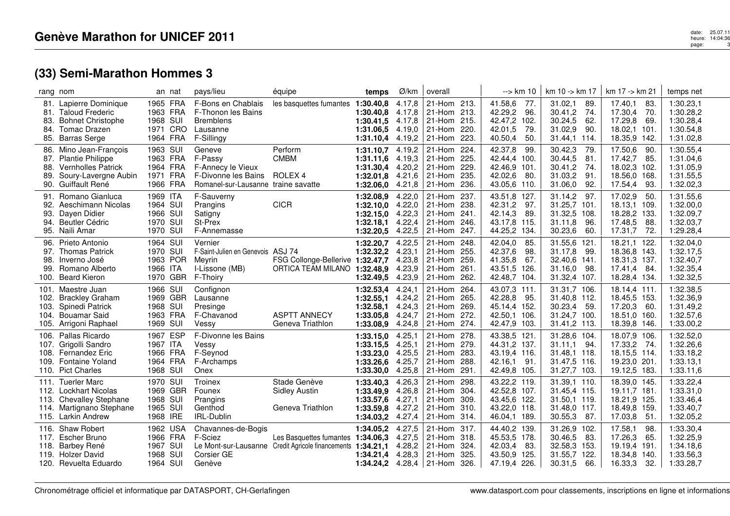# Genève Marathon for UNICEF 2011

## (33) Semi-Marathon Hommes 3

| rang | nom | an | nat | pays/lieu | équipe | temps | Ø/km | overall | | --> km 10 | | km 10 -> km 17 | | km 17 -> km 21 | | temps net |
|---|---|---|---|---|---|---|---|---|---|---|---|---|---|---|---|---|
| 81. | Lapierre Dominique | 1965 | FRA | F-Bons en Chablais | les basquettes fumantes | **1:30.40,8** | 4.17,8 | 21-Hom | 213. | 41.58,6 | 77. | 31.02,1 | 89. | 17.40,1 | 83. | 1:30.23,1 |
| 81. | Taloud Frederic | 1963 | FRA | F-Thonon les Bains | | **1:30.40,8** | 4.17,8 | 21-Hom | 213. | 42.29,2 | 96. | 30.41,2 | 74. | 17.30,4 | 70. | 1:30.28,2 |
| 83. | Bohnet Christophe | 1968 | SUI | Bremblens | | **1:30.41,5** | 4.17,8 | 21-Hom | 215. | 42.47,2 | 102. | 30.24,5 | 62. | 17.29,8 | 69. | 1:30.28,4 |
| 84. | Tomac Drazen | 1971 | CRO | Lausanne | | **1:31.06,5** | 4.19,0 | 21-Hom | 220. | 42.01,5 | 79. | 31.02,9 | 90. | 18.02,1 | 101. | 1:30.54,8 |
| 85. | Barras Serge | 1964 | FRA | F-Sillingy | | **1:31.10,4** | 4.19,2 | 21-Hom | 223. | 40.50,4 | 50. | 31.44,1 | 114. | 18.35,9 | 142. | 1:31.02,8 |
| 86. | Mino Jean-François | 1963 | SUI | Geneve | Perform | **1:31.10,7** | 4.19,2 | 21-Hom | 224. | 42.37,8 | 99. | 30.42,3 | 79. | 17.50,6 | 90. | 1:30.55,4 |
| 87. | Plantie Philippe | 1963 | FRA | F-Passy | CMBM | **1:31.11,6** | 4.19,3 | 21-Hom | 225. | 42.44,4 | 100. | 30.44,5 | 81. | 17.42,7 | 85. | 1:31.04,6 |
| 88. | Vernholles Patrick | 1964 | FRA | F-Annecy le Vieux | | **1:31.30,4** | 4.20,2 | 21-Hom | 229. | 42.46,9 | 101. | 30.41,2 | 74. | 18.02,3 | 102. | 1:31.05,9 |
| 89. | Soury-Lavergne Aubin | 1971 | FRA | F-Divonne les Bains | ROLEX 4 | **1:32.01,8** | 4.21,6 | 21-Hom | 235. | 42.02,6 | 80. | 31.03,2 | 91. | 18.56,0 | 168. | 1:31.55,5 |
| 90. | Guiffault René | 1966 | FRA | Romanel-sur-Lausanne | traine savatte | **1:32.06,0** | 4.21,8 | 21-Hom | 236. | 43.05,6 | 110. | 31.06,0 | 92. | 17.54,4 | 93. | 1:32.02,3 |
| 91. | Romano Gianluca | 1969 | ITA | F-Sauverny | | **1:32.08,9** | 4.22,0 | 21-Hom | 237. | 43.51,8 | 127. | 31.14,2 | 97. | 17.02,9 | 50. | 1:31.55,6 |
| 92. | Aeschimann Nicolas | 1964 | SUI | Prangins | CICR | **1:32.10,0** | 4.22,0 | 21-Hom | 238. | 42.31,2 | 97. | 31.25,7 | 101. | 18.13,1 | 109. | 1:32.00,0 |
| 93. | Dayen Didier | 1966 | SUI | Satigny | | **1:32.15,0** | 4.22,3 | 21-Hom | 241. | 42.14,3 | 89. | 31.32,5 | 108. | 18.28,2 | 133. | 1:32.09,7 |
| 94. | Beutler Cédric | 1970 | SUI | St-Prex | | **1:32.18,1** | 4.22,4 | 21-Hom | 246. | 43.17,8 | 115. | 31.11,8 | 96. | 17.48,5 | 88. | 1:32.03,7 |
| 95. | Naili Amar | 1970 | SUI | F-Annemasse | | **1:32.20,5** | 4.22,5 | 21-Hom | 247. | 44.25,2 | 134. | 30.23,6 | 60. | 17.31,7 | 72. | 1:29.28,4 |
| 96. | Prieto Antonio | 1964 | SUI | Vernier | | **1:32.20,7** | 4.22,5 | 21-Hom | 248. | 42.04,0 | 85. | 31.55,6 | 121. | 18.21,1 | 122. | 1:32.04,0 |
| 97. | Thomas Patrick | 1970 | SUI | F-Saint-Julien en Genevois | ASJ 74 | **1:32.32,2** | 4.23,1 | 21-Hom | 255. | 42.37,6 | 98. | 31.17,8 | 99. | 18.36,8 | 143. | 1:32.17,5 |
| 98. | Inverno José | 1963 | POR | Meyrin | FSG Collonge-Bellerive | **1:32.47,7** | 4.23,8 | 21-Hom | 259. | 41.35,8 | 67. | 32.40,6 | 141. | 18.31,3 | 137. | 1:32.40,7 |
| 99. | Romano Alberto | 1966 | ITA | I-Lissone (MB) | ORTICA TEAM MILANO | **1:32.48,9** | 4.23,9 | 21-Hom | 261. | 43.51,5 | 126. | 31.16,0 | 98. | 17.41,4 | 84. | 1:32.35,4 |
| 100. | Beard Kieron | 1970 | GBR | F-Thoiry | | **1:32.49,5** | 4.23,9 | 21-Hom | 262. | 42.48,7 | 104. | 31.32,4 | 107. | 18.28,4 | 134. | 1:32.32,5 |
| 101. | Maestre Juan | 1966 | SUI | Confignon | | **1:32.53,4** | 4.24,1 | 21-Hom | 264. | 43.07,3 | 111. | 31.31,7 | 106. | 18.14,4 | 111. | 1:32.38,5 |
| 102. | Brackley Graham | 1969 | GBR | Lausanne | | **1:32.55,1** | 4.24,2 | 21-Hom | 265. | 42.28,8 | 95. | 31.40,8 | 112. | 18.45,5 | 153. | 1:32.36,9 |
| 103. | Spinedi Patrick | 1968 | SUI | Presinge | | **1:32.58,1** | 4.24,3 | 21-Hom | 269. | 45.14,4 | 152. | 30.23,4 | 59. | 17.20,3 | 60. | 1:31.49,2 |
| 104. | Bouamar Said | 1963 | FRA | F-Chavanod | ASPTT ANNECY | **1:33.05,8** | 4.24,7 | 21-Hom | 272. | 42.50,1 | 106. | 31.24,7 | 100. | 18.51,0 | 160. | 1:32.57,6 |
| 105. | Arrigoni Raphael | 1969 | SUI | Vessy | Geneva Triathlon | **1:33.08,9** | 4.24,8 | 21-Hom | 274. | 42.47,9 | 103. | 31.41,2 | 113. | 18.39,8 | 146. | 1:33.00,2 |
| 106. | Pallas Ricardo | 1967 | ESP | F-Divonne les Bains | | **1:33.15,0** | 4.25,1 | 21-Hom | 278. | 43.38,5 | 121. | 31.28,6 | 104. | 18.07,9 | 106. | 1:32.52,0 |
| 107. | Grigolli Sandro | 1967 | ITA | Vessy | | **1:33.15,5** | 4.25,1 | 21-Hom | 279. | 44.31,2 | 137. | 31.11,1 | 94. | 17.33,2 | 74. | 1:32.26,6 |
| 108. | Fernandez Eric | 1966 | FRA | F-Seynod | | **1:33.23,0** | 4.25,5 | 21-Hom | 283. | 43.19,4 | 116. | 31.48,1 | 118. | 18.15,5 | 114. | 1:33.18,2 |
| 109. | Fontaine Yoland | 1964 | FRA | F-Archamps | | **1:33.26,6** | 4.25,7 | 21-Hom | 288. | 42.16,1 | 91. | 31.47,5 | 116. | 19.23,0 | 201. | 1:33.13,1 |
| 110. | Pict Charles | 1968 | SUI | Onex | | **1:33.30,0** | 4.25,8 | 21-Hom | 291. | 42.49,8 | 105. | 31.27,7 | 103. | 19.12,5 | 183. | 1:33.11,6 |
| 111. | Tuerler Marc | 1970 | SUI | Troinex | Stade Genève | **1:33.40,3** | 4.26,3 | 21-Hom | 298. | 43.22,2 | 119. | 31.39,1 | 110. | 18.39,0 | 145. | 1:33.22,4 |
| 112. | Lockhart Nicolas | 1969 | GBR | Founex | Sidley Austin | **1:33.49,9** | 4.26,8 | 21-Hom | 304. | 42.52,8 | 107. | 31.45,4 | 115. | 19.11,7 | 181. | 1:33.31,0 |
| 113. | Chevalley Stephane | 1968 | SUI | Prangins | | **1:33.57,6** | 4.27,1 | 21-Hom | 309. | 43.45,6 | 122. | 31.50,1 | 119. | 18.21,9 | 125. | 1:33.46,4 |
| 114. | Martignano Stephane | 1965 | SUI | Genthod | Geneva Triathlon | **1:33.59,8** | 4.27,2 | 21-Hom | 310. | 43.22,0 | 118. | 31.48,0 | 117. | 18.49,8 | 159. | 1:33.40,7 |
| 115. | Larkin Andrew | 1968 | IRE | IRL-Dublin | | **1:34.03,2** | 4.27,4 | 21-Hom | 314. | 46.04,1 | 189. | 30.55,3 | 87. | 17.03,8 | 51. | 1:32.05,2 |
| 116. | Shaw Robert | 1962 | USA | Chavannes-de-Bogis | | **1:34.05,2** | 4.27,5 | 21-Hom | 317. | 44.40,2 | 139. | 31.26,9 | 102. | 17.58,1 | 98. | 1:33.30,4 |
| 117. | Escher Bruno | 1966 | FRA | F-Sciez | Les Basquettes fumantes | **1:34.06,3** | 4.27,5 | 21-Hom | 318. | 45.53,5 | 178. | 30.46,5 | 83. | 17.26,3 | 65. | 1:32.25,9 |
| 118. | Barbey René | 1967 | SUI | Le Mont-sur-Lausanne | Credit Agricole financements | **1:34.21,1** | 4.28,2 | 21-Hom | 324. | 42.03,4 | 83. | 32.58,3 | 153. | 19.19,4 | 191. | 1:34.18,6 |
| 119. | Holzer David | 1968 | SUI | Corsier GE | | **1:34.21,4** | 4.28,3 | 21-Hom | 325. | 43.50,9 | 125. | 31.55,7 | 122. | 18.34,8 | 140. | 1:33.56,3 |
| 120. | Revuelta Eduardo | 1964 | SUI | Genève | | **1:34.24,2** | 4.28,4 | 21-Hom | 326. | 47.19,4 | 226. | 30.31,5 | 66. | 16.33,3 | 32. | 1:33.28,7 |

Chronométrage officiel et informatique par DATASPORT, CH-Gerlafingen

www.datasport.com pour classements, inscriptions en ligne et informations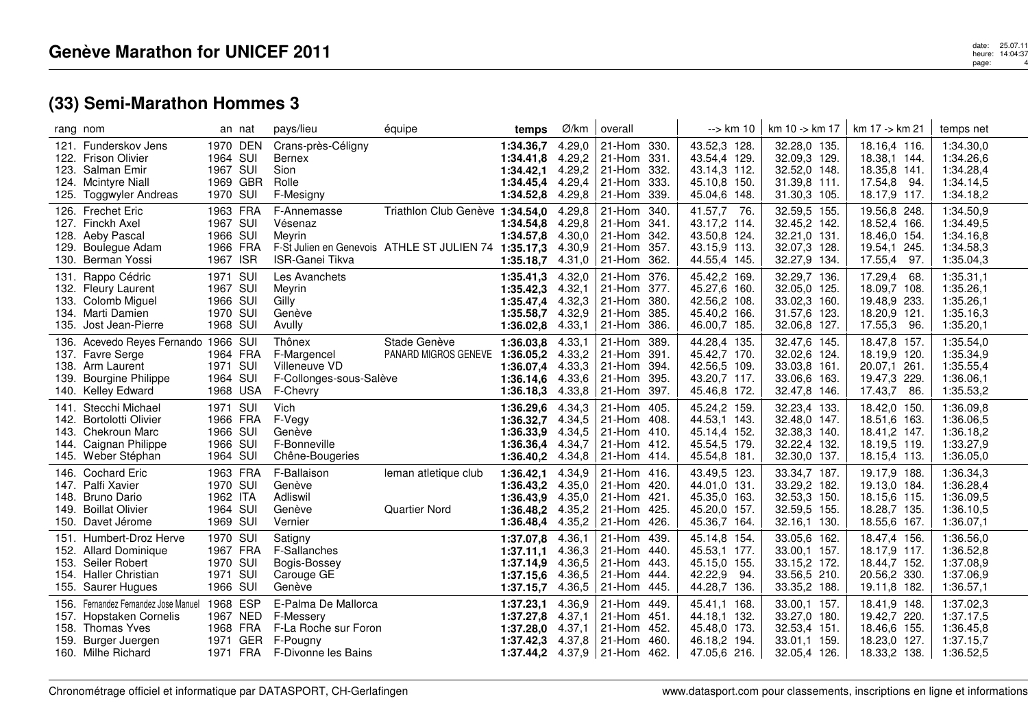# Genève Marathon for UNICEF 2011

## (33) Semi-Marathon Hommes 3

| rang | nom | an | nat | pays/lieu | équipe | temps | Ø/km | overall | --> km 10 | km 10 -> km 17 | km 17 -> km 21 | temps net |
|---|---|---|---|---|---|---|---|---|---|---|---|---|
| 121. | Funderskov Jens | 1970 | DEN | Crans-près-Céligny | | **1:34.36,7** | 4.29,0 | 21-Hom 330. | 43.52,3 128. | 32.28,0 135. | 18.16,4 116. | 1:34.30,0 |
| 122. | Frison Olivier | 1964 | SUI | Bernex | | **1:34.41,8** | 4.29,2 | 21-Hom 331. | 43.54,4 129. | 32.09,3 129. | 18.38,1 144. | 1:34.26,6 |
| 123. | Salman Emir | 1967 | SUI | Sion | | **1:34.42,1** | 4.29,2 | 21-Hom 332. | 43.14,3 112. | 32.52,0 148. | 18.35,8 141. | 1:34.28,4 |
| 124. | Mcintyre Niall | 1969 | GBR | Rolle | | **1:34.45,4** | 4.29,4 | 21-Hom 333. | 45.10,8 150. | 31.39,8 111. | 17.54,8 94. | 1:34.14,5 |
| 125. | Toggwyler Andreas | 1970 | SUI | F-Mesigny | | **1:34.52,8** | 4.29,8 | 21-Hom 339. | 45.04,6 148. | 31.30,3 105. | 18.17,9 117. | 1:34.18,2 |
| 126. | Frechet Eric | 1963 | FRA | F-Annemasse | Triathlon Club Genève | **1:34.54,0** | 4.29,8 | 21-Hom 340. | 41.57,7 76. | 32.59,5 155. | 19.56,8 248. | 1:34.50,9 |
| 127. | Finckh Axel | 1967 | SUI | Vésenaz | | **1:34.54,8** | 4.29,8 | 21-Hom 341. | 43.17,2 114. | 32.45,2 142. | 18.52,4 166. | 1:34.49,5 |
| 128. | Aeby Pascal | 1966 | SUI | Meyrin | | **1:34.57,8** | 4.30,0 | 21-Hom 342. | 43.50,8 124. | 32.21,0 131. | 18.46,0 154. | 1:34.16,8 |
| 129. | Boulegue Adam | 1966 | FRA | F-St Julien en Genevois | ATHLE ST JULIEN 74 | **1:35.17,3** | 4.30,9 | 21-Hom 357. | 43.15,9 113. | 32.07,3 128. | 19.54,1 245. | 1:34.58,3 |
| 130. | Berman Yossi | 1967 | ISR | ISR-Ganei Tikva | | **1:35.18,7** | 4.31,0 | 21-Hom 362. | 44.55,4 145. | 32.27,9 134. | 17.55,4 97. | 1:35.04,3 |
| 131. | Rappo Cédric | 1971 | SUI | Les Avanchets | | **1:35.41,3** | 4.32,0 | 21-Hom 376. | 45.42,2 169. | 32.29,7 136. | 17.29,4 68. | 1:35.31,1 |
| 132. | Fleury Laurent | 1967 | SUI | Meyrin | | **1:35.42,3** | 4.32,1 | 21-Hom 377. | 45.27,6 160. | 32.05,0 125. | 18.09,7 108. | 1:35.26,1 |
| 133. | Colomb Miguel | 1966 | SUI | Gilly | | **1:35.47,4** | 4.32,3 | 21-Hom 380. | 42.56,2 108. | 33.02,3 160. | 19.48,9 233. | 1:35.26,1 |
| 134. | Marti Damien | 1970 | SUI | Genève | | **1:35.58,7** | 4.32,9 | 21-Hom 385. | 45.40,2 166. | 31.57,6 123. | 18.20,9 121. | 1:35.16,3 |
| 135. | Jost Jean-Pierre | 1968 | SUI | Avully | | **1:36.02,8** | 4.33,1 | 21-Hom 386. | 46.00,7 185. | 32.06,8 127. | 17.55,3 96. | 1:35.20,1 |
| 136. | Acevedo Reyes Fernando | 1966 | SUI | Thônex | Stade Genève | **1:36.03,8** | 4.33,1 | 21-Hom 389. | 44.28,4 135. | 32.47,6 145. | 18.47,8 157. | 1:35.54,0 |
| 137. | Favre Serge | 1964 | FRA | F-Margencel | PANARD MIGROS GENEVE | **1:36.05,2** | 4.33,2 | 21-Hom 391. | 45.42,7 170. | 32.02,6 124. | 18.19,9 120. | 1:35.34,9 |
| 138. | Arm Laurent | 1971 | SUI | Villeneuve VD | | **1:36.07,4** | 4.33,3 | 21-Hom 394. | 42.56,5 109. | 33.03,8 161. | 20.07,1 261. | 1:35.55,4 |
| 139. | Bourgine Philippe | 1964 | SUI | F-Collonges-sous-Salève | | **1:36.14,6** | 4.33,6 | 21-Hom 395. | 43.20,7 117. | 33.06,6 163. | 19.47,3 229. | 1:36.06,1 |
| 140. | Kelley Edward | 1968 | USA | F-Chevry | | **1:36.18,3** | 4.33,8 | 21-Hom 397. | 45.46,8 172. | 32.47,8 146. | 17.43,7 86. | 1:35.53,2 |
| 141. | Stecchi Michael | 1971 | SUI | Vich | | **1:36.29,6** | 4.34,3 | 21-Hom 405. | 45.24,2 159. | 32.23,4 133. | 18.42,0 150. | 1:36.09,8 |
| 142. | Bortolotti Olivier | 1966 | FRA | F-Vegy | | **1:36.32,7** | 4.34,5 | 21-Hom 408. | 44.53,1 143. | 32.48,0 147. | 18.51,6 163. | 1:36.06,5 |
| 143. | Chekroun Marc | 1966 | SUI | Genève | | **1:36.33,9** | 4.34,5 | 21-Hom 410. | 45.14,4 152. | 32.38,3 140. | 18.41,2 147. | 1:36.18,2 |
| 144. | Caignan Philippe | 1966 | SUI | F-Bonneville | | **1:36.36,4** | 4.34,7 | 21-Hom 412. | 45.54,5 179. | 32.22,4 132. | 18.19,5 119. | 1:33.27,9 |
| 145. | Weber Stéphan | 1964 | SUI | Chêne-Bougeries | | **1:36.40,2** | 4.34,8 | 21-Hom 414. | 45.54,8 181. | 32.30,0 137. | 18.15,4 113. | 1:36.05,0 |
| 146. | Cochard Eric | 1963 | FRA | F-Ballaison | leman atletique club | **1:36.42,1** | 4.34,9 | 21-Hom 416. | 43.49,5 123. | 33.34,7 187. | 19.17,9 188. | 1:36.34,3 |
| 147. | Palfi Xavier | 1970 | SUI | Genève | | **1:36.43,2** | 4.35,0 | 21-Hom 420. | 44.01,0 131. | 33.29,2 182. | 19.13,0 184. | 1:36.28,4 |
| 148. | Bruno Dario | 1962 | ITA | Adliswil | | **1:36.43,9** | 4.35,0 | 21-Hom 421. | 45.35,0 163. | 32.53,3 150. | 18.15,6 115. | 1:36.09,5 |
| 149. | Boillat Olivier | 1964 | SUI | Genève | Quartier Nord | **1:36.48,2** | 4.35,2 | 21-Hom 425. | 45.20,0 157. | 32.59,5 155. | 18.28,7 135. | 1:36.10,5 |
| 150. | Davet Jérome | 1969 | SUI | Vernier | | **1:36.48,4** | 4.35,2 | 21-Hom 426. | 45.36,7 164. | 32.16,1 130. | 18.55,6 167. | 1:36.07,1 |
| 151. | Humbert-Droz Herve | 1970 | SUI | Satigny | | **1:37.07,8** | 4.36,1 | 21-Hom 439. | 45.14,8 154. | 33.05,6 162. | 18.47,4 156. | 1:36.56,0 |
| 152. | Allard Dominique | 1967 | FRA | F-Sallanches | | **1:37.11,1** | 4.36,3 | 21-Hom 440. | 45.53,1 177. | 33.00,1 157. | 18.17,9 117. | 1:36.52,8 |
| 153. | Seiler Robert | 1970 | SUI | Bogis-Bossey | | **1:37.14,9** | 4.36,5 | 21-Hom 443. | 45.15,0 155. | 33.15,2 172. | 18.44,7 152. | 1:37.08,9 |
| 154. | Haller Christian | 1971 | SUI | Carouge GE | | **1:37.15,6** | 4.36,5 | 21-Hom 444. | 42.22,9 94. | 33.56,5 210. | 20.56,2 330. | 1:37.06,9 |
| 155. | Saurer Hugues | 1966 | SUI | Genève | | **1:37.15,7** | 4.36,5 | 21-Hom 445. | 44.28,7 136. | 33.35,2 188. | 19.11,8 182. | 1:36.57,1 |
| 156. | Fernandez Fernandez Jose Manuel | 1968 | ESP | E-Palma De Mallorca | | **1:37.23,1** | 4.36,9 | 21-Hom 449. | 45.41,1 168. | 33.00,1 157. | 18.41,9 148. | 1:37.02,3 |
| 157. | Hopstaken Cornelis | 1967 | NED | F-Messery | | **1:37.27,8** | 4.37,1 | 21-Hom 451. | 44.18,1 132. | 33.27,0 180. | 19.42,7 220. | 1:37.17,5 |
| 158. | Thomas Yves | 1968 | FRA | F-La Roche sur Foron | | **1:37.28,0** | 4.37,1 | 21-Hom 452. | 45.48,0 173. | 32.53,4 151. | 18.46,6 155. | 1:36.45,8 |
| 159. | Burger Juergen | 1971 | GER | F-Pougny | | **1:37.42,3** | 4.37,8 | 21-Hom 460. | 46.18,2 194. | 33.01,1 159. | 18.23,0 127. | 1:37.15,7 |
| 160. | Milhe Richard | 1971 | FRA | F-Divonne les Bains | | **1:37.44,2** | 4.37,9 | 21-Hom 462. | 47.05,6 216. | 32.05,4 126. | 18.33,2 138. | 1:36.52,5 |

Chronométrage officiel et informatique par DATASPORT, CH-Gerlafingen

www.datasport.com pour classements, inscriptions en ligne et informations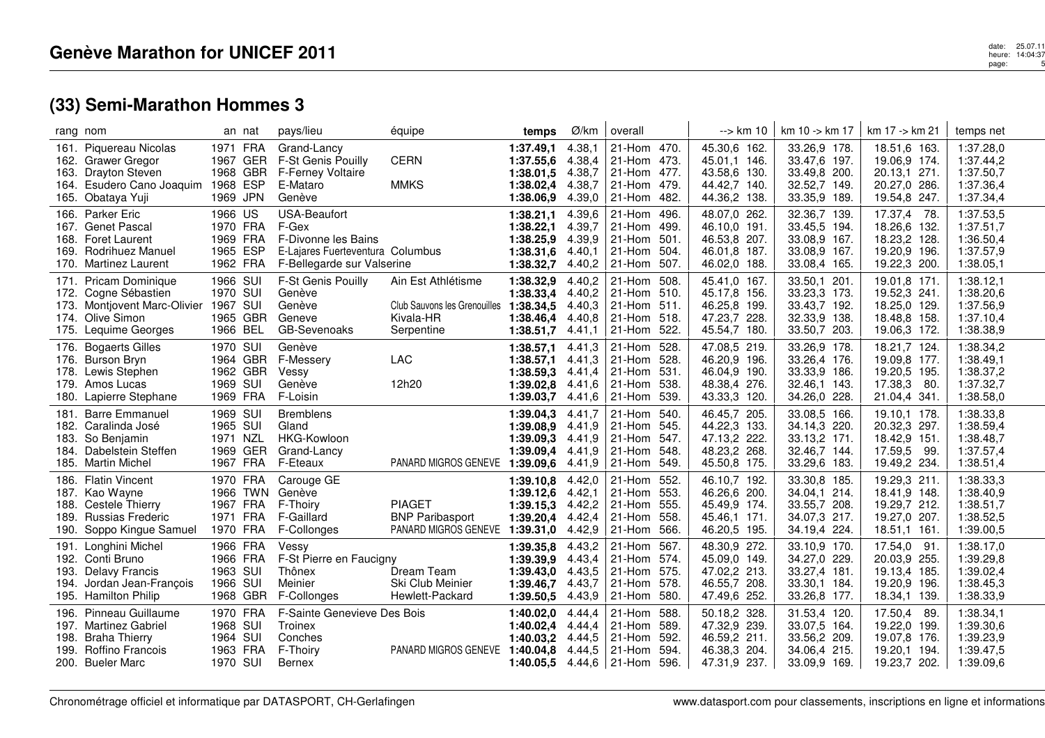## Genève Marathon for UNICEF 2011

## (33) Semi-Marathon Hommes 3

| rang | nom | an | nat | pays/lieu | équipe | temps | Ø/km | overall | --> km 10 | km 10 -> km 17 | km 17 -> km 21 | temps net |
|---|---|---|---|---|---|---|---|---|---|---|---|---|
| 161. | Piquereau Nicolas | 1971 | FRA | Grand-Lancy | | **1:37.49,1** | 4.38,1 | 21-Hom 470. | 45.30,6 162. | 33.26,9 178. | 18.51,6 163. | 1:37.28,0 |
| 162. | Grawer Gregor | 1967 | GER | F-St Genis Pouilly | CERN | **1:37.55,6** | 4.38,4 | 21-Hom 473. | 45.01,1 146. | 33.47,6 197. | 19.06,9 174. | 1:37.44,2 |
| 163. | Drayton Steven | 1968 | GBR | F-Ferney Voltaire | | **1:38.01,5** | 4.38,7 | 21-Hom 477. | 43.58,6 130. | 33.49,8 200. | 20.13,1 271. | 1:37.50,7 |
| 164. | Esudero Cano Joaquim | 1968 | ESP | E-Mataro | MMKS | **1:38.02,4** | 4.38,7 | 21-Hom 479. | 44.42,7 140. | 32.52,7 149. | 20.27,0 286. | 1:37.36,4 |
| 165. | Obataya Yuji | 1969 | JPN | Genève | | **1:38.06,9** | 4.39,0 | 21-Hom 482. | 44.36,2 138. | 33.35,9 189. | 19.54,8 247. | 1:37.34,4 |
| 166. | Parker Eric | 1966 | US | USA-Beaufort | | **1:38.21,1** | 4.39,6 | 21-Hom 496. | 48.07,0 262. | 32.36,7 139. | 17.37,4 78. | 1:37.53,5 |
| 167. | Genet Pascal | 1970 | FRA | F-Gex | | **1:38.22,1** | 4.39,7 | 21-Hom 499. | 46.10,0 191. | 33.45,5 194. | 18.26,6 132. | 1:37.51,7 |
| 168. | Foret Laurent | 1969 | FRA | F-Divonne les Bains | | **1:38.25,9** | 4.39,9 | 21-Hom 501. | 46.53,8 207. | 33.08,9 167. | 18.23,2 128. | 1:36.50,4 |
| 169. | Rodrihuez Manuel | 1965 | ESP | E-Lajares Fuerteventura | Columbus | **1:38.31,6** | 4.40,1 | 21-Hom 504. | 46.01,8 187. | 33.08,9 167. | 19.20,9 196. | 1:37.57,9 |
| 170. | Martinez Laurent | 1962 | FRA | F-Bellegarde sur Valserine | | **1:38.32,7** | 4.40,2 | 21-Hom 507. | 46.02,0 188. | 33.08,4 165. | 19.22,3 200. | 1:38.05,1 |
| 171. | Pricam Dominique | 1966 | SUI | F-St Genis Pouilly | Ain Est Athlétisme | **1:38.32,9** | 4.40,2 | 21-Hom 508. | 45.41,0 167. | 33.50,1 201. | 19.01,8 171. | 1:38.12,1 |
| 172. | Cogne Sébastien | 1970 | SUI | Genève | | **1:38.33,4** | 4.40,2 | 21-Hom 510. | 45.17,8 156. | 33.23,3 173. | 19.52,3 241. | 1:38.20,6 |
| 173. | Montjovent Marc-Olivier | 1967 | SUI | Genève | Club Sauvons les Grenouilles | **1:38.34,5** | 4.40,3 | 21-Hom 511. | 46.25,8 199. | 33.43,7 192. | 18.25,0 129. | 1:37.56,9 |
| 174. | Olive Simon | 1965 | GBR | Geneve | Kivala-HR | **1:38.46,4** | 4.40,8 | 21-Hom 518. | 47.23,7 228. | 32.33,9 138. | 18.48,8 158. | 1:37.10,4 |
| 175. | Lequime Georges | 1966 | BEL | GB-Sevenoaks | Serpentine | **1:38.51,7** | 4.41,1 | 21-Hom 522. | 45.54,7 180. | 33.50,7 203. | 19.06,3 172. | 1:38.38,9 |
| 176. | Bogaerts Gilles | 1970 | SUI | Genève | | **1:38.57,1** | 4.41,3 | 21-Hom 528. | 47.08,5 219. | 33.26,9 178. | 18.21,7 124. | 1:38.34,2 |
| 176. | Burson Bryn | 1964 | GBR | F-Messery | LAC | **1:38.57,1** | 4.41,3 | 21-Hom 528. | 46.20,9 196. | 33.26,4 176. | 19.09,8 177. | 1:38.49,1 |
| 178. | Lewis Stephen | 1962 | GBR | Vessy | | **1:38.59,3** | 4.41,4 | 21-Hom 531. | 46.04,9 190. | 33.33,9 186. | 19.20,5 195. | 1:38.37,2 |
| 179. | Amos Lucas | 1969 | SUI | Genève | 12h20 | **1:39.02,8** | 4.41,6 | 21-Hom 538. | 48.38,4 276. | 32.46,1 143. | 17.38,3 80. | 1:37.32,7 |
| 180. | Lapierre Stephane | 1969 | FRA | F-Loisin | | **1:39.03,7** | 4.41,6 | 21-Hom 539. | 43.33,3 120. | 34.26,0 228. | 21.04,4 341. | 1:38.58,0 |
| 181. | Barre Emmanuel | 1969 | SUI | Bremblens | | **1:39.04,3** | 4.41,7 | 21-Hom 540. | 46.45,7 205. | 33.08,5 166. | 19.10,1 178. | 1:38.33,8 |
| 182. | Caralinda José | 1965 | SUI | Gland | | **1:39.08,9** | 4.41,9 | 21-Hom 545. | 44.22,3 133. | 34.14,3 220. | 20.32,3 297. | 1:38.59,4 |
| 183. | So Benjamin | 1971 | NZL | HKG-Kowloon | | **1:39.09,3** | 4.41,9 | 21-Hom 547. | 47.13,2 222. | 33.13,2 171. | 18.42,9 151. | 1:38.48,7 |
| 184. | Dabelstein Steffen | 1969 | GER | Grand-Lancy | | **1:39.09,4** | 4.41,9 | 21-Hom 548. | 48.23,2 268. | 32.46,7 144. | 17.59,5 99. | 1:37.57,4 |
| 185. | Martin Michel | 1967 | FRA | F-Eteaux | PANARD MIGROS GENEVE | **1:39.09,6** | 4.41,9 | 21-Hom 549. | 45.50,8 175. | 33.29,6 183. | 19.49,2 234. | 1:38.51,4 |
| 186. | Flatin Vincent | 1970 | FRA | Carouge GE | | **1:39.10,8** | 4.42,0 | 21-Hom 552. | 46.10,7 192. | 33.30,8 185. | 19.29,3 211. | 1:38.33,3 |
| 187. | Kao Wayne | 1966 | TWN | Genève | | **1:39.12,6** | 4.42,1 | 21-Hom 553. | 46.26,6 200. | 34.04,1 214. | 18.41,9 148. | 1:38.40,9 |
| 188. | Cestele Thierry | 1967 | FRA | F-Thoiry | PIAGET | **1:39.15,3** | 4.42,2 | 21-Hom 555. | 45.49,9 174. | 33.55,7 208. | 19.29,7 212. | 1:38.51,7 |
| 189. | Russias Frederic | 1971 | FRA | F-Gaillard | BNP Paribasport | **1:39.20,4** | 4.42,4 | 21-Hom 558. | 45.46,1 171. | 34.07,3 217. | 19.27,0 207. | 1:38.52,5 |
| 190. | Soppo Kingue Samuel | 1970 | FRA | F-Collonges | PANARD MIGROS GENEVE | **1:39.31,0** | 4.42,9 | 21-Hom 566. | 46.20,5 195. | 34.19,4 224. | 18.51,1 161. | 1:39.00,5 |
| 191. | Longhini Michel | 1966 | FRA | Vessy | | **1:39.35,8** | 4.43,2 | 21-Hom 567. | 48.30,9 272. | 33.10,9 170. | 17.54,0 91. | 1:38.17,0 |
| 192. | Conti Bruno | 1966 | FRA | F-St Pierre en Faucigny | | **1:39.39,9** | 4.43,4 | 21-Hom 574. | 45.09,0 149. | 34.27,0 229. | 20.03,9 255. | 1:39.29,8 |
| 193. | Delavy Francis | 1963 | SUI | Thônex | Dream Team | **1:39.43,0** | 4.43,5 | 21-Hom 575. | 47.02,2 213. | 33.27,4 181. | 19.13,4 185. | 1:39.02,4 |
| 194. | Jordan Jean-François | 1966 | SUI | Meinier | Ski Club Meinier | **1:39.46,7** | 4.43,7 | 21-Hom 578. | 46.55,7 208. | 33.30,1 184. | 19.20,9 196. | 1:38.45,3 |
| 195. | Hamilton Philip | 1968 | GBR | F-Collonges | Hewlett-Packard | **1:39.50,5** | 4.43,9 | 21-Hom 580. | 47.49,6 252. | 33.26,8 177. | 18.34,1 139. | 1:38.33,9 |
| 196. | Pinneau Guillaume | 1970 | FRA | F-Sainte Genevieve Des Bois | | **1:40.02,0** | 4.44,4 | 21-Hom 588. | 50.18,2 328. | 31.53,4 120. | 17.50,4 89. | 1:38.34,1 |
| 197. | Martinez Gabriel | 1968 | SUI | Troinex | | **1:40.02,4** | 4.44,4 | 21-Hom 589. | 47.32,9 239. | 33.07,5 164. | 19.22,0 199. | 1:39.30,6 |
| 198. | Braha Thierry | 1964 | SUI | Conches | | **1:40.03,2** | 4.44,5 | 21-Hom 592. | 46.59,2 211. | 33.56,2 209. | 19.07,8 176. | 1:39.23,9 |
| 199. | Roffino Francois | 1963 | FRA | F-Thoiry | PANARD MIGROS GENEVE | **1:40.04,8** | 4.44,5 | 21-Hom 594. | 46.38,3 204. | 34.06,4 215. | 19.20,1 194. | 1:39.47,5 |
| 200. | Bueler Marc | 1970 | SUI | Bernex | | **1:40.05,5** | 4.44,6 | 21-Hom 596. | 47.31,9 237. | 33.09,5 169. | 19.23,7 202. | 1:39.09,6 |

Chronométrage officiel et informatique par DATASPORT, CH-Gerlafingen — www.datasport.com pour classements, inscriptions en ligne et informations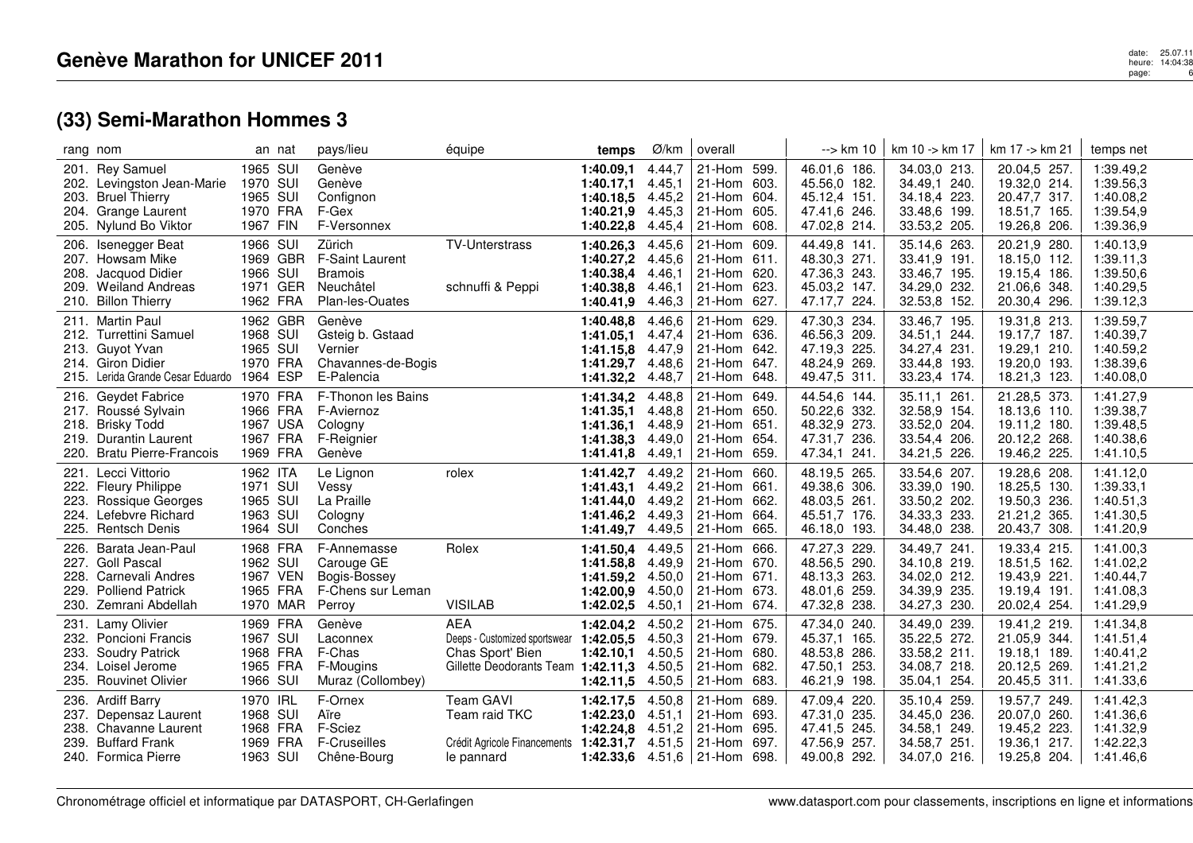# Genève Marathon for UNICEF 2011

## (33) Semi-Marathon Hommes 3

| rang | nom | an | nat | pays/lieu | équipe | temps | Ø/km | overall | --> km 10 | km 10 -> km 17 | km 17 -> km 21 | temps net |
|---|---|---|---|---|---|---|---|---|---|---|---|---|
| 201. | Rey Samuel | 1965 | SUI | Genève | | **1:40.09,1** | 4.44,7 | 21-Hom 599. | 46.01,6 186. | 34.03,0 213. | 20.04,5 257. | 1:39.49,2 |
| 202. | Levingston Jean-Marie | 1970 | SUI | Genève | | **1:40.17,1** | 4.45,1 | 21-Hom 603. | 45.56,0 182. | 34.49,1 240. | 19.32,0 214. | 1:39.56,3 |
| 203. | Bruel Thierry | 1965 | SUI | Confignon | | **1:40.18,5** | 4.45,2 | 21-Hom 604. | 45.12,4 151. | 34.18,4 223. | 20.47,7 317. | 1:40.08,2 |
| 204. | Grange Laurent | 1970 | FRA | F-Gex | | **1:40.21,9** | 4.45,3 | 21-Hom 605. | 47.41,6 246. | 33.48,6 199. | 18.51,7 165. | 1:39.54,9 |
| 205. | Nylund Bo Viktor | 1967 | FIN | F-Versonnex | | **1:40.22,8** | 4.45,4 | 21-Hom 608. | 47.02,8 214. | 33.53,2 205. | 19.26,8 206. | 1:39.36,9 |
| 206. | Isenegger Beat | 1966 | SUI | Zürich | TV-Unterstrass | **1:40.26,3** | 4.45,6 | 21-Hom 609. | 44.49,8 141. | 35.14,6 263. | 20.21,9 280. | 1:40.13,9 |
| 207. | Howsam Mike | 1969 | GBR | F-Saint Laurent | | **1:40.27,2** | 4.45,6 | 21-Hom 611. | 48.30,3 271. | 33.41,9 191. | 18.15,0 112. | 1:39.11,3 |
| 208. | Jacquod Didier | 1966 | SUI | Bramois | | **1:40.38,4** | 4.46,1 | 21-Hom 620. | 47.36,3 243. | 33.46,7 195. | 19.15,4 186. | 1:39.50,6 |
| 209. | Weiland Andreas | 1971 | GER | Neuchâtel | schnuffi & Peppi | **1:40.38,8** | 4.46,1 | 21-Hom 623. | 45.03,2 147. | 34.29,0 232. | 21.06,6 348. | 1:40.29,5 |
| 210. | Billon Thierry | 1962 | FRA | Plan-les-Ouates | | **1:40.41,9** | 4.46,3 | 21-Hom 627. | 47.17,7 224. | 32.53,8 152. | 20.30,4 296. | 1:39.12,3 |
| 211. | Martin Paul | 1962 | GBR | Genève | | **1:40.48,8** | 4.46,6 | 21-Hom 629. | 47.30,3 234. | 33.46,7 195. | 19.31,8 213. | 1:39.59,7 |
| 212. | Turrettini Samuel | 1968 | SUI | Gsteig b. Gstaad | | **1:41.05,1** | 4.47,4 | 21-Hom 636. | 46.56,3 209. | 34.51,1 244. | 19.17,7 187. | 1:40.39,7 |
| 213. | Guyot Yvan | 1965 | SUI | Vernier | | **1:41.15,8** | 4.47,9 | 21-Hom 642. | 47.19,3 225. | 34.27,4 231. | 19.29,1 210. | 1:40.59,2 |
| 214. | Giron Didier | 1970 | FRA | Chavannes-de-Bogis | | **1:41.29,7** | 4.48,6 | 21-Hom 647. | 48.24,9 269. | 33.44,8 193. | 19.20,0 193. | 1:38.39,6 |
| 215. | Lerida Grande Cesar Eduardo | 1964 | ESP | E-Palencia | | **1:41.32,2** | 4.48,7 | 21-Hom 648. | 49.47,5 311. | 33.23,4 174. | 18.21,3 123. | 1:40.08,0 |
| 216. | Geydet Fabrice | 1970 | FRA | F-Thonon les Bains | | **1:41.34,2** | 4.48,8 | 21-Hom 649. | 44.54,6 144. | 35.11,1 261. | 21.28,5 373. | 1:41.27,9 |
| 217. | Roussé Sylvain | 1966 | FRA | F-Aviernoz | | **1:41.35,1** | 4.48,8 | 21-Hom 650. | 50.22,6 332. | 32.58,9 154. | 18.13,6 110. | 1:39.38,7 |
| 218. | Brisky Todd | 1967 | USA | Cologny | | **1:41.36,1** | 4.48,9 | 21-Hom 651. | 48.32,9 273. | 33.52,0 204. | 19.11,2 180. | 1:39.48,5 |
| 219. | Durantin Laurent | 1967 | FRA | F-Reignier | | **1:41.38,3** | 4.49,0 | 21-Hom 654. | 47.31,7 236. | 33.54,4 206. | 20.12,2 268. | 1:40.38,6 |
| 220. | Bratu Pierre-Francois | 1969 | FRA | Genève | | **1:41.41,8** | 4.49,1 | 21-Hom 659. | 47.34,1 241. | 34.21,5 226. | 19.46,2 225. | 1:41.10,5 |
| 221. | Lecci Vittorio | 1962 | ITA | Le Lignon | rolex | **1:41.42,7** | 4.49,2 | 21-Hom 660. | 48.19,5 265. | 33.54,6 207. | 19.28,6 208. | 1:41.12,0 |
| 222. | Fleury Philippe | 1971 | SUI | Vessy | | **1:41.43,1** | 4.49,2 | 21-Hom 661. | 49.38,6 306. | 33.39,0 190. | 18.25,5 130. | 1:39.33,1 |
| 223. | Rossique Georges | 1965 | SUI | La Praille | | **1:41.44,0** | 4.49,2 | 21-Hom 662. | 48.03,5 261. | 33.50,2 202. | 19.50,3 236. | 1:40.51,3 |
| 224. | Lefebvre Richard | 1963 | SUI | Cologny | | **1:41.46,2** | 4.49,3 | 21-Hom 664. | 45.51,7 176. | 34.33,3 233. | 21.21,2 365. | 1:41.30,5 |
| 225. | Rentsch Denis | 1964 | SUI | Conches | | **1:41.49,7** | 4.49,5 | 21-Hom 665. | 46.18,0 193. | 34.48,0 238. | 20.43,7 308. | 1:41.20,9 |
| 226. | Barata Jean-Paul | 1968 | FRA | F-Annemasse | Rolex | **1:41.50,4** | 4.49,5 | 21-Hom 666. | 47.27,3 229. | 34.49,7 241. | 19.33,4 215. | 1:41.00,3 |
| 227. | Goll Pascal | 1962 | SUI | Carouge GE | | **1:41.58,8** | 4.49,9 | 21-Hom 670. | 48.56,5 290. | 34.10,8 219. | 18.51,5 162. | 1:41.02,2 |
| 228. | Carnevali Andres | 1967 | VEN | Bogis-Bossey | | **1:41.59,2** | 4.50,0 | 21-Hom 671. | 48.13,3 263. | 34.02,0 212. | 19.43,9 221. | 1:40.44,7 |
| 229. | Polliend Patrick | 1965 | FRA | F-Chens sur Leman | | **1:42.00,9** | 4.50,0 | 21-Hom 673. | 48.01,6 259. | 34.39,9 235. | 19.19,4 191. | 1:41.08,3 |
| 230. | Zemrani Abdellah | 1970 | MAR | Perroy | VISILAB | **1:42.02,5** | 4.50,1 | 21-Hom 674. | 47.32,8 238. | 34.27,3 230. | 20.02,4 254. | 1:41.29,9 |
| 231. | Lamy Olivier | 1969 | FRA | Genève | AEA | **1:42.04,2** | 4.50,2 | 21-Hom 675. | 47.34,0 240. | 34.49,0 239. | 19.41,2 219. | 1:41.34,8 |
| 232. | Poncioni Francis | 1967 | SUI | Laconnex | Deeps - Customized sportswear | **1:42.05,5** | 4.50,3 | 21-Hom 679. | 45.37,1 165. | 35.22,5 272. | 21.05,9 344. | 1:41.51,4 |
| 233. | Soudry Patrick | 1968 | FRA | F-Chas | Chas Sport' Bien | **1:42.10,1** | 4.50,5 | 21-Hom 680. | 48.53,8 286. | 33.58,2 211. | 19.18,1 189. | 1:40.41,2 |
| 234. | Loisel Jerome | 1965 | FRA | F-Mougins | Gillette Deodorants Team | **1:42.11,3** | 4.50,5 | 21-Hom 682. | 47.50,1 253. | 34.08,7 218. | 20.12,5 269. | 1:41.21,2 |
| 235. | Rouvinet Olivier | 1966 | SUI | Muraz (Collombey) | | **1:42.11,5** | 4.50,5 | 21-Hom 683. | 46.21,9 198. | 35.04,1 254. | 20.45,5 311. | 1:41.33,6 |
| 236. | Ardiff Barry | 1970 | IRL | F-Ornex | Team GAVI | **1:42.17,5** | 4.50,8 | 21-Hom 689. | 47.09,4 220. | 35.10,4 259. | 19.57,7 249. | 1:41.42,3 |
| 237. | Depensaz Laurent | 1968 | SUI | Aïre | Team raid TKC | **1:42.23,0** | 4.51,1 | 21-Hom 693. | 47.31,0 235. | 34.45,0 236. | 20.07,0 260. | 1:41.36,6 |
| 238. | Chavanne Laurent | 1968 | FRA | F-Sciez | | **1:42.24,8** | 4.51,2 | 21-Hom 695. | 47.41,5 245. | 34.58,1 249. | 19.45,2 223. | 1:41.32,9 |
| 239. | Buffard Frank | 1969 | FRA | F-Cruseilles | Crédit Agricole Financements | **1:42.31,7** | 4.51,5 | 21-Hom 697. | 47.56,9 257. | 34.58,7 251. | 19.36,1 217. | 1:42.22,3 |
| 240. | Formica Pierre | 1963 | SUI | Chêne-Bourg | le pannard | **1:42.33,6** | 4.51,6 | 21-Hom 698. | 49.00,8 292. | 34.07,0 216. | 19.25,8 204. | 1:41.46,6 |

Chronométrage officiel et informatique par DATASPORT, CH-Gerlafingen

www.datasport.com pour classements, inscriptions en ligne et informations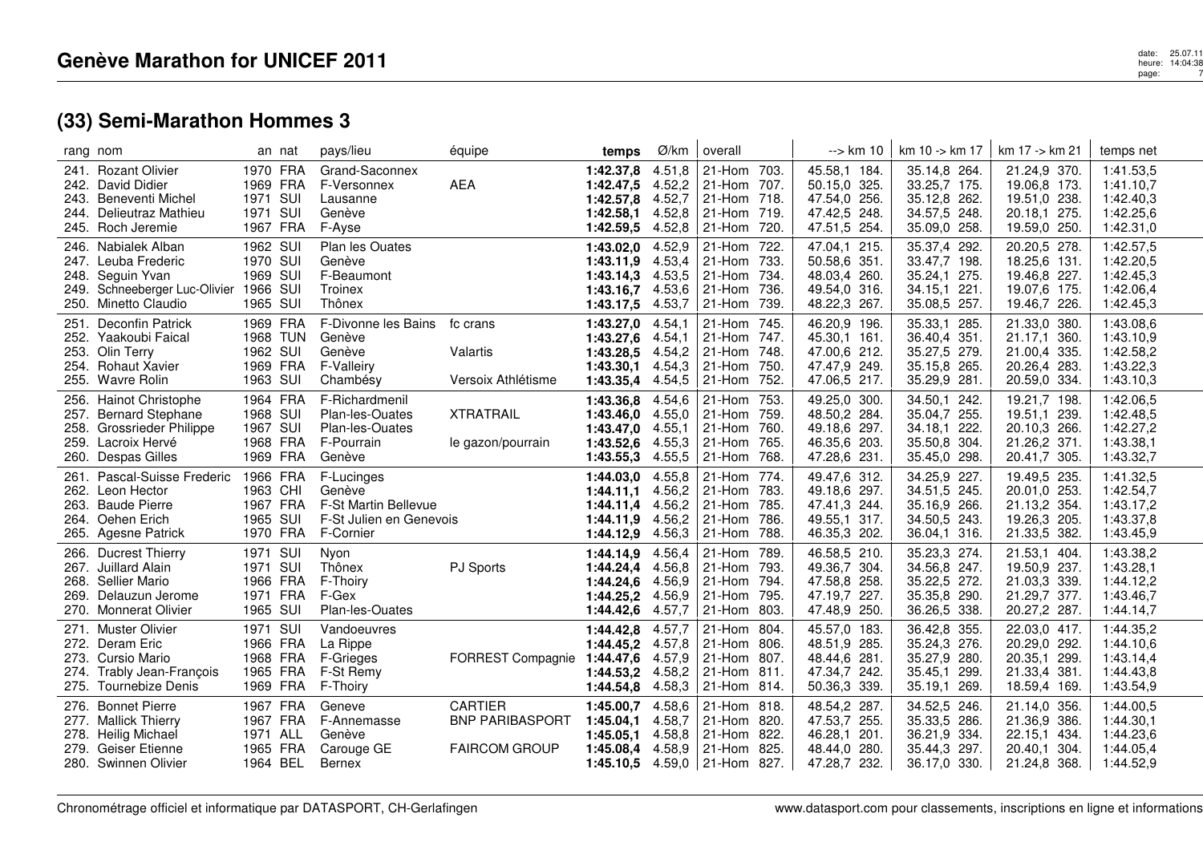## Genève Marathon for UNICEF 2011

date: 25.07.11
heure: 14:04:38

### (33) Semi-Marathon Hommes 3

| rang | nom | an | nat | pays/lieu | équipe | temps | Ø/km | overall | | --> km 10 | km 10 -> km 17 | km 17 -> km 21 | temps net |
|---|---|---|---|---|---|---|---|---|---|---|---|---|---|
| 241. | Rozant Olivier | 1970 | FRA | Grand-Saconnex | | **1:42.37,8** | 4.51,8 | 21-Hom | 703. | 45.58,1 184. | 35.14,8 264. | 21.24,9 370. | 1:41.53,5 |
| 242. | David Didier | 1969 | FRA | F-Versonnex | AEA | **1:42.47,5** | 4.52,2 | 21-Hom | 707. | 50.15,0 325. | 33.25,7 175. | 19.06,8 173. | 1:41.10,7 |
| 243. | Beneventi Michel | 1971 | SUI | Lausanne | | **1:42.57,8** | 4.52,7 | 21-Hom | 718. | 47.54,0 256. | 35.12,8 262. | 19.51,0 238. | 1:42.40,3 |
| 244. | Delieutraz Mathieu | 1971 | SUI | Genève | | **1:42.58,1** | 4.52,8 | 21-Hom | 719. | 47.42,5 248. | 34.57,5 248. | 20.18,1 275. | 1:42.25,6 |
| 245. | Roch Jeremie | 1967 | FRA | F-Ayse | | **1:42.59,5** | 4.52,8 | 21-Hom | 720. | 47.51,5 254. | 35.09,0 258. | 19.59,0 250. | 1:42.31,0 |
| 246. | Nabialek Alban | 1962 | SUI | Plan les Ouates | | **1:43.02,0** | 4.52,9 | 21-Hom | 722. | 47.04,1 215. | 35.37,4 292. | 20.20,5 278. | 1:42.57,5 |
| 247. | Leuba Frederic | 1970 | SUI | Genève | | **1:43.11,9** | 4.53,4 | 21-Hom | 733. | 50.58,6 351. | 33.47,7 198. | 18.25,6 131. | 1:42.20,5 |
| 248. | Seguin Yvan | 1969 | SUI | F-Beaumont | | **1:43.14,3** | 4.53,5 | 21-Hom | 734. | 48.03,4 260. | 35.24,1 275. | 19.46,8 227. | 1:42.45,3 |
| 249. | Schneeberger Luc-Olivier | 1966 | SUI | Troinex | | **1:43.16,7** | 4.53,6 | 21-Hom | 736. | 49.54,0 316. | 34.15,1 221. | 19.07,6 175. | 1:42.06,4 |
| 250. | Minetto Claudio | 1965 | SUI | Thônex | | **1:43.17,5** | 4.53,7 | 21-Hom | 739. | 48.22,3 267. | 35.08,5 257. | 19.46,7 226. | 1:42.45,3 |
| 251. | Deconfin Patrick | 1969 | FRA | F-Divonne les Bains | fc crans | **1:43.27,0** | 4.54,1 | 21-Hom | 745. | 46.20,9 196. | 35.33,1 285. | 21.33,0 380. | 1:43.08,6 |
| 252. | Yaakoubi Faical | 1968 | TUN | Genève | | **1:43.27,6** | 4.54,1 | 21-Hom | 747. | 45.30,1 161. | 36.40,4 351. | 21.17,1 360. | 1:43.10,9 |
| 253. | Olin Terry | 1962 | SUI | Genève | Valartis | **1:43.28,5** | 4.54,2 | 21-Hom | 748. | 47.00,6 212. | 35.27,5 279. | 21.00,4 335. | 1:42.58,2 |
| 254. | Rohaut Xavier | 1969 | FRA | F-Valleiry | | **1:43.30,1** | 4.54,3 | 21-Hom | 750. | 47.47,9 249. | 35.15,8 265. | 20.26,4 283. | 1:43.22,3 |
| 255. | Wavre Rolin | 1963 | SUI | Chambésy | Versoix Athlétisme | **1:43.35,4** | 4.54,5 | 21-Hom | 752. | 47.06,5 217. | 35.29,9 281. | 20.59,0 334. | 1:43.10,3 |
| 256. | Hainot Christophe | 1964 | FRA | F-Richardmenil | | **1:43.36,8** | 4.54,6 | 21-Hom | 753. | 49.25,0 300. | 34.50,1 242. | 19.21,7 198. | 1:42.06,5 |
| 257. | Bernard Stephane | 1968 | SUI | Plan-les-Ouates | XTRATRAIL | **1:43.46,0** | 4.55,0 | 21-Hom | 759. | 48.50,2 284. | 35.04,7 255. | 19.51,1 239. | 1:42.48,5 |
| 258. | Grossrieder Philippe | 1967 | SUI | Plan-les-Ouates | | **1:43.47,0** | 4.55,1 | 21-Hom | 760. | 49.18,6 297. | 34.18,1 222. | 20.10,3 266. | 1:42.27,2 |
| 259. | Lacroix Hervé | 1968 | FRA | F-Pourrain | le gazon/pourrain | **1:43.52,6** | 4.55,3 | 21-Hom | 765. | 46.35,6 203. | 35.50,8 304. | 21.26,2 371. | 1:43.38,1 |
| 260. | Despas Gilles | 1969 | FRA | Genève | | **1:43.55,3** | 4.55,5 | 21-Hom | 768. | 47.28,6 231. | 35.45,0 298. | 20.41,7 305. | 1:43.32,7 |
| 261. | Pascal-Suisse Frederic | 1966 | FRA | F-Lucinges | | **1:44.03,0** | 4.55,8 | 21-Hom | 774. | 49.47,6 312. | 34.25,9 227. | 19.49,5 235. | 1:41.32,5 |
| 262. | Leon Hector | 1963 | CHI | Genève | | **1:44.11,1** | 4.56,2 | 21-Hom | 783. | 49.18,6 297. | 34.51,5 245. | 20.01,0 253. | 1:42.54,7 |
| 263. | Baude Pierre | 1967 | FRA | F-St Martin Bellevue | | **1:44.11,4** | 4.56,2 | 21-Hom | 785. | 47.41,3 244. | 35.16,9 266. | 21.13,2 354. | 1:43.17,2 |
| 264. | Oehen Erich | 1965 | SUI | F-St Julien en Genevois | | **1:44.11,9** | 4.56,2 | 21-Hom | 786. | 49.55,1 317. | 34.50,5 243. | 19.26,3 205. | 1:43.37,8 |
| 265. | Agesne Patrick | 1970 | FRA | F-Cornier | | **1:44.12,9** | 4.56,3 | 21-Hom | 788. | 46.35,3 202. | 36.04,1 316. | 21.33,5 382. | 1:43.45,9 |
| 266. | Ducrest Thierry | 1971 | SUI | Nyon | | **1:44.14,9** | 4.56,4 | 21-Hom | 789. | 46.58,5 210. | 35.23,3 274. | 21.53,1 404. | 1:43.38,2 |
| 267. | Juillard Alain | 1971 | SUI | Thônex | PJ Sports | **1:44.24,4** | 4.56,8 | 21-Hom | 793. | 49.36,7 304. | 34.56,8 247. | 19.50,9 237. | 1:43.28,1 |
| 268. | Sellier Mario | 1966 | FRA | F-Thoiry | | **1:44.24,6** | 4.56,9 | 21-Hom | 794. | 47.58,8 258. | 35.22,5 272. | 21.03,3 339. | 1:44.12,2 |
| 269. | Delauzun Jerome | 1971 | FRA | F-Gex | | **1:44.25,2** | 4.56,9 | 21-Hom | 795. | 47.19,7 227. | 35.35,8 290. | 21.29,7 377. | 1:43.46,7 |
| 270. | Monnerat Olivier | 1965 | SUI | Plan-les-Ouates | | **1:44.42,6** | 4.57,7 | 21-Hom | 803. | 47.48,9 250. | 36.26,5 338. | 20.27,2 287. | 1:44.14,7 |
| 271. | Muster Olivier | 1971 | SUI | Vandoeuvres | | **1:44.42,8** | 4.57,7 | 21-Hom | 804. | 45.57,0 183. | 36.42,8 355. | 22.03,0 417. | 1:44.35,2 |
| 272. | Deram Eric | 1966 | FRA | La Rippe | | **1:44.45,2** | 4.57,8 | 21-Hom | 806. | 48.51,9 285. | 35.24,3 276. | 20.29,0 292. | 1:44.10,6 |
| 273. | Cursio Mario | 1968 | FRA | F-Grieges | FORREST Compagnie | **1:44.47,6** | 4.57,9 | 21-Hom | 807. | 48.44,6 281. | 35.27,9 280. | 20.35,1 299. | 1:43.14,4 |
| 274. | Trably Jean-François | 1965 | FRA | F-St Remy | | **1:44.53,2** | 4.58,2 | 21-Hom | 811. | 47.34,7 242. | 35.45,1 299. | 21.33,4 381. | 1:44.43,8 |
| 275. | Tournebize Denis | 1969 | FRA | F-Thoiry | | **1:44.54,8** | 4.58,3 | 21-Hom | 814. | 50.36,3 339. | 35.19,1 269. | 18.59,4 169. | 1:43.54,9 |
| 276. | Bonnet Pierre | 1967 | FRA | Geneve | CARTIER | **1:45.00,7** | 4.58,6 | 21-Hom | 818. | 48.54,2 287. | 34.52,5 246. | 21.14,0 356. | 1:44.00,5 |
| 277. | Mallick Thierry | 1967 | FRA | F-Annemasse | BNP PARIBASPORT | **1:45.04,1** | 4.58,7 | 21-Hom | 820. | 47.53,7 255. | 35.33,5 286. | 21.36,9 386. | 1:44.30,1 |
| 278. | Heilig Michael | 1971 | ALL | Genève | | **1:45.05,1** | 4.58,8 | 21-Hom | 822. | 46.28,1 201. | 36.21,9 334. | 22.15,1 434. | 1:44.23,6 |
| 279. | Geiser Etienne | 1965 | FRA | Carouge GE | FAIRCOM GROUP | **1:45.08,4** | 4.58,9 | 21-Hom | 825. | 48.44,0 280. | 35.44,3 297. | 20.40,1 304. | 1:44.05,4 |
| 280. | Swinnen Olivier | 1964 | BEL | Bernex | | **1:45.10,5** | 4.59,0 | 21-Hom | 827. | 47.28,7 232. | 36.17,0 330. | 21.24,8 368. | 1:44.52,9 |

Chronométrage officiel et informatique par DATASPORT, CH-Gerlafingen

www.datasport.com pour classements, inscriptions en ligne et informations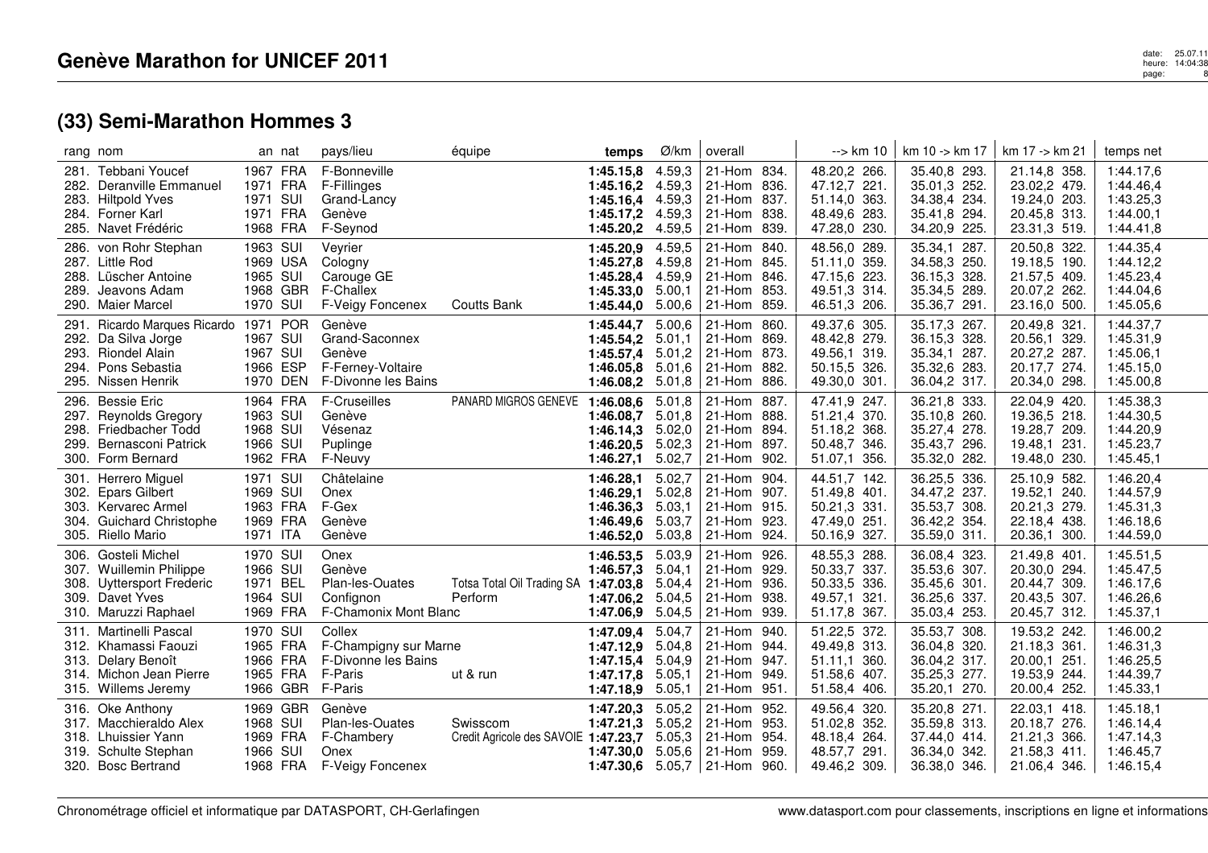# Genève Marathon for UNICEF 2011

## (33) Semi-Marathon Hommes 3

| rang | nom | an | nat | pays/lieu | équipe | temps | Ø/km | overall | --> km 10 | km 10 -> km 17 | km 17 -> km 21 | temps net |
|---|---|---|---|---|---|---|---|---|---|---|---|---|
| 281. | Tebbani Youcef | 1967 | FRA | F-Bonneville | | **1:45.15,8** | 4.59,3 | 21-Hom 834. | 48.20,2 266. | 35.40,8 293. | 21.14,8 358. | 1:44.17,6 |
| 282. | Deranville Emmanuel | 1971 | FRA | F-Fillinges | | **1:45.16,2** | 4.59,3 | 21-Hom 836. | 47.12,7 221. | 35.01,3 252. | 23.02,2 479. | 1:44.46,4 |
| 283. | Hiltpold Yves | 1971 | SUI | Grand-Lancy | | **1:45.16,4** | 4.59,3 | 21-Hom 837. | 51.14,0 363. | 34.38,4 234. | 19.24,0 203. | 1:43.25,3 |
| 284. | Forner Karl | 1971 | FRA | Genève | | **1:45.17,2** | 4.59,3 | 21-Hom 838. | 48.49,6 283. | 35.41,8 294. | 20.45,8 313. | 1:44.00,1 |
| 285. | Navet Frédéric | 1968 | FRA | F-Seynod | | **1:45.20,2** | 4.59,5 | 21-Hom 839. | 47.28,0 230. | 34.20,9 225. | 23.31,3 519. | 1:44.41,8 |
| 286. | von Rohr Stephan | 1963 | SUI | Veyrier | | **1:45.20,9** | 4.59,5 | 21-Hom 840. | 48.56,0 289. | 35.34,1 287. | 20.50,8 322. | 1:44.35,4 |
| 287. | Little Rod | 1969 | USA | Cologny | | **1:45.27,8** | 4.59,8 | 21-Hom 845. | 51.11,0 359. | 34.58,3 250. | 19.18,5 190. | 1:44.12,2 |
| 288. | Lüscher Antoine | 1965 | SUI | Carouge GE | | **1:45.28,4** | 4.59,9 | 21-Hom 846. | 47.15,6 223. | 36.15,3 328. | 21.57,5 409. | 1:45.23,4 |
| 289. | Jeavons Adam | 1968 | GBR | F-Challex | | **1:45.33,0** | 5.00,1 | 21-Hom 853. | 49.51,3 314. | 35.34,5 289. | 20.07,2 262. | 1:44.04,6 |
| 290. | Maier Marcel | 1970 | SUI | F-Veigy Foncenex | Coutts Bank | **1:45.44,0** | 5.00,6 | 21-Hom 859. | 46.51,3 206. | 35.36,7 291. | 23.16,0 500. | 1:45.05,6 |
| 291. | Ricardo Marques Ricardo | 1971 | POR | Genève | | **1:45.44,7** | 5.00,6 | 21-Hom 860. | 49.37,6 305. | 35.17,3 267. | 20.49,8 321. | 1:44.37,7 |
| 292. | Da Silva Jorge | 1967 | SUI | Grand-Saconnex | | **1:45.54,2** | 5.01,1 | 21-Hom 869. | 48.42,8 279. | 36.15,3 328. | 20.56,1 329. | 1:45.31,9 |
| 293. | Riondel Alain | 1967 | SUI | Genève | | **1:45.57,4** | 5.01,2 | 21-Hom 873. | 49.56,1 319. | 35.34,1 287. | 20.27,2 287. | 1:45.06,1 |
| 294. | Pons Sebastia | 1966 | ESP | F-Ferney-Voltaire | | **1:46.05,8** | 5.01,6 | 21-Hom 882. | 50.15,5 326. | 35.32,6 283. | 20.17,7 274. | 1:45.15,0 |
| 295. | Nissen Henrik | 1970 | DEN | F-Divonne les Bains | | **1:46.08,2** | 5.01,8 | 21-Hom 886. | 49.30,0 301. | 36.04,2 317. | 20.34,0 298. | 1:45.00,8 |
| 296. | Bessie Eric | 1964 | FRA | F-Cruseilles | PANARD MIGROS GENEVE | **1:46.08,6** | 5.01,8 | 21-Hom 887. | 47.41,9 247. | 36.21,8 333. | 22.04,9 420. | 1:45.38,3 |
| 297. | Reynolds Gregory | 1963 | SUI | Genève | | **1:46.08,7** | 5.01,8 | 21-Hom 888. | 51.21,4 370. | 35.10,8 260. | 19.36,5 218. | 1:44.30,5 |
| 298. | Friedbacher Todd | 1968 | SUI | Vésenaz | | **1:46.14,3** | 5.02,0 | 21-Hom 894. | 51.18,2 368. | 35.27,4 278. | 19.28,7 209. | 1:44.20,9 |
| 299. | Bernasconi Patrick | 1966 | SUI | Puplinge | | **1:46.20,5** | 5.02,3 | 21-Hom 897. | 50.48,7 346. | 35.43,7 296. | 19.48,1 231. | 1:45.23,7 |
| 300. | Form Bernard | 1962 | FRA | F-Neuvy | | **1:46.27,1** | 5.02,7 | 21-Hom 902. | 51.07,1 356. | 35.32,0 282. | 19.48,0 230. | 1:45.45,1 |
| 301. | Herrero Miguel | 1971 | SUI | Châtelaine | | **1:46.28,1** | 5.02,7 | 21-Hom 904. | 44.51,7 142. | 36.25,5 336. | 25.10,9 582. | 1:46.20,4 |
| 302. | Epars Gilbert | 1969 | SUI | Onex | | **1:46.29,1** | 5.02,8 | 21-Hom 907. | 51.49,8 401. | 34.47,2 237. | 19.52,1 240. | 1:44.57,9 |
| 303. | Kervarec Armel | 1963 | FRA | F-Gex | | **1:46.36,3** | 5.03,1 | 21-Hom 915. | 50.21,3 331. | 35.53,7 308. | 20.21,3 279. | 1:45.31,3 |
| 304. | Guichard Christophe | 1969 | FRA | Genève | | **1:46.49,6** | 5.03,7 | 21-Hom 923. | 47.49,0 251. | 36.42,2 354. | 22.18,4 438. | 1:46.18,6 |
| 305. | Riello Mario | 1971 | ITA | Genève | | **1:46.52,0** | 5.03,8 | 21-Hom 924. | 50.16,9 327. | 35.59,0 311. | 20.36,1 300. | 1:44.59,0 |
| 306. | Gosteli Michel | 1970 | SUI | Onex | | **1:46.53,5** | 5.03,9 | 21-Hom 926. | 48.55,3 288. | 36.08,4 323. | 21.49,8 401. | 1:45.51,5 |
| 307. | Wuillemin Philippe | 1966 | SUI | Genève | | **1:46.57,3** | 5.04,1 | 21-Hom 929. | 50.33,7 337. | 35.53,6 307. | 20.30,0 294. | 1:45.47,5 |
| 308. | Uyttersport Frederic | 1971 | BEL | Plan-les-Ouates | Totsa Total Oil Trading SA | **1:47.03,8** | 5.04,4 | 21-Hom 936. | 50.33,5 336. | 35.45,6 301. | 20.44,7 309. | 1:46.17,6 |
| 309. | Davet Yves | 1964 | SUI | Confignon | Perform | **1:47.06,2** | 5.04,5 | 21-Hom 938. | 49.57,1 321. | 36.25,6 337. | 20.43,5 307. | 1:46.26,6 |
| 310. | Maruzzi Raphael | 1969 | FRA | F-Chamonix Mont Blanc | | **1:47.06,9** | 5.04,5 | 21-Hom 939. | 51.17,8 367. | 35.03,4 253. | 20.45,7 312. | 1:45.37,1 |
| 311. | Martinelli Pascal | 1970 | SUI | Collex | | **1:47.09,4** | 5.04,7 | 21-Hom 940. | 51.22,5 372. | 35.53,7 308. | 19.53,2 242. | 1:46.00,2 |
| 312. | Khamassi Faouzi | 1965 | FRA | F-Champigny sur Marne | | **1:47.12,9** | 5.04,8 | 21-Hom 944. | 49.49,8 313. | 36.04,8 320. | 21.18,3 361. | 1:46.31,3 |
| 313. | Delary Benoît | 1966 | FRA | F-Divonne les Bains | | **1:47.15,4** | 5.04,9 | 21-Hom 947. | 51.11,1 360. | 36.04,2 317. | 20.00,1 251. | 1:46.25,5 |
| 314. | Michon Jean Pierre | 1965 | FRA | F-Paris | ut & run | **1:47.17,8** | 5.05,1 | 21-Hom 949. | 51.58,6 407. | 35.25,3 277. | 19.53,9 244. | 1:44.39,7 |
| 315. | Willems Jeremy | 1966 | GBR | F-Paris | | **1:47.18,9** | 5.05,1 | 21-Hom 951. | 51.58,4 406. | 35.20,1 270. | 20.00,4 252. | 1:45.33,1 |
| 316. | Oke Anthony | 1969 | GBR | Genève | | **1:47.20,3** | 5.05,2 | 21-Hom 952. | 49.56,4 320. | 35.20,8 271. | 22.03,1 418. | 1:45.18,1 |
| 317. | Macchieraldo Alex | 1968 | SUI | Plan-les-Ouates | Swisscom | **1:47.21,3** | 5.05,2 | 21-Hom 953. | 51.02,8 352. | 35.59,8 313. | 20.18,7 276. | 1:46.14,4 |
| 318. | Lhuissier Yann | 1969 | FRA | F-Chambery | Credit Agricole des SAVOIE | **1:47.23,7** | 5.05,3 | 21-Hom 954. | 48.18,4 264. | 37.44,0 414. | 21.21,3 366. | 1:47.14,3 |
| 319. | Schulte Stephan | 1966 | SUI | Onex | | **1:47.30,0** | 5.05,6 | 21-Hom 959. | 48.57,7 291. | 36.34,0 342. | 21.58,3 411. | 1:46.45,7 |
| 320. | Bosc Bertrand | 1968 | FRA | F-Veigy Foncenex | | **1:47.30,6** | 5.05,7 | 21-Hom 960. | 49.46,2 309. | 36.38,0 346. | 21.06,4 346. | 1:46.15,4 |

Chronométrage officiel et informatique par DATASPORT, CH-Gerlafingen — www.datasport.com pour classements, inscriptions en ligne et informations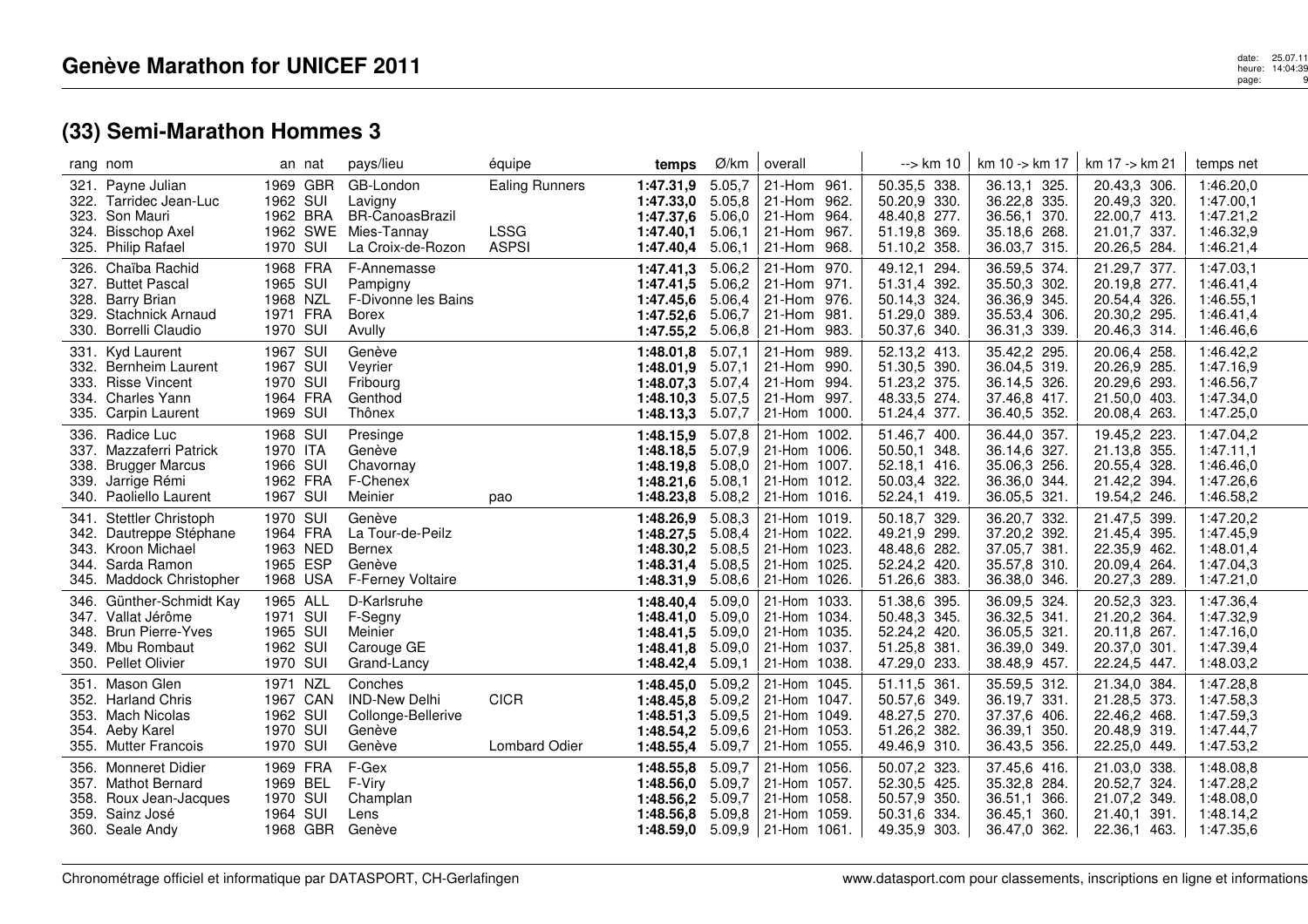## Genève Marathon for UNICEF 2011

### (33) Semi-Marathon Hommes 3

| rang | nom | an | nat | pays/lieu | équipe | temps | Ø/km | overall | --> km 10 | km 10 -> km 17 | km 17 -> km 21 | temps net |
|---|---|---|---|---|---|---|---|---|---|---|---|---|
| 321. | Payne Julian | 1969 | GBR | GB-London | Ealing Runners | **1:47.31,9** | 5.05,7 | 21-Hom 961. | 50.35,5 338. | 36.13,1 325. | 20.43,3 306. | 1:46.20,0 |
| 322. | Tarridec Jean-Luc | 1962 | SUI | Lavigny | | **1:47.33,0** | 5.05,8 | 21-Hom 962. | 50.20,9 330. | 36.22,8 335. | 20.49,3 320. | 1:47.00,1 |
| 323. | Son Mauri | 1962 | BRA | BR-CanoasBrazil | | **1:47.37,6** | 5.06,0 | 21-Hom 964. | 48.40,8 277. | 36.56,1 370. | 22.00,7 413. | 1:47.21,2 |
| 324. | Bisschop Axel | 1962 | SWE | Mies-Tannay | LSSG | **1:47.40,1** | 5.06,1 | 21-Hom 967. | 51.19,8 369. | 35.18,6 268. | 21.01,7 337. | 1:46.32,9 |
| 325. | Philip Rafael | 1970 | SUI | La Croix-de-Rozon | ASPSI | **1:47.40,4** | 5.06,1 | 21-Hom 968. | 51.10,2 358. | 36.03,7 315. | 20.26,5 284. | 1:46.21,4 |
| 326. | Chaïba Rachid | 1968 | FRA | F-Annemasse | | **1:47.41,3** | 5.06,2 | 21-Hom 970. | 49.12,1 294. | 36.59,5 374. | 21.29,7 377. | 1:47.03,1 |
| 327. | Buttet Pascal | 1965 | SUI | Pampigny | | **1:47.41,5** | 5.06,2 | 21-Hom 971. | 51.31,4 392. | 35.50,3 302. | 20.19,8 277. | 1:46.41,4 |
| 328. | Barry Brian | 1968 | NZL | F-Divonne les Bains | | **1:47.45,6** | 5.06,4 | 21-Hom 976. | 50.14,3 324. | 36.36,9 345. | 20.54,1 326. | 1:46.55,1 |
| 329. | Stachnick Arnaud | 1971 | FRA | Borex | | **1:47.52,6** | 5.06,7 | 21-Hom 981. | 51.29,0 389. | 35.53,4 306. | 20.30,2 295. | 1:46.41,4 |
| 330. | Borrelli Claudio | 1970 | SUI | Avully | | **1:47.55,2** | 5.06,8 | 21-Hom 983. | 50.37,6 340. | 36.31,3 339. | 20.46,3 314. | 1:46.46,6 |
| 331. | Kyd Laurent | 1967 | SUI | Genève | | **1:48.01,8** | 5.07,1 | 21-Hom 989. | 52.13,2 413. | 35.42,2 295. | 20.06,4 258. | 1:46.42,2 |
| 332. | Bernheim Laurent | 1967 | SUI | Veyrier | | **1:48.01,9** | 5.07,1 | 21-Hom 990. | 51.30,5 390. | 36.04,5 319. | 20.26,9 285. | 1:47.16,9 |
| 333. | Risse Vincent | 1970 | SUI | Fribourg | | **1:48.07,3** | 5.07,4 | 21-Hom 994. | 51.23,2 375. | 36.14,5 326. | 20.29,6 293. | 1:46.56,7 |
| 334. | Charles Yann | 1964 | FRA | Genthod | | **1:48.10,3** | 5.07,5 | 21-Hom 997. | 48.33,5 274. | 37.46,8 417. | 21.50,0 403. | 1:47.34,0 |
| 335. | Carpin Laurent | 1969 | SUI | Thônex | | **1:48.13,3** | 5.07,7 | 21-Hom 1000. | 51.24,4 377. | 36.40,5 352. | 20.08,4 263. | 1:47.25,0 |
| 336. | Radice Luc | 1968 | SUI | Presinge | | **1:48.15,9** | 5.07,8 | 21-Hom 1002. | 51.46,7 400. | 36.44,0 357. | 19.45,2 223. | 1:47.04,2 |
| 337. | Mazzaferri Patrick | 1970 | ITA | Genève | | **1:48.18,5** | 5.07,9 | 21-Hom 1006. | 50.50,1 348. | 36.14,6 327. | 21.13,8 355. | 1:47.11,1 |
| 338. | Brugger Marcus | 1966 | SUI | Chavornay | | **1:48.19,8** | 5.08,0 | 21-Hom 1007. | 52.18,1 416. | 35.06,3 256. | 20.55,4 328. | 1:46.46,0 |
| 339. | Jarrige Rémi | 1962 | FRA | F-Chenex | | **1:48.21,6** | 5.08,1 | 21-Hom 1012. | 50.03,4 322. | 36.36,0 344. | 21.42,2 394. | 1:47.26,6 |
| 340. | Paoliello Laurent | 1967 | SUI | Meinier | pao | **1:48.23,8** | 5.08,2 | 21-Hom 1016. | 52.24,1 419. | 36.05,5 321. | 19.54,2 246. | 1:46.58,2 |
| 341. | Stettler Christoph | 1970 | SUI | Genève | | **1:48.26,9** | 5.08,3 | 21-Hom 1019. | 50.18,7 329. | 36.20,7 332. | 21.47,5 399. | 1:47.20,2 |
| 342. | Dautreppe Stéphane | 1964 | FRA | La Tour-de-Peilz | | **1:48.27,5** | 5.08,4 | 21-Hom 1022. | 49.21,9 299. | 37.20,2 392. | 21.45,4 395. | 1:47.45,9 |
| 343. | Kroon Michael | 1963 | NED | Bernex | | **1:48.30,2** | 5.08,5 | 21-Hom 1023. | 48.48,6 282. | 37.05,7 381. | 22.35,9 462. | 1:48.01,4 |
| 344. | Sarda Ramon | 1965 | ESP | Genève | | **1:48.31,4** | 5.08,5 | 21-Hom 1025. | 52.24,2 420. | 35.57,8 310. | 20.09,4 264. | 1:47.04,3 |
| 345. | Maddock Christopher | 1968 | USA | F-Ferney Voltaire | | **1:48.31,9** | 5.08,6 | 21-Hom 1026. | 51.26,6 383. | 36.38,0 346. | 20.27,3 289. | 1:47.21,0 |
| 346. | Günther-Schmidt Kay | 1965 | ALL | D-Karlsruhe | | **1:48.40,4** | 5.09,0 | 21-Hom 1033. | 51.38,6 395. | 36.09,5 324. | 20.52,3 323. | 1:47.36,4 |
| 347. | Vallat Jérôme | 1971 | SUI | F-Segny | | **1:48.41,0** | 5.09,0 | 21-Hom 1034. | 50.48,3 345. | 36.32,5 341. | 21.20,2 364. | 1:47.32,9 |
| 348. | Brun Pierre-Yves | 1965 | SUI | Meinier | | **1:48.41,5** | 5.09,0 | 21-Hom 1035. | 52.24,2 420. | 36.05,5 321. | 20.11,8 267. | 1:47.16,0 |
| 349. | Mbu Rombaut | 1962 | SUI | Carouge GE | | **1:48.41,8** | 5.09,0 | 21-Hom 1037. | 51.25,8 381. | 36.39,0 349. | 20.37,0 301. | 1:47.39,4 |
| 350. | Pellet Olivier | 1970 | SUI | Grand-Lancy | | **1:48.42,4** | 5.09,1 | 21-Hom 1038. | 47.29,0 233. | 38.48,9 457. | 22.24,5 447. | 1:48.03,2 |
| 351. | Mason Glen | 1971 | NZL | Conches | | **1:48.45,0** | 5.09,2 | 21-Hom 1045. | 51.11,5 361. | 35.59,5 312. | 21.34,0 384. | 1:47.28,8 |
| 352. | Harland Chris | 1967 | CAN | IND-New Delhi | CICR | **1:48.45,8** | 5.09,2 | 21-Hom 1047. | 50.57,6 349. | 36.19,7 331. | 21.28,5 373. | 1:47.58,3 |
| 353. | Mach Nicolas | 1962 | SUI | Collonge-Bellerive | | **1:48.51,3** | 5.09,5 | 21-Hom 1049. | 48.27,5 270. | 37.37,6 406. | 22.46,2 468. | 1:47.59,3 |
| 354. | Aeby Karel | 1970 | SUI | Genève | | **1:48.54,2** | 5.09,6 | 21-Hom 1053. | 51.26,2 382. | 36.39,1 350. | 20.48,9 319. | 1:47.44,7 |
| 355. | Mutter Francois | 1970 | SUI | Genève | Lombard Odier | **1:48.55,4** | 5.09,7 | 21-Hom 1055. | 49.46,9 310. | 36.43,5 356. | 22.25,0 449. | 1:47.53,2 |
| 356. | Monneret Didier | 1969 | FRA | F-Gex | | **1:48.55,8** | 5.09,7 | 21-Hom 1056. | 50.07,2 323. | 37.45,6 416. | 21.03,0 338. | 1:48.08,8 |
| 357. | Mathot Bernard | 1969 | BEL | F-Viry | | **1:48.56,0** | 5.09,7 | 21-Hom 1057. | 52.30,5 425. | 35.32,8 284. | 20.52,7 324. | 1:47.28,2 |
| 358. | Roux Jean-Jacques | 1970 | SUI | Champlan | | **1:48.56,2** | 5.09,7 | 21-Hom 1058. | 50.57,9 350. | 36.51,1 366. | 21.07,2 349. | 1:48.08,0 |
| 359. | Sainz José | 1964 | SUI | Lens | | **1:48.56,8** | 5.09,8 | 21-Hom 1059. | 50.31,6 334. | 36.45,1 360. | 21.40,1 391. | 1:48.14,2 |
| 360. | Seale Andy | 1968 | GBR | Genève | | **1:48.59,0** | 5.09,9 | 21-Hom 1061. | 49.35,9 303. | 36.47,0 362. | 22.36,1 463. | 1:47.35,6 |

Chronométrage officiel et informatique par DATASPORT, CH-Gerlafingen

www.datasport.com pour classements, inscriptions en ligne et informations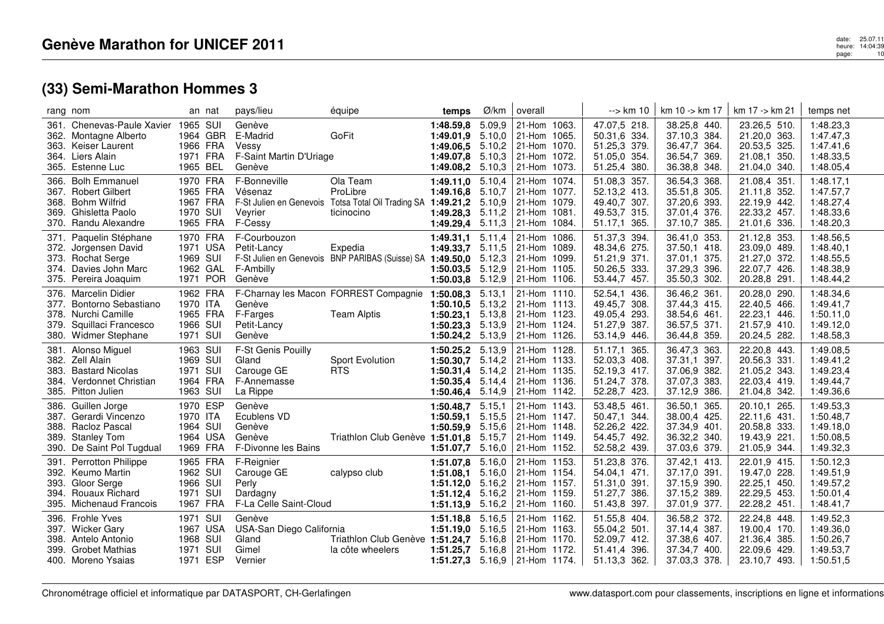# Genève Marathon for UNICEF 2011

## (33) Semi-Marathon Hommes 3

| rang | nom | an | nat | pays/lieu | équipe | temps | Ø/km | overall | --> km 10 | km 10 -> km 17 | km 17 -> km 21 | temps net |
|---|---|---|---|---|---|---|---|---|---|---|---|---|
| 361. | Chenevas-Paule Xavier | 1965 | SUI | Genève | | **1:48.59,8** | 5.09,9 | 21-Hom 1063. | 47.07,5 218. | 38.25,8 440. | 23.26,5 510. | 1:48.23,3 |
| 362. | Montagne Alberto | 1964 | GBR | E-Madrid | GoFit | **1:49.01,9** | 5.10,0 | 21-Hom 1065. | 50.31,6 334. | 37.10,3 384. | 21.20,0 363. | 1:47.47,3 |
| 363. | Keiser Laurent | 1966 | FRA | Vessy | | **1:49.06,5** | 5.10,2 | 21-Hom 1070. | 51.25,3 379. | 36.47,7 364. | 20.53,5 325. | 1:47.41,6 |
| 364. | Liers Alain | 1971 | FRA | F-Saint Martin D'Uriage | | **1:49.07,8** | 5.10,3 | 21-Hom 1072. | 51.05,0 354. | 36.54,7 369. | 21.08,1 350. | 1:48.33,5 |
| 365. | Estenne Luc | 1965 | BEL | Genève | | **1:49.08,2** | 5.10,3 | 21-Hom 1073. | 51.25,4 380. | 36.38,8 348. | 21.04,0 340. | 1:48.05,4 |
| 366. | Bolh Emmanuel | 1970 | FRA | F-Bonneville | Ola Team | **1:49.11,0** | 5.10,4 | 21-Hom 1074. | 51.08,3 357. | 36.54,3 368. | 21.08,4 351. | 1:48.17,1 |
| 367. | Robert Gilbert | 1965 | FRA | Vésenaz | ProLibre | **1:49.16,8** | 5.10,7 | 21-Hom 1077. | 52.13,2 413. | 35.51,8 305. | 21.11,8 352. | 1:47.57,7 |
| 368. | Bohm Wilfrid | 1967 | FRA | F-St Julien en Genevois | Totsa Total Oil Trading SA | **1:49.21,2** | 5.10,9 | 21-Hom 1079. | 49.40,7 307. | 37.20,6 393. | 22.19,9 442. | 1:48.27,4 |
| 369. | Ghisletta Paolo | 1970 | SUI | Veyrier | ticinocino | **1:49.28,3** | 5.11,2 | 21-Hom 1081. | 49.53,7 315. | 37.01,4 376. | 22.33,2 457. | 1:48.33,6 |
| 370. | Randu Alexandre | 1965 | FRA | F-Cessy | | **1:49.29,4** | 5.11,3 | 21-Hom 1084. | 51.17,1 365. | 37.10,7 385. | 21.01,6 336. | 1:48.20,3 |
| 371. | Paquelin Stéphane | 1970 | FRA | F-Courbouzon | | **1:49.31,1** | 5.11,4 | 21-Hom 1086. | 51.37,3 394. | 36.41,0 353. | 21.12,8 353. | 1:48.56,5 |
| 372. | Jorgensen David | 1971 | USA | Petit-Lancy | Expedia | **1:49.33,7** | 5.11,5 | 21-Hom 1089. | 48.34,6 275. | 37.50,1 418. | 23.09,0 489. | 1:48.40,1 |
| 373. | Rochat Serge | 1969 | SUI | F-St Julien en Genevois | BNP PARIBAS (Suisse) SA | **1:49.50,0** | 5.12,3 | 21-Hom 1099. | 51.21,9 371. | 37.01,1 375. | 21.27,0 372. | 1:48.55,5 |
| 374. | Davies John Marc | 1962 | GAL | F-Ambilly | | **1:50.03,5** | 5.12,9 | 21-Hom 1105. | 50.26,5 333. | 37.29,3 396. | 22.07,7 426. | 1:48.38,9 |
| 375. | Pereira Joaquim | 1971 | POR | Genève | | **1:50.03,8** | 5.12,9 | 21-Hom 1106. | 53.44,7 457. | 35.50,3 302. | 20.28,8 291. | 1:48.44,2 |
| 376. | Marcelin Didier | 1962 | FRA | F-Charnay les Macon | FORREST Compagnie | **1:50.08,3** | 5.13,1 | 21-Hom 1110. | 52.54,1 436. | 36.46,2 361. | 20.28,0 290. | 1:48.34,6 |
| 377. | Bontorno Sebastiano | 1970 | ITA | Genève | | **1:50.10,5** | 5.13,2 | 21-Hom 1113. | 49.45,7 308. | 37.44,3 415. | 22.40,5 466. | 1:49.41,7 |
| 378. | Nurchi Camille | 1965 | FRA | F-Farges | Team Alptis | **1:50.23,1** | 5.13,8 | 21-Hom 1123. | 49.05,4 293. | 38.54,6 461. | 22.23,1 446. | 1:50.11,0 |
| 379. | Squillaci Francesco | 1966 | SUI | Petit-Lancy | | **1:50.23,3** | 5.13,9 | 21-Hom 1124. | 51.27,9 387. | 36.57,5 371. | 21.57,9 410. | 1:49.12,0 |
| 380. | Widmer Stephane | 1971 | SUI | Genève | | **1:50.24,2** | 5.13,9 | 21-Hom 1126. | 53.14,9 446. | 36.44,8 359. | 20.24,5 282. | 1:48.58,3 |
| 381. | Alonso Miguel | 1963 | SUI | F-St Genis Pouilly | | **1:50.25,2** | 5.13,9 | 21-Hom 1128. | 51.17,1 365. | 36.47,3 363. | 22.20,8 443. | 1:49.08,5 |
| 382. | Zell Alain | 1969 | SUI | Gland | Sport Evolution | **1:50.30,7** | 5.14,2 | 21-Hom 1133. | 52.03,3 408. | 37.31,1 397. | 20.56,3 331. | 1:49.41,2 |
| 383. | Bastard Nicolas | 1971 | SUI | Carouge GE | RTS | **1:50.31,4** | 5.14,2 | 21-Hom 1135. | 52.19,3 417. | 37.06,9 382. | 21.05,2 343. | 1:49.23,4 |
| 384. | Verdonnet Christian | 1964 | FRA | F-Annemasse | | **1:50.35,4** | 5.14,4 | 21-Hom 1136. | 51.24,7 378. | 37.07,3 383. | 22.03,4 419. | 1:49.44,7 |
| 385. | Pitton Julien | 1963 | SUI | La Rippe | | **1:50.46,4** | 5.14,9 | 21-Hom 1142. | 52.28,7 423. | 37.12,9 386. | 21.04,8 342. | 1:49.36,6 |
| 386. | Guillen Jorge | 1970 | ESP | Genève | | **1:50.48,7** | 5.15,1 | 21-Hom 1143. | 53.48,5 461. | 36.50,1 365. | 20.10,1 265. | 1:49.53,3 |
| 387. | Gerardi Vincenzo | 1970 | ITA | Ecublens VD | | **1:50.59,1** | 5.15,5 | 21-Hom 1147. | 50.47,1 344. | 38.00,4 425. | 22.11,6 431. | 1:50.48,7 |
| 388. | Racloz Pascal | 1964 | SUI | Genève | | **1:50.59,9** | 5.15,6 | 21-Hom 1148. | 52.26,2 422. | 37.34,9 401. | 20.58,8 333. | 1:49.18,0 |
| 389. | Stanley Tom | 1964 | USA | Genève | Triathlon Club Genève | **1:51.01,8** | 5.15,7 | 21-Hom 1149. | 54.45,7 492. | 36.32,2 340. | 19.43,9 221. | 1:50.08,5 |
| 390. | De Saint Pol Tugdual | 1969 | FRA | F-Divonne les Bains | | **1:51.07,7** | 5.16,0 | 21-Hom 1152. | 52.58,2 439. | 37.03,6 379. | 21.05,9 344. | 1:49.32,3 |
| 391. | Perrotton Philippe | 1965 | FRA | F-Reignier | | **1:51.07,8** | 5.16,0 | 21-Hom 1153. | 51.23,8 376. | 37.42,1 413. | 22.01,9 415. | 1:50.12,3 |
| 392. | Keumo Martin | 1962 | SUI | Carouge GE | calypso club | **1:51.08,1** | 5.16,0 | 21-Hom 1154. | 54.04,1 471. | 37.17,0 391. | 19.47,0 228. | 1:49.51,9 |
| 393. | Gloor Serge | 1966 | SUI | Perly | | **1:51.12,0** | 5.16,2 | 21-Hom 1157. | 51.31,0 391. | 37.15,9 390. | 22.25,1 450. | 1:49.57,2 |
| 394. | Rouaux Richard | 1971 | SUI | Dardagny | | **1:51.12,4** | 5.16,2 | 21-Hom 1159. | 51.27,7 386. | 37.15,2 389. | 22.29,5 453. | 1:50.01,4 |
| 395. | Michenaud Francois | 1967 | FRA | F-La Celle Saint-Cloud | | **1:51.13,9** | 5.16,2 | 21-Hom 1160. | 51.43,8 397. | 37.01,9 377. | 22.28,2 451. | 1:48.41,7 |
| 396. | Frohle Yves | 1971 | SUI | Genève | | **1:51.18,8** | 5.16,5 | 21-Hom 1162. | 51.55,8 404. | 36.58,2 372. | 22.24,8 448. | 1:49.52,3 |
| 397. | Wicker Gary | 1967 | USA | USA-San Diego California | | **1:51.19,0** | 5.16,5 | 21-Hom 1163. | 55.04,2 501. | 37.14,4 387. | 19.00,4 170. | 1:49.36,0 |
| 398. | Antelo Antonio | 1968 | SUI | Gland | Triathlon Club Genève | **1:51.24,7** | 5.16,8 | 21-Hom 1170. | 52.09,7 412. | 37.38,6 407. | 21.36,4 385. | 1:50.26,7 |
| 399. | Grobet Mathias | 1971 | SUI | Gimel | la côte wheelers | **1:51.25,7** | 5.16,8 | 21-Hom 1172. | 51.41,4 396. | 37.34,7 400. | 22.09,6 429. | 1:49.53,7 |
| 400. | Moreno Ysaias | 1971 | ESP | Vernier | | **1:51.27,3** | 5.16,9 | 21-Hom 1174. | 51.13,3 362. | 37.03,3 378. | 23.10,7 493. | 1:50.51,5 |

Chronométrage officiel et informatique par DATASPORT, CH-Gerlafingen

www.datasport.com pour classements, inscriptions en ligne et informations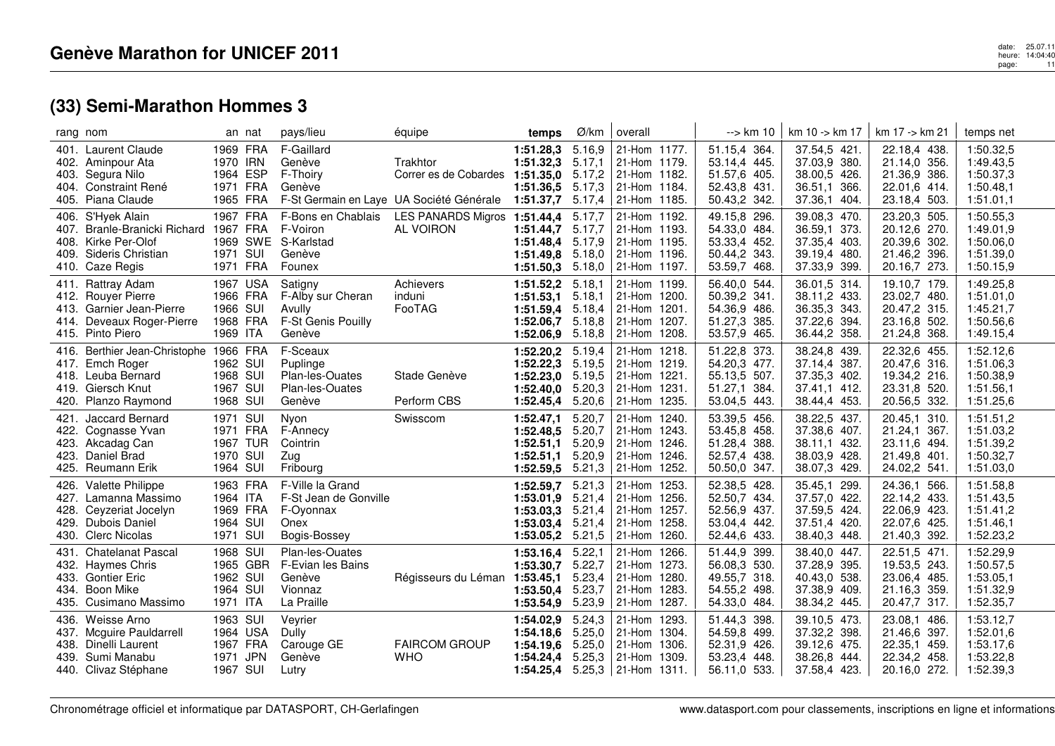# Genève Marathon for UNICEF 2011

## (33) Semi-Marathon Hommes 3

| rang | nom | an | nat | pays/lieu | équipe | temps | Ø/km | overall | --> km 10 | km 10 -> km 17 | km 17 -> km 21 | temps net |
|---|---|---|---|---|---|---|---|---|---|---|---|---|
| 401. | Laurent Claude | 1969 | FRA | F-Gaillard | | **1:51.28,3** | 5.16,9 | 21-Hom 1177. | 51.15,4 364. | 37.54,5 421. | 22.18,4 438. | 1:50.32,5 |
| 402. | Aminpour Ata | 1970 | IRN | Genève | Trakhtor | **1:51.32,3** | 5.17,1 | 21-Hom 1179. | 53.14,4 445. | 37.03,9 380. | 21.14,0 356. | 1:49.43,5 |
| 403. | Segura Nilo | 1964 | ESP | F-Thoiry | Correr es de Cobardes | **1:51.35,0** | 5.17,2 | 21-Hom 1182. | 51.57,6 405. | 38.00,5 426. | 21.36,9 386. | 1:50.37,3 |
| 404. | Constraint René | 1971 | FRA | Genève | | **1:51.36,5** | 5.17,3 | 21-Hom 1184. | 52.43,8 431. | 36.51,1 366. | 22.01,6 414. | 1:50.48,1 |
| 405. | Piana Claude | 1965 | FRA | F-St Germain en Laye | UA Société Générale | **1:51.37,7** | 5.17,4 | 21-Hom 1185. | 50.43,2 342. | 37.36,1 404. | 23.18,4 503. | 1:51.01,1 |
| 406. | S'Hyek Alain | 1967 | FRA | F-Bons en Chablais | LES PANARDS Migros | **1:51.44,4** | 5.17,7 | 21-Hom 1192. | 49.15,8 296. | 39.08,3 470. | 23.20,3 505. | 1:50.55,3 |
| 407. | Branle-Branicki Richard | 1967 | FRA | F-Voiron | AL VOIRON | **1:51.44,7** | 5.17,7 | 21-Hom 1193. | 54.33,0 484. | 36.59,1 373. | 20.12,6 270. | 1:49.01,9 |
| 408. | Kirke Per-Olof | 1969 | SWE | S-Karlstad | | **1:51.48,4** | 5.17,9 | 21-Hom 1195. | 53.33,4 452. | 37.35,4 403. | 20.39,6 302. | 1:50.06,0 |
| 409. | Sideris Christian | 1971 | SUI | Genève | | **1:51.49,8** | 5.18,0 | 21-Hom 1196. | 50.44,2 343. | 39.19,4 480. | 21.46,2 396. | 1:51.39,0 |
| 410. | Caze Regis | 1971 | FRA | Founex | | **1:51.50,3** | 5.18,0 | 21-Hom 1197. | 53.59,7 468. | 37.33,9 399. | 20.16,7 273. | 1:50.15,9 |
| 411. | Rattray Adam | 1967 | USA | Satigny | Achievers | **1:51.52,2** | 5.18,1 | 21-Hom 1199. | 56.40,0 544. | 36.01,5 314. | 19.10,7 179. | 1:49.25,8 |
| 412. | Rouyer Pierre | 1966 | FRA | F-Alby sur Cheran | induni | **1:51.53,1** | 5.18,1 | 21-Hom 1200. | 50.39,2 341. | 38.11,2 433. | 23.02,7 480. | 1:51.01,0 |
| 413. | Garnier Jean-Pierre | 1966 | SUI | Avully | FooTAG | **1:51.59,4** | 5.18,4 | 21-Hom 1201. | 54.36,9 486. | 36.35,3 343. | 20.47,2 315. | 1:45.21,7 |
| 414. | Deveaux Roger-Pierre | 1968 | FRA | F-St Genis Pouilly | | **1:52.06,7** | 5.18,8 | 21-Hom 1207. | 51.27,3 385. | 37.22,6 394. | 23.16,8 502. | 1:50.56,6 |
| 415. | Pinto Piero | 1969 | ITA | Genève | | **1:52.06,9** | 5.18,8 | 21-Hom 1208. | 53.57,9 465. | 36.44,2 358. | 21.24,8 368. | 1:49.15,4 |
| 416. | Berthier Jean-Christophe | 1966 | FRA | F-Sceaux | | **1:52.20,2** | 5.19,4 | 21-Hom 1218. | 51.22,8 373. | 38.24,8 439. | 22.32,6 455. | 1:52.12,6 |
| 417. | Emch Roger | 1962 | SUI | Puplinge | | **1:52.22,3** | 5.19,5 | 21-Hom 1219. | 54.20,3 477. | 37.14,4 387. | 20.47,6 316. | 1:51.06,3 |
| 418. | Leuba Bernard | 1968 | SUI | Plan-les-Ouates | Stade Genève | **1:52.23,0** | 5.19,5 | 21-Hom 1221. | 55.13,5 507. | 37.35,3 402. | 19.34,2 216. | 1:50.38,9 |
| 419. | Giersch Knut | 1967 | SUI | Plan-les-Ouates | | **1:52.40,0** | 5.20,3 | 21-Hom 1231. | 51.27,1 384. | 37.41,1 412. | 23.31,8 520. | 1:51.56,1 |
| 420. | Planzo Raymond | 1968 | SUI | Genève | Perform CBS | **1:52.45,4** | 5.20,6 | 21-Hom 1235. | 53.04,5 443. | 38.44,4 453. | 20.56,5 332. | 1:51.25,6 |
| 421. | Jaccard Bernard | 1971 | SUI | Nyon | Swisscom | **1:52.47,1** | 5.20,7 | 21-Hom 1240. | 53.39,5 456. | 38.22,5 437. | 20.45,1 310. | 1:51.51,2 |
| 422. | Cognasse Yvan | 1971 | FRA | F-Annecy | | **1:52.48,5** | 5.20,7 | 21-Hom 1243. | 53.45,8 458. | 37.38,6 407. | 21.24,1 367. | 1:51.03,2 |
| 423. | Akcadag Can | 1967 | TUR | Cointrin | | **1:52.51,1** | 5.20,9 | 21-Hom 1246. | 51.28,4 388. | 38.11,1 432. | 23.11,6 494. | 1:51.39,2 |
| 423. | Daniel Brad | 1970 | SUI | Zug | | **1:52.51,1** | 5.20,9 | 21-Hom 1246. | 52.57,4 438. | 38.03,9 428. | 21.49,8 401. | 1:50.32,7 |
| 425. | Reumann Erik | 1964 | SUI | Fribourg | | **1:52.59,5** | 5.21,3 | 21-Hom 1252. | 50.50,0 347. | 38.07,3 429. | 24.02,2 541. | 1:51.03,0 |
| 426. | Valette Philippe | 1963 | FRA | F-Ville la Grand | | **1:52.59,7** | 5.21,3 | 21-Hom 1253. | 52.38,5 428. | 35.45,1 299. | 24.36,1 566. | 1:51.58,8 |
| 427. | Lamanna Massimo | 1964 | ITA | F-St Jean de Gonville | | **1:53.01,9** | 5.21,4 | 21-Hom 1256. | 52.50,7 434. | 37.57,0 422. | 22.14,2 433. | 1:51.43,5 |
| 428. | Ceyzeriat Jocelyn | 1969 | FRA | F-Oyonnax | | **1:53.03,3** | 5.21,4 | 21-Hom 1257. | 52.56,9 437. | 37.59,5 424. | 22.06,9 423. | 1:51.41,2 |
| 429. | Dubois Daniel | 1964 | SUI | Onex | | **1:53.03,4** | 5.21,4 | 21-Hom 1258. | 53.04,4 442. | 37.51,4 420. | 22.07,6 425. | 1:51.46,1 |
| 430. | Clerc Nicolas | 1971 | SUI | Bogis-Bossey | | **1:53.05,2** | 5.21,5 | 21-Hom 1260. | 52.44,6 433. | 38.40,3 448. | 21.40,3 392. | 1:52.23,2 |
| 431. | Chatelanat Pascal | 1968 | SUI | Plan-les-Ouates | | **1:53.16,4** | 5.22,1 | 21-Hom 1266. | 51.44,9 399. | 38.40,0 447. | 22.51,5 471. | 1:52.29,9 |
| 432. | Haymes Chris | 1965 | GBR | F-Evian les Bains | | **1:53.30,7** | 5.22,7 | 21-Hom 1273. | 56.08,3 530. | 37.28,9 395. | 19.53,5 243. | 1:50.57,5 |
| 433. | Gontier Eric | 1962 | SUI | Genève | Régisseurs du Léman | **1:53.45,1** | 5.23,4 | 21-Hom 1280. | 49.55,7 318. | 40.43,0 538. | 23.06,4 485. | 1:53.05,1 |
| 434. | Boon Mike | 1964 | SUI | Vionnaz | | **1:53.50,4** | 5.23,7 | 21-Hom 1283. | 54.55,2 498. | 37.38,9 409. | 21.16,3 359. | 1:51.32,9 |
| 435. | Cusimano Massimo | 1971 | ITA | La Praille | | **1:53.54,9** | 5.23,9 | 21-Hom 1287. | 54.33,0 484. | 38.34,2 445. | 20.47,7 317. | 1:52.35,7 |
| 436. | Weisse Arno | 1963 | SUI | Veyrier | | **1:54.02,9** | 5.24,3 | 21-Hom 1293. | 51.44,3 398. | 39.10,5 473. | 23.08,1 486. | 1:53.12,7 |
| 437. | Mcguire Pauldarrell | 1964 | USA | Dully | | **1:54.18,6** | 5.25,0 | 21-Hom 1304. | 54.59,8 499. | 37.32,2 398. | 21.46,6 397. | 1:52.01,6 |
| 438. | Dinelli Laurent | 1967 | FRA | Carouge GE | FAIRCOM GROUP | **1:54.19,6** | 5.25,0 | 21-Hom 1306. | 52.31,9 426. | 39.12,6 475. | 22.35,1 459. | 1:53.17,6 |
| 439. | Sumi Manabu | 1971 | JPN | Genève | WHO | **1:54.24,4** | 5.25,3 | 21-Hom 1309. | 53.23,4 448. | 38.26,8 444. | 22.34,2 458. | 1:53.22,8 |
| 440. | Clivaz Stéphane | 1967 | SUI | Lutry | | **1:54.25,4** | 5.25,3 | 21-Hom 1311. | 56.11,0 533. | 37.58,4 423. | 20.16,0 272. | 1:52.39,3 |

Chronométrage officiel et informatique par DATASPORT, CH-Gerlafingen

www.datasport.com pour classements, inscriptions en ligne et informations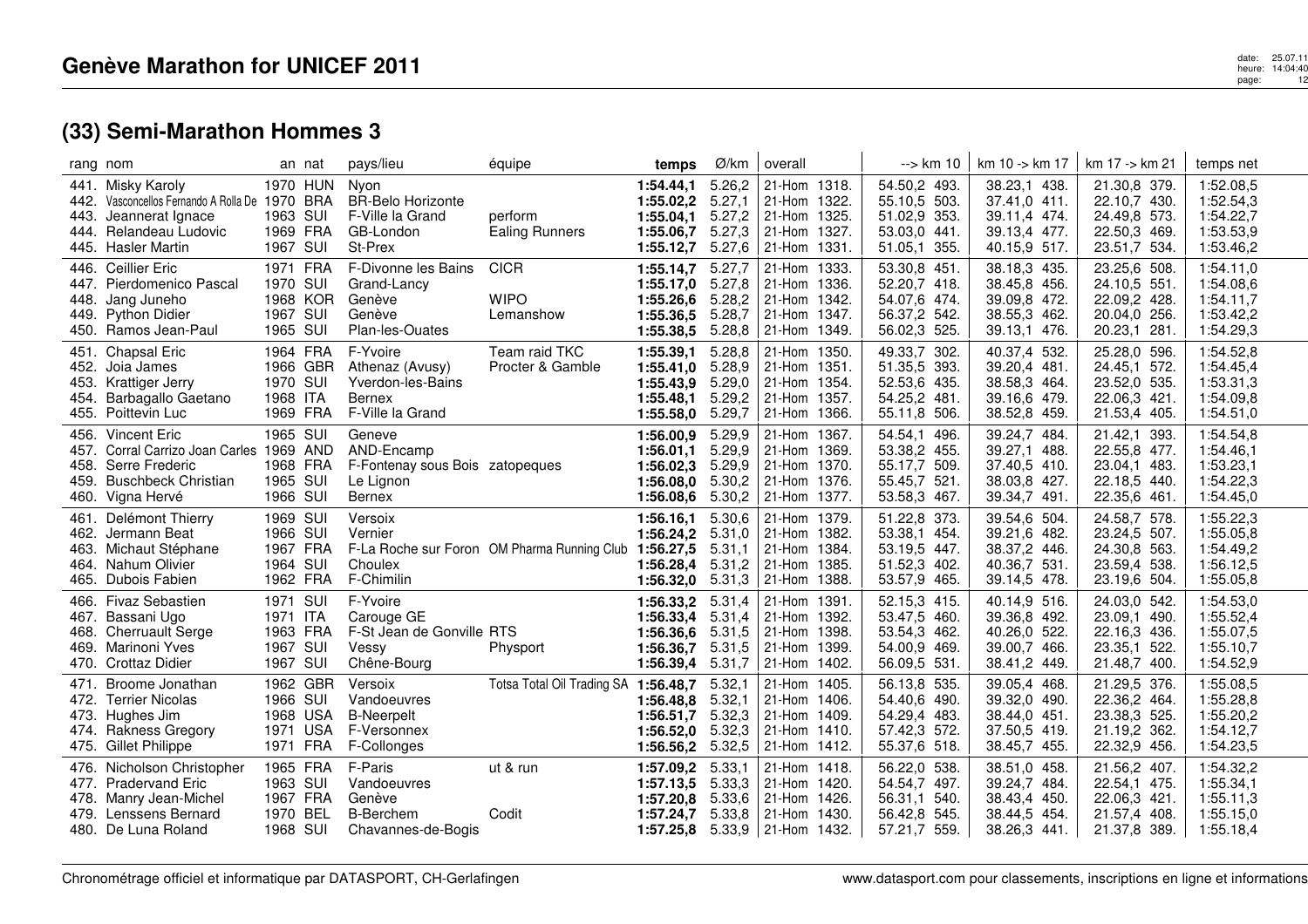# Genève Marathon for UNICEF 2011

## (33) Semi-Marathon Hommes 3

| rang | nom | an | nat | pays/lieu | équipe | temps | Ø/km | overall | --> km 10 | km 10 -> km 17 | km 17 -> km 21 | temps net |
|---|---|---|---|---|---|---|---|---|---|---|---|---|
| 441. | Misky Karoly | 1970 | HUN | Nyon | | **1:54.44,1** | 5.26,2 | 21-Hom 1318. | 54.50,2 493. | 38.23,1 438. | 21.30,8 379. | 1:52.08,5 |
| 442. | Vasconcellos Fernando A Rolla De | 1970 | BRA | BR-Belo Horizonte | | **1:55.02,2** | 5.27,1 | 21-Hom 1322. | 55.10,5 503. | 37.41,0 411. | 22.10,7 430. | 1:52.54,3 |
| 443. | Jeannerat Ignace | 1963 | SUI | F-Ville la Grand | perform | **1:55.04,1** | 5.27,2 | 21-Hom 1325. | 51.02,9 353. | 39.11,4 474. | 24.49,8 573. | 1:54.22,7 |
| 444. | Relandeau Ludovic | 1969 | FRA | GB-London | Ealing Runners | **1:55.06,7** | 5.27,3 | 21-Hom 1327. | 53.03,0 441. | 39.13,4 477. | 22.50,3 469. | 1:53.53,9 |
| 445. | Hasler Martin | 1967 | SUI | St-Prex | | **1:55.12,7** | 5.27,6 | 21-Hom 1331. | 51.05,1 355. | 40.15,9 517. | 23.51,7 534. | 1:53.46,2 |
| 446. | Ceillier Eric | 1971 | FRA | F-Divonne les Bains | CICR | **1:55.14,7** | 5.27,7 | 21-Hom 1333. | 53.30,8 451. | 38.18,3 435. | 23.25,6 508. | 1:54.11,0 |
| 447. | Pierdomenico Pascal | 1970 | SUI | Grand-Lancy | | **1:55.17,0** | 5.27,8 | 21-Hom 1336. | 52.20,7 418. | 38.45,8 456. | 24.10,5 551. | 1:54.08,6 |
| 448. | Jang Juneho | 1968 | KOR | Genève | WIPO | **1:55.26,6** | 5.28,2 | 21-Hom 1342. | 54.07,6 474. | 39.09,8 472. | 22.09,2 428. | 1:54.11,7 |
| 449. | Python Didier | 1967 | SUI | Genève | Lemanshow | **1:55.36,5** | 5.28,7 | 21-Hom 1347. | 56.37,2 542. | 38.55,3 462. | 20.04,0 256. | 1:53.42,2 |
| 450. | Ramos Jean-Paul | 1965 | SUI | Plan-les-Ouates | | **1:55.38,5** | 5.28,8 | 21-Hom 1349. | 56.02,3 525. | 39.13,1 476. | 20.23,1 281. | 1:54.29,3 |
| 451. | Chapsal Eric | 1964 | FRA | F-Yvoire | Team raid TKC | **1:55.39,1** | 5.28,8 | 21-Hom 1350. | 49.33,7 302. | 40.37,4 532. | 25.28,0 596. | 1:54.52,8 |
| 452. | Joia James | 1966 | GBR | Athenaz (Avusy) | Procter & Gamble | **1:55.41,0** | 5.28,9 | 21-Hom 1351. | 51.35,5 393. | 39.20,4 481. | 24.45,1 572. | 1:54.45,4 |
| 453. | Krattiger Jerry | 1970 | SUI | Yverdon-les-Bains | | **1:55.43,9** | 5.29,0 | 21-Hom 1354. | 52.53,6 435. | 38.58,3 464. | 23.52,0 535. | 1:53.31,3 |
| 454. | Barbagallo Gaetano | 1968 | ITA | Bernex | | **1:55.48,1** | 5.29,2 | 21-Hom 1357. | 54.25,2 481. | 39.16,6 479. | 22.06,3 421. | 1:54.09,8 |
| 455. | Poittevin Luc | 1969 | FRA | F-Ville la Grand | | **1:55.58,0** | 5.29,7 | 21-Hom 1366. | 55.11,8 506. | 38.52,8 459. | 21.53,4 405. | 1:54.51,0 |
| 456. | Vincent Eric | 1965 | SUI | Geneve | | **1:56.00,9** | 5.29,9 | 21-Hom 1367. | 54.54,1 496. | 39.24,7 484. | 21.42,1 393. | 1:54.54,8 |
| 457. | Corral Carrizo Joan Carles | 1969 | AND | AND-Encamp | | **1:56.01,1** | 5.29,9 | 21-Hom 1369. | 53.38,2 455. | 39.27,1 488. | 22.55,8 477. | 1:54.46,1 |
| 458. | Serre Frederic | 1968 | FRA | F-Fontenay sous Bois | zatopeques | **1:56.02,3** | 5.29,9 | 21-Hom 1370. | 55.17,7 509. | 37.40,5 410. | 23.04,1 483. | 1:53.23,1 |
| 459. | Buschbeck Christian | 1965 | SUI | Le Lignon | | **1:56.08,0** | 5.30,2 | 21-Hom 1376. | 55.45,7 521. | 38.03,8 427. | 22.18,5 440. | 1:54.22,3 |
| 460. | Vigna Hervé | 1966 | SUI | Bernex | | **1:56.08,6** | 5.30,2 | 21-Hom 1377. | 53.58,3 467. | 39.34,7 491. | 22.35,6 461. | 1:54.45,0 |
| 461. | Delémont Thierry | 1969 | SUI | Versoix | | **1:56.16,1** | 5.30,6 | 21-Hom 1379. | 51.22,8 373. | 39.54,6 504. | 24.58,7 578. | 1:55.22,3 |
| 462. | Jermann Beat | 1966 | SUI | Vernier | | **1:56.24,2** | 5.31,0 | 21-Hom 1382. | 53.38,1 454. | 39.21,6 482. | 23.24,5 507. | 1:55.05,8 |
| 463. | Michaut Stéphane | 1967 | FRA | F-La Roche sur Foron | OM Pharma Running Club | **1:56.27,5** | 5.31,1 | 21-Hom 1384. | 53.19,5 447. | 38.37,2 446. | 24.30,8 563. | 1:54.49,2 |
| 464. | Nahum Olivier | 1964 | SUI | Choulex | | **1:56.28,4** | 5.31,2 | 21-Hom 1385. | 51.52,3 402. | 40.36,7 531. | 23.59,4 538. | 1:56.12,5 |
| 465. | Dubois Fabien | 1962 | FRA | F-Chimilin | | **1:56.32,0** | 5.31,3 | 21-Hom 1388. | 53.57,9 465. | 39.14,5 478. | 23.19,6 504. | 1:55.05,8 |
| 466. | Fivaz Sebastien | 1971 | SUI | F-Yvoire | | **1:56.33,2** | 5.31,4 | 21-Hom 1391. | 52.15,3 415. | 40.14,9 516. | 24.03,0 542. | 1:54.53,0 |
| 467. | Bassani Ugo | 1971 | ITA | Carouge GE | | **1:56.33,4** | 5.31,4 | 21-Hom 1392. | 53.47,5 460. | 39.36,8 492. | 23.09,1 490. | 1:55.52,4 |
| 468. | Cherruault Serge | 1963 | FRA | F-St Jean de Gonville | RTS | **1:56.36,6** | 5.31,5 | 21-Hom 1398. | 53.54,3 462. | 40.26,0 522. | 22.16,3 436. | 1:55.07,5 |
| 469. | Marinoni Yves | 1967 | SUI | Vessy | Physport | **1:56.36,7** | 5.31,5 | 21-Hom 1399. | 54.00,9 469. | 39.00,7 466. | 23.35,1 522. | 1:55.10,7 |
| 470. | Crottaz Didier | 1967 | SUI | Chêne-Bourg | | **1:56.39,4** | 5.31,7 | 21-Hom 1402. | 56.09,5 531. | 38.41,2 449. | 21.48,7 400. | 1:54.52,9 |
| 471. | Broome Jonathan | 1962 | GBR | Versoix | Totsa Total Oil Trading SA | **1:56.48,7** | 5.32,1 | 21-Hom 1405. | 56.13,8 535. | 39.05,4 468. | 21.29,5 376. | 1:55.08,5 |
| 472. | Terrier Nicolas | 1966 | SUI | Vandoeuvres | | **1:56.48,8** | 5.32,1 | 21-Hom 1406. | 54.40,6 490. | 39.32,0 490. | 22.36,2 464. | 1:55.28,8 |
| 473. | Hughes Jim | 1968 | USA | B-Neerpelt | | **1:56.51,7** | 5.32,3 | 21-Hom 1409. | 54.29,4 483. | 38.44,0 451. | 23.38,3 525. | 1:55.20,2 |
| 474. | Rakness Gregory | 1971 | USA | F-Versonnex | | **1:56.52,0** | 5.32,3 | 21-Hom 1410. | 57.42,3 572. | 37.50,5 419. | 21.19,2 362. | 1:54.12,7 |
| 475. | Gillet Philippe | 1971 | FRA | F-Collonges | | **1:56.56,2** | 5.32,5 | 21-Hom 1412. | 55.37,6 518. | 38.45,7 455. | 22.32,9 456. | 1:54.23,5 |
| 476. | Nicholson Christopher | 1965 | FRA | F-Paris | ut & run | **1:57.09,2** | 5.33,1 | 21-Hom 1418. | 56.22,0 538. | 38.51,0 458. | 21.56,2 407. | 1:54.32,2 |
| 477. | Pradervand Eric | 1963 | SUI | Vandoeuvres | | **1:57.13,5** | 5.33,3 | 21-Hom 1420. | 54.54,7 497. | 39.24,7 484. | 22.54,1 475. | 1:55.34,1 |
| 478. | Manry Jean-Michel | 1967 | FRA | Genève | | **1:57.20,8** | 5.33,6 | 21-Hom 1426. | 56.31,1 540. | 38.43,4 450. | 22.06,3 421. | 1:55.11,3 |
| 479. | Lenssens Bernard | 1970 | BEL | B-Berchem | Codit | **1:57.24,7** | 5.33,8 | 21-Hom 1430. | 56.42,8 545. | 38.44,5 454. | 21.57,4 408. | 1:55.15,0 |
| 480. | De Luna Roland | 1968 | SUI | Chavannes-de-Bogis | | **1:57.25,8** | 5.33,9 | 21-Hom 1432. | 57.21,7 559. | 38.26,3 441. | 21.37,8 389. | 1:55.18,4 |

Chronométrage officiel et informatique par DATASPORT, CH-Gerlafingen — www.datasport.com pour classements, inscriptions en ligne et informations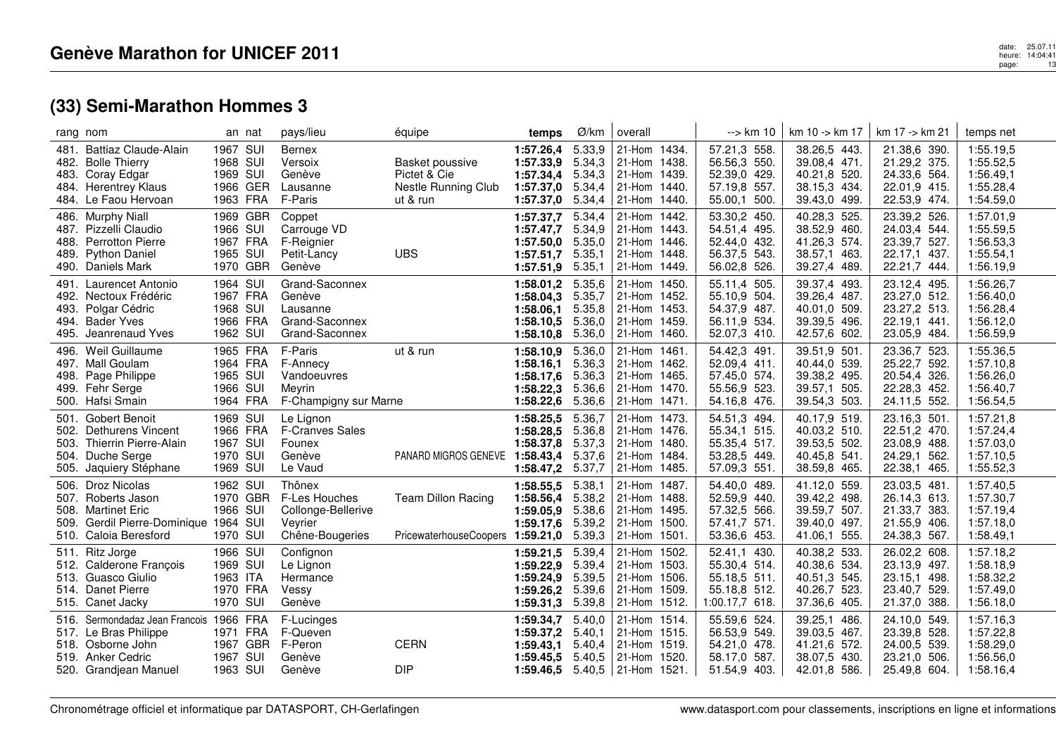# Genève Marathon for UNICEF 2011

## (33) Semi-Marathon Hommes 3

| rang | nom | an | nat | pays/lieu | équipe | temps | Ø/km | overall | --> km 10 | km 10 -> km 17 | km 17 -> km 21 | temps net |
|---|---|---|---|---|---|---|---|---|---|---|---|---|
| 481. | Battiaz Claude-Alain | 1967 | SUI | Bernex | | **1:57.26,4** | 5.33,9 | 21-Hom 1434. | 57.21,3 558. | 38.26,5 443. | 21.38,6 390. | 1:55.19,5 |
| 482. | Bolle Thierry | 1968 | SUI | Versoix | Basket poussive | **1:57.33,9** | 5.34,3 | 21-Hom 1438. | 56.56,3 550. | 39.08,4 471. | 21.29,2 375. | 1:55.52,5 |
| 483. | Coray Edgar | 1969 | SUI | Genève | Pictet & Cie | **1:57.34,4** | 5.34,3 | 21-Hom 1439. | 52.39,0 429. | 40.21,8 520. | 24.33,6 564. | 1:56.49,1 |
| 484. | Herentrey Klaus | 1966 | GER | Lausanne | Nestle Running Club | **1:57.37,0** | 5.34,4 | 21-Hom 1440. | 57.19,8 557. | 38.15,3 434. | 22.01,9 415. | 1:55.28,4 |
| 484. | Le Faou Hervoan | 1963 | FRA | F-Paris | ut & run | **1:57.37,0** | 5.34,4 | 21-Hom 1440. | 55.00,1 500. | 39.43,0 499. | 22.53,9 474. | 1:54.59,0 |
| 486. | Murphy Niall | 1969 | GBR | Coppet | | **1:57.37,7** | 5.34,4 | 21-Hom 1442. | 53.30,2 450. | 40.28,3 525. | 23.39,2 526. | 1:57.01,9 |
| 487. | Pizzelli Claudio | 1966 | SUI | Carrouge VD | | **1:57.47,7** | 5.34,9 | 21-Hom 1443. | 54.51,4 495. | 38.52,9 460. | 24.03,4 544. | 1:55.59,5 |
| 488. | Perrotton Pierre | 1967 | FRA | F-Reignier | | **1:57.50,0** | 5.35,0 | 21-Hom 1446. | 52.44,0 432. | 41.26,3 574. | 23.39,7 527. | 1:56.53,3 |
| 489. | Python Daniel | 1965 | SUI | Petit-Lancy | UBS | **1:57.51,7** | 5.35,1 | 21-Hom 1448. | 56.37,5 543. | 38.57,1 463. | 22.17,1 437. | 1:55.54,1 |
| 490. | Daniels Mark | 1970 | GBR | Genève | | **1:57.51,9** | 5.35,1 | 21-Hom 1449. | 56.02,8 526. | 39.27,4 489. | 22.21,7 444. | 1:56.19,9 |
| 491. | Laurencet Antonio | 1964 | SUI | Grand-Saconnex | | **1:58.01,2** | 5.35,6 | 21-Hom 1450. | 55.11,4 505. | 39.37,4 493. | 23.12,4 495. | 1:56.26,7 |
| 492. | Nectoux Frédéric | 1967 | FRA | Genève | | **1:58.04,3** | 5.35,7 | 21-Hom 1452. | 55.10,9 504. | 39.26,4 487. | 23.27,0 512. | 1:56.40,0 |
| 493. | Polgar Cédric | 1968 | SUI | Lausanne | | **1:58.06,1** | 5.35,8 | 21-Hom 1453. | 54.37,9 487. | 40.01,0 509. | 23.27,2 513. | 1:56.28,4 |
| 494. | Bader Yves | 1966 | FRA | Grand-Saconnex | | **1:58.10,5** | 5.36,0 | 21-Hom 1459. | 56.11,9 534. | 39.39,5 496. | 22.19,1 441. | 1:56.12,0 |
| 495. | Jeanrenaud Yves | 1962 | SUI | Grand-Saconnex | | **1:58.10,8** | 5.36,0 | 21-Hom 1460. | 52.07,3 410. | 42.57,6 602. | 23.05,9 484. | 1:56.59,9 |
| 496. | Weil Guillaume | 1965 | FRA | F-Paris | ut & run | **1:58.10,9** | 5.36,0 | 21-Hom 1461. | 54.42,3 491. | 39.51,9 501. | 23.36,7 523. | 1:55.36,5 |
| 497. | Mall Goulam | 1964 | FRA | F-Annecy | | **1:58.16,1** | 5.36,3 | 21-Hom 1462. | 52.09,4 411. | 40.44,0 539. | 25.22,7 592. | 1:57.10,8 |
| 498. | Page Philippe | 1965 | SUI | Vandoeuvres | | **1:58.17,6** | 5.36,3 | 21-Hom 1465. | 57.45,0 574. | 39.38,2 495. | 20.54,4 326. | 1:56.26,0 |
| 499. | Fehr Serge | 1966 | SUI | Meyrin | | **1:58.22,3** | 5.36,6 | 21-Hom 1470. | 55.56,9 523. | 39.57,1 505. | 22.28,3 452. | 1:56.40,7 |
| 500. | Hafsi Smain | 1964 | FRA | F-Champigny sur Marne | | **1:58.22,6** | 5.36,6 | 21-Hom 1471. | 54.16,8 476. | 39.54,3 503. | 24.11,5 552. | 1:56.54,5 |
| 501. | Gobert Benoit | 1969 | SUI | Le Lignon | | **1:58.25,5** | 5.36,7 | 21-Hom 1473. | 54.51,3 494. | 40.17,9 519. | 23.16,3 501. | 1:57.21,8 |
| 502. | Dethurens Vincent | 1966 | FRA | F-Cranves Sales | | **1:58.28,5** | 5.36,8 | 21-Hom 1476. | 55.34,1 515. | 40.03,2 510. | 22.51,2 470. | 1:57.24,4 |
| 503. | Thierrin Pierre-Alain | 1967 | SUI | Founex | | **1:58.37,8** | 5.37,3 | 21-Hom 1480. | 55.35,4 517. | 39.53,5 502. | 23.08,9 488. | 1:57.03,0 |
| 504. | Duche Serge | 1970 | SUI | Genève | PANARD MIGROS GENEVE | **1:58.43,4** | 5.37,6 | 21-Hom 1484. | 53.28,5 449. | 40.45,8 541. | 24.29,1 562. | 1:57.10,5 |
| 505. | Jaquiery Stéphane | 1969 | SUI | Le Vaud | | **1:58.47,2** | 5.37,7 | 21-Hom 1485. | 57.09,3 551. | 38.59,8 465. | 22.38,1 465. | 1:55.52,3 |
| 506. | Droz Nicolas | 1962 | SUI | Thônex | | **1:58.55,5** | 5.38,1 | 21-Hom 1487. | 54.40,0 489. | 41.12,0 559. | 23.03,5 481. | 1:57.40,5 |
| 507. | Roberts Jason | 1970 | GBR | F-Les Houches | Team Dillon Racing | **1:58.56,4** | 5.38,2 | 21-Hom 1488. | 52.59,9 440. | 39.42,2 498. | 26.14,3 613. | 1:57.30,7 |
| 508. | Martinet Eric | 1966 | SUI | Collonge-Bellerive | | **1:59.05,9** | 5.38,6 | 21-Hom 1495. | 57.32,5 566. | 39.59,7 507. | 21.33,7 383. | 1:57.19,4 |
| 509. | Gerdil Pierre-Dominique | 1964 | SUI | Veyrier | | **1:59.17,6** | 5.39,2 | 21-Hom 1500. | 57.41,7 571. | 39.40,0 497. | 21.55,9 406. | 1:57.18,0 |
| 510. | Caloia Beresford | 1970 | SUI | Chêne-Bougeries | PricewaterhouseCoopers | **1:59.21,0** | 5.39,3 | 21-Hom 1501. | 53.36,6 453. | 41.06,1 555. | 24.38,3 567. | 1:58.49,1 |
| 511. | Ritz Jorge | 1966 | SUI | Confignon | | **1:59.21,5** | 5.39,4 | 21-Hom 1502. | 52.41,1 430. | 40.38,2 533. | 26.02,2 608. | 1:57.18,2 |
| 512. | Calderone François | 1969 | SUI | Le Lignon | | **1:59.22,9** | 5.39,4 | 21-Hom 1503. | 55.30,4 514. | 40.38,6 534. | 23.13,9 497. | 1:58.18,9 |
| 513. | Guasco Giulio | 1963 | ITA | Hermance | | **1:59.24,9** | 5.39,5 | 21-Hom 1506. | 55.18,5 511. | 40.51,3 545. | 23.15,1 498. | 1:58.32,2 |
| 514. | Danet Pierre | 1970 | FRA | Vessy | | **1:59.26,2** | 5.39,6 | 21-Hom 1509. | 55.18,8 512. | 40.26,7 523. | 23.40,7 529. | 1:57.49,0 |
| 515. | Canet Jacky | 1970 | SUI | Genève | | **1:59.31,3** | 5.39,8 | 21-Hom 1512. | 1:00.17,7 618. | 37.36,6 405. | 21.37,0 388. | 1:56.18,0 |
| 516. | Sermondadaz Jean Francois | 1966 | FRA | F-Lucinges | | **1:59.34,7** | 5.40,0 | 21-Hom 1514. | 55.59,6 524. | 39.25,1 486. | 24.10,0 549. | 1:57.16,3 |
| 517. | Le Bras Philippe | 1971 | FRA | F-Queven | | **1:59.37,2** | 5.40,1 | 21-Hom 1515. | 56.53,9 549. | 39.03,5 467. | 23.39,8 528. | 1:57.22,8 |
| 518. | Osborne John | 1967 | GBR | F-Peron | CERN | **1:59.43,1** | 5.40,4 | 21-Hom 1519. | 54.21,0 478. | 41.21,6 572. | 24.00,5 539. | 1:58.29,0 |
| 519. | Anker Cedric | 1967 | SUI | Genève | | **1:59.45,5** | 5.40,5 | 21-Hom 1520. | 58.17,0 587. | 38.07,5 430. | 23.21,0 506. | 1:56.56,0 |
| 520. | Grandjean Manuel | 1963 | SUI | Genève | DIP | **1:59.46,5** | 5.40,5 | 21-Hom 1521. | 51.54,9 403. | 42.01,8 586. | 25.49,8 604. | 1:58.16,4 |

Chronométrage officiel et informatique par DATASPORT, CH-Gerlafingen

www.datasport.com pour classements, inscriptions en ligne et informations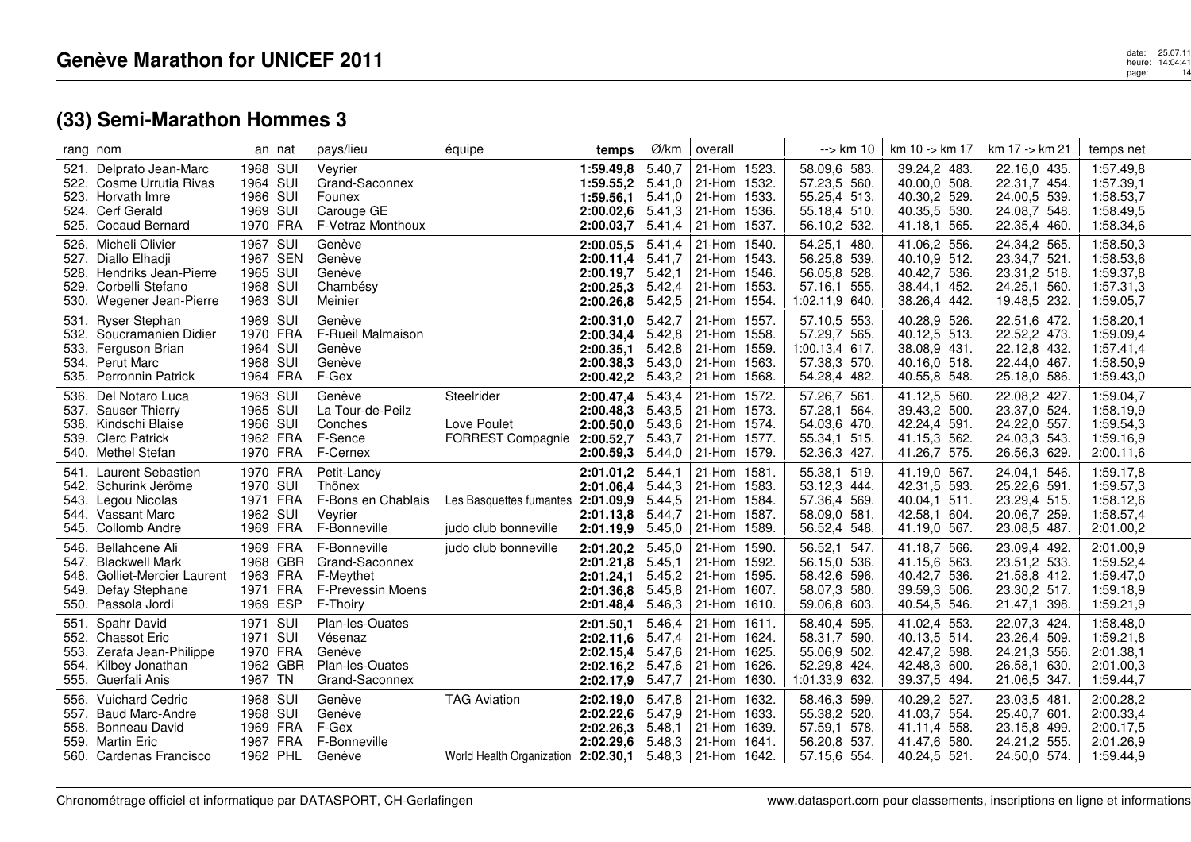## Genève Marathon for UNICEF 2011

### (33) Semi-Marathon Hommes 3

| rang | nom | an | nat | pays/lieu | équipe | temps | Ø/km | overall | --> km 10 | km 10 -> km 17 | km 17 -> km 21 | temps net |
|---|---|---|---|---|---|---|---|---|---|---|---|---|
| 521. | Delprato Jean-Marc | 1968 | SUI | Veyrier | | **1:59.49,8** | 5.40,7 | 21-Hom 1523. | 58.09,6 583. | 39.24,2 483. | 22.16,0 435. | 1:57.49,8 |
| 522. | Cosme Urrutia Rivas | 1964 | SUI | Grand-Saconnex | | **1:59.55,2** | 5.41,0 | 21-Hom 1532. | 57.23,5 560. | 40.00,0 508. | 22.31,7 454. | 1:57.39,1 |
| 523. | Horvath Imre | 1966 | SUI | Founex | | **1:59.56,1** | 5.41,0 | 21-Hom 1533. | 55.25,4 513. | 40.30,2 529. | 24.00,5 539. | 1:58.53,7 |
| 524. | Cerf Gerald | 1969 | SUI | Carouge GE | | **2:00.02,6** | 5.41,3 | 21-Hom 1536. | 55.18,4 510. | 40.35,5 530. | 24.08,7 548. | 1:58.49,5 |
| 525. | Cocaud Bernard | 1970 | FRA | F-Vetraz Monthoux | | **2:00.03,7** | 5.41,4 | 21-Hom 1537. | 56.10,2 532. | 41.18,1 565. | 22.35,4 460. | 1:58.34,6 |
| 526. | Micheli Olivier | 1967 | SUI | Genève | | **2:00.05,5** | 5.41,4 | 21-Hom 1540. | 54.25,1 480. | 41.06,2 556. | 24.34,2 565. | 1:58.50,3 |
| 527. | Diallo Elhadji | 1967 | SEN | Genève | | **2:00.11,4** | 5.41,7 | 21-Hom 1543. | 56.25,8 539. | 40.10,9 512. | 23.34,7 521. | 1:58.53,6 |
| 528. | Hendriks Jean-Pierre | 1965 | SUI | Genève | | **2:00.19,7** | 5.42,1 | 21-Hom 1546. | 56.05,8 528. | 40.42,7 536. | 23.31,2 518. | 1:59.37,8 |
| 529. | Corbelli Stefano | 1968 | SUI | Chambésy | | **2:00.25,3** | 5.42,4 | 21-Hom 1553. | 57.16,1 555. | 38.44,1 452. | 24.25,1 560. | 1:57.31,3 |
| 530. | Wegener Jean-Pierre | 1963 | SUI | Meinier | | **2:00.26,8** | 5.42,5 | 21-Hom 1554. | 1:02.11,9 640. | 38.26,4 442. | 19.48,5 232. | 1:59.05,7 |
| 531. | Ryser Stephan | 1969 | SUI | Genève | | **2:00.31,0** | 5.42,7 | 21-Hom 1557. | 57.10,5 553. | 40.28,9 526. | 22.51,6 472. | 1:58.20,1 |
| 532. | Soucramanien Didier | 1970 | FRA | F-Rueil Malmaison | | **2:00.34,4** | 5.42,8 | 21-Hom 1558. | 57.29,7 565. | 40.12,5 513. | 22.52,2 473. | 1:59.09,4 |
| 533. | Ferguson Brian | 1964 | SUI | Genève | | **2:00.35,1** | 5.42,8 | 21-Hom 1559. | 1:00.13,4 617. | 38.08,9 431. | 22.12,8 432. | 1:57.41,4 |
| 534. | Perut Marc | 1968 | SUI | Genève | | **2:00.38,3** | 5.43,0 | 21-Hom 1563. | 57.38,3 570. | 40.16,0 518. | 22.44,0 467. | 1:58.50,9 |
| 535. | Perronnin Patrick | 1964 | FRA | F-Gex | | **2:00.42,2** | 5.43,2 | 21-Hom 1568. | 54.28,4 482. | 40.55,8 548. | 25.18,0 586. | 1:59.43,0 |
| 536. | Del Notaro Luca | 1963 | SUI | Genève | Steelrider | **2:00.47,4** | 5.43,4 | 21-Hom 1572. | 57.26,7 561. | 41.12,5 560. | 22.08,2 427. | 1:59.04,7 |
| 537. | Sauser Thierry | 1965 | SUI | La Tour-de-Peilz | | **2:00.48,3** | 5.43,5 | 21-Hom 1573. | 57.28,1 564. | 39.43,2 500. | 23.37,0 524. | 1:58.19,9 |
| 538. | Kindschi Blaise | 1966 | SUI | Conches | Love Poulet | **2:00.50,0** | 5.43,6 | 21-Hom 1574. | 54.03,6 470. | 42.24,4 591. | 24.22,0 557. | 1:59.54,3 |
| 539. | Clerc Patrick | 1962 | FRA | F-Sence | FORREST Compagnie | **2:00.52,7** | 5.43,7 | 21-Hom 1577. | 55.34,1 515. | 41.15,3 562. | 24.03,3 543. | 1:59.16,9 |
| 540. | Methel Stefan | 1970 | FRA | F-Cernex | | **2:00.59,3** | 5.44,0 | 21-Hom 1579. | 52.36,3 427. | 41.26,7 575. | 26.56,3 629. | 2:00.11,6 |
| 541. | Laurent Sebastien | 1970 | FRA | Petit-Lancy | | **2:01.01,2** | 5.44,1 | 21-Hom 1581. | 55.38,1 519. | 41.19,0 567. | 24.04,1 546. | 1:59.17,8 |
| 542. | Schurink Jérôme | 1970 | SUI | Thônex | | **2:01.06,4** | 5.44,3 | 21-Hom 1583. | 53.12,3 444. | 42.31,5 593. | 25.22,6 591. | 1:59.57,3 |
| 543. | Legou Nicolas | 1971 | FRA | F-Bons en Chablais | Les Basquettes fumantes | **2:01.09,9** | 5.44,5 | 21-Hom 1584. | 57.36,4 569. | 40.04,1 511. | 23.29,4 515. | 1:58.12,6 |
| 544. | Vassant Marc | 1962 | SUI | Veyrier | | **2:01.13,8** | 5.44,7 | 21-Hom 1587. | 58.09,0 581. | 42.58,1 604. | 20.06,7 259. | 1:58.57,4 |
| 545. | Collomb Andre | 1969 | FRA | F-Bonneville | judo club bonneville | **2:01.19,9** | 5.45,0 | 21-Hom 1589. | 56.52,4 548. | 41.19,0 567. | 23.08,5 487. | 2:01.00,2 |
| 546. | Bellahcene Ali | 1969 | FRA | F-Bonneville | judo club bonneville | **2:01.20,2** | 5.45,0 | 21-Hom 1590. | 56.52,1 547. | 41.18,7 566. | 23.09,4 492. | 2:01.00,9 |
| 547. | Blackwell Mark | 1968 | GBR | Grand-Saconnex | | **2:01.21,8** | 5.45,1 | 21-Hom 1592. | 56.15,0 536. | 41.15,6 563. | 23.51,2 533. | 1:59.52,4 |
| 548. | Golliet-Mercier Laurent | 1963 | FRA | F-Meythet | | **2:01.24,1** | 5.45,2 | 21-Hom 1595. | 58.42,6 596. | 40.42,7 536. | 21.58,8 412. | 1:59.47,0 |
| 549. | Defay Stephane | 1971 | FRA | F-Prevessin Moens | | **2:01.36,8** | 5.45,8 | 21-Hom 1607. | 58.07,3 580. | 39.59,3 506. | 23.30,2 517. | 1:59.18,9 |
| 550. | Passola Jordi | 1969 | ESP | F-Thoiry | | **2:01.48,4** | 5.46,3 | 21-Hom 1610. | 59.06,8 603. | 40.54,5 546. | 21.47,1 398. | 1:59.21,9 |
| 551. | Spahr David | 1971 | SUI | Plan-les-Ouates | | **2:01.50,1** | 5.46,4 | 21-Hom 1611. | 58.40,4 595. | 41.02,4 553. | 22.07,3 424. | 1:58.48,0 |
| 552. | Chassot Eric | 1971 | SUI | Vésenaz | | **2:02.11,6** | 5.47,4 | 21-Hom 1624. | 58.31,7 590. | 40.13,5 514. | 23.26,4 509. | 1:59.21,8 |
| 553. | Zerafa Jean-Philippe | 1970 | FRA | Genève | | **2:02.15,4** | 5.47,6 | 21-Hom 1625. | 55.06,9 502. | 42.47,2 598. | 24.21,3 556. | 2:01.38,1 |
| 554. | Kilbey Jonathan | 1962 | GBR | Plan-les-Ouates | | **2:02.16,2** | 5.47,6 | 21-Hom 1626. | 52.29,8 424. | 42.48,3 600. | 26.58,1 630. | 2:01.00,3 |
| 555. | Guerfali Anis | 1967 | TN | Grand-Saconnex | | **2:02.17,9** | 5.47,7 | 21-Hom 1630. | 1:01.33,9 632. | 39.37,5 494. | 21.06,5 347. | 1:59.44,7 |
| 556. | Vuichard Cedric | 1968 | SUI | Genève | TAG Aviation | **2:02.19,0** | 5.47,8 | 21-Hom 1632. | 58.46,3 599. | 40.29,2 527. | 23.03,5 481. | 2:00.28,2 |
| 557. | Baud Marc-Andre | 1968 | SUI | Genève | | **2:02.22,6** | 5.47,9 | 21-Hom 1633. | 55.38,2 520. | 41.03,7 554. | 25.40,7 601. | 2:00.33,4 |
| 558. | Bonneau David | 1969 | FRA | F-Gex | | **2:02.26,3** | 5.48,1 | 21-Hom 1639. | 57.59,1 578. | 41.11,4 558. | 23.15,8 499. | 2:00.17,5 |
| 559. | Martin Eric | 1967 | FRA | F-Bonneville | | **2:02.29,6** | 5.48,3 | 21-Hom 1641. | 56.20,8 537. | 41.47,6 580. | 24.21,2 555. | 2:01.26,9 |
| 560. | Cardenas Francisco | 1962 | PHL | Genève | World Health Organization | **2:02.30,1** | 5.48,3 | 21-Hom 1642. | 57.15,6 554. | 40.24,5 521. | 24.50,0 574. | 1:59.44,9 |

Chronométrage officiel et informatique par DATASPORT, CH-Gerlafingen — www.datasport.com pour classements, inscriptions en ligne et informations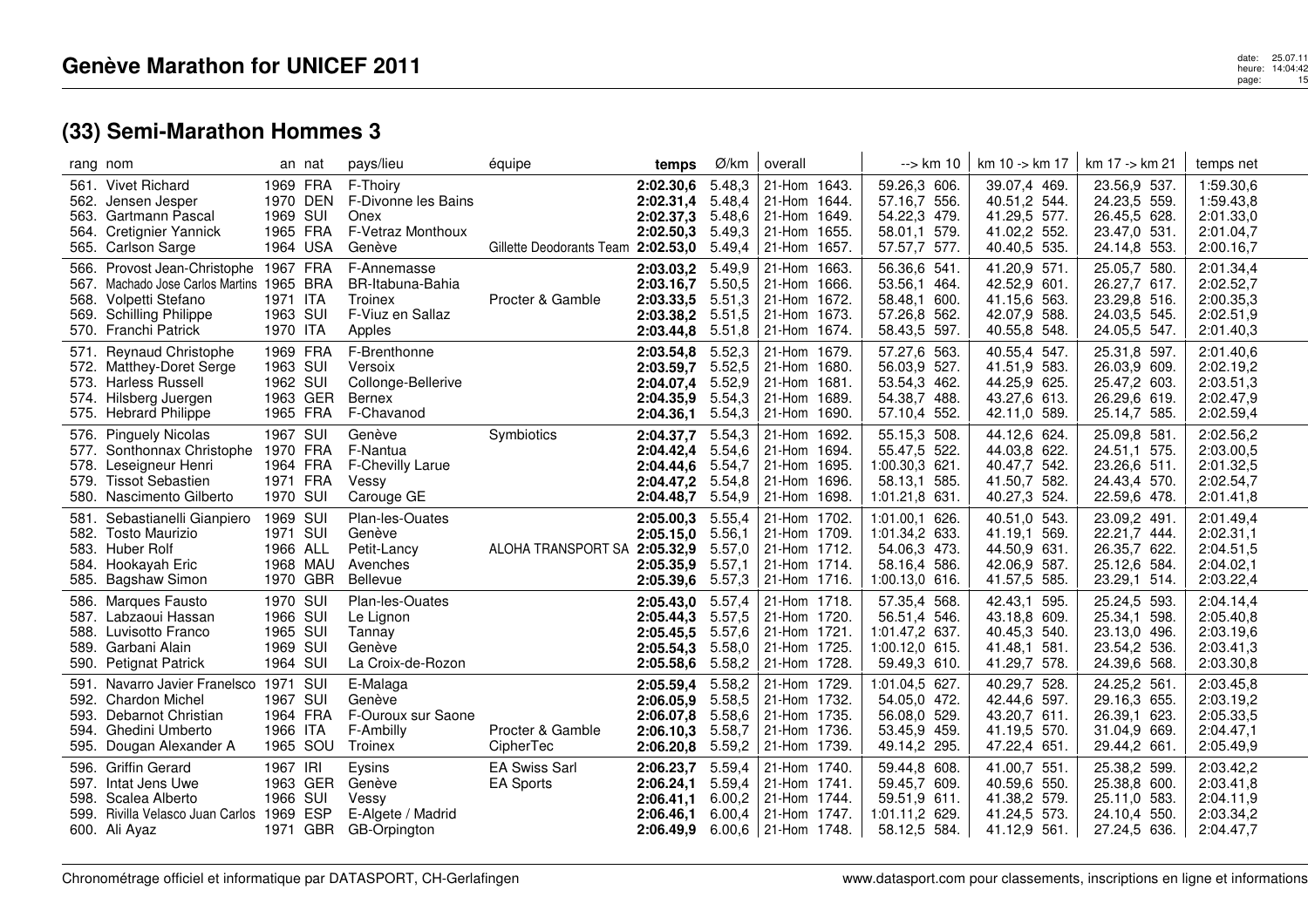## Genève Marathon for UNICEF 2011

### (33) Semi-Marathon Hommes 3

| rang | nom | an | nat | pays/lieu | équipe | temps | Ø/km | overall | --> km 10 | km 10 -> km 17 | km 17 -> km 21 | temps net |
|---|---|---|---|---|---|---|---|---|---|---|---|---|
| 561. | Vivet Richard | 1969 | FRA | F-Thoiry | | **2:02.30,6** | 5.48,3 | 21-Hom 1643. | 59.26,3 606. | 39.07,4 469. | 23.56,9 537. | 1:59.30,6 |
| 562. | Jensen Jesper | 1970 | DEN | F-Divonne les Bains | | **2:02.31,4** | 5.48,4 | 21-Hom 1644. | 57.16,7 556. | 40.51,2 544. | 24.23,5 559. | 1:59.43,8 |
| 563. | Gartmann Pascal | 1969 | SUI | Onex | | **2:02.37,3** | 5.48,6 | 21-Hom 1649. | 54.22,3 479. | 41.29,5 577. | 26.45,5 628. | 2:01.33,0 |
| 564. | Cretignier Yannick | 1965 | FRA | F-Vetraz Monthoux | | **2:02.50,3** | 5.49,3 | 21-Hom 1655. | 58.01,1 579. | 41.02,2 552. | 23.47,0 531. | 2:01.04,7 |
| 565. | Carlson Sarge | 1964 | USA | Genève | Gillette Deodorants Team | **2:02.53,0** | 5.49,4 | 21-Hom 1657. | 57.57,7 577. | 40.40,5 535. | 24.14,8 553. | 2:00.16,7 |
| 566. | Provost Jean-Christophe | 1967 | FRA | F-Annemasse | | **2:03.02,2** | 5.49,9 | 21-Hom 1663. | 56.36,6 541. | 41.20,9 571. | 25.05,7 580. | 2:01.34,4 |
| 567. | Machado Jose Carlos Martins | 1965 | BRA | BR-Itabuna-Bahia | | **2:03.16,7** | 5.50,5 | 21-Hom 1666. | 53.56,1 464. | 42.52,9 601. | 26.27,7 617. | 2:02.52,7 |
| 568. | Volpetti Stefano | 1971 | ITA | Troinex | Procter & Gamble | **2:03.33,5** | 5.51,3 | 21-Hom 1672. | 58.48,1 600. | 41.15,6 563. | 23.29,8 516. | 2:00.35,3 |
| 569. | Schilling Philippe | 1963 | SUI | F-Viuz en Sallaz | | **2:03.38,2** | 5.51,5 | 21-Hom 1673. | 57.26,8 562. | 42.07,9 588. | 24.03,5 545. | 2:02.51,9 |
| 570. | Franchi Patrick | 1970 | ITA | Apples | | **2:03.44,8** | 5.51,8 | 21-Hom 1674. | 58.43,5 597. | 40.55,8 548. | 24.05,5 547. | 2:01.40,3 |
| 571. | Reynaud Christophe | 1969 | FRA | F-Brenthonne | | **2:03.54,8** | 5.52,3 | 21-Hom 1679. | 57.27,6 563. | 40.55,4 547. | 25.31,8 597. | 2:01.40,6 |
| 572. | Matthey-Doret Serge | 1963 | SUI | Versoix | | **2:03.59,7** | 5.52,5 | 21-Hom 1680. | 56.03,9 527. | 41.51,9 583. | 26.03,9 609. | 2:02.19,2 |
| 573. | Harless Russell | 1962 | SUI | Collonge-Bellerive | | **2:04.07,4** | 5.52,9 | 21-Hom 1681. | 53.54,3 462. | 44.25,9 625. | 25.47,2 603. | 2:03.51,3 |
| 574. | Hilsberg Juergen | 1963 | GER | Bernex | | **2:04.35,9** | 5.54,3 | 21-Hom 1689. | 54.38,7 488. | 43.27,6 613. | 26.29,6 619. | 2:02.47,9 |
| 575. | Hebrard Philippe | 1965 | FRA | F-Chavanod | | **2:04.36,1** | 5.54,3 | 21-Hom 1690. | 57.10,4 552. | 42.11,0 589. | 25.14,7 585. | 2:02.59,4 |
| 576. | Pinguely Nicolas | 1967 | SUI | Genève | Symbiotics | **2:04.37,7** | 5.54,3 | 21-Hom 1692. | 55.15,3 508. | 44.12,6 624. | 25.09,8 581. | 2:02.56,2 |
| 577. | Sonthonnax Christophe | 1970 | FRA | F-Nantua | | **2:04.42,4** | 5.54,6 | 21-Hom 1694. | 55.47,5 522. | 44.03,8 622. | 24.51,1 575. | 2:03.00,5 |
| 578. | Leseigneur Henri | 1964 | FRA | F-Chevilly Larue | | **2:04.44,6** | 5.54,7 | 21-Hom 1695. | 1:00.30,3 621. | 40.47,7 542. | 23.26,6 511. | 2:01.32,5 |
| 579. | Tissot Sebastien | 1971 | FRA | Vessy | | **2:04.47,2** | 5.54,8 | 21-Hom 1696. | 58.13,1 585. | 41.50,7 582. | 24.43,4 570. | 2:02.54,7 |
| 580. | Nascimento Gilberto | 1970 | SUI | Carouge GE | | **2:04.48,7** | 5.54,9 | 21-Hom 1698. | 1:01.21,8 631. | 40.27,3 524. | 22.59,6 478. | 2:01.41,8 |
| 581. | Sebastianelli Gianpiero | 1969 | SUI | Plan-les-Ouates | | **2:05.00,3** | 5.55,4 | 21-Hom 1702. | 1:01.00,1 626. | 40.51,0 543. | 23.09,2 491. | 2:01.49,4 |
| 582. | Tosto Maurizio | 1971 | SUI | Genève | | **2:05.15,0** | 5.56,1 | 21-Hom 1709. | 1:01.34,2 633. | 41.19,1 569. | 22.21,7 444. | 2:02.31,1 |
| 583. | Huber Rolf | 1966 | ALL | Petit-Lancy | ALOHA TRANSPORT SA | **2:05.32,9** | 5.57,0 | 21-Hom 1712. | 54.06,3 473. | 44.50,9 631. | 26.35,7 622. | 2:04.51,5 |
| 584. | Hookayah Eric | 1968 | MAU | Avenches | | **2:05.35,9** | 5.57,1 | 21-Hom 1714. | 58.16,4 586. | 42.06,9 587. | 25.12,6 584. | 2:04.02,1 |
| 585. | Bagshaw Simon | 1970 | GBR | Bellevue | | **2:05.39,6** | 5.57,3 | 21-Hom 1716. | 1:00.13,0 616. | 41.57,5 585. | 23.29,1 514. | 2:03.22,4 |
| 586. | Marques Fausto | 1970 | SUI | Plan-les-Ouates | | **2:05.43,0** | 5.57,4 | 21-Hom 1718. | 57.35,4 568. | 42.43,1 595. | 25.24,5 593. | 2:04.14,4 |
| 587. | Labzaoui Hassan | 1966 | SUI | Le Lignon | | **2:05.44,3** | 5.57,5 | 21-Hom 1720. | 56.51,4 546. | 43.18,8 609. | 25.34,1 598. | 2:05.40,8 |
| 588. | Luvisotto Franco | 1965 | SUI | Tannay | | **2:05.45,5** | 5.57,6 | 21-Hom 1721. | 1:01.47,2 637. | 40.45,3 540. | 23.13,0 496. | 2:03.19,6 |
| 589. | Garbani Alain | 1969 | SUI | Genève | | **2:05.54,3** | 5.58,0 | 21-Hom 1725. | 1:00.12,0 615. | 41.48,1 581. | 23.54,2 536. | 2:03.41,3 |
| 590. | Petignat Patrick | 1964 | SUI | La Croix-de-Rozon | | **2:05.58,6** | 5.58,2 | 21-Hom 1728. | 59.49,3 610. | 41.29,7 578. | 24.39,6 568. | 2:03.30,8 |
| 591. | Navarro Javier Franelsco | 1971 | SUI | E-Malaga | | **2:05.59,4** | 5.58,2 | 21-Hom 1729. | 1:01.04,5 627. | 40.29,7 528. | 24.25,2 561. | 2:03.45,8 |
| 592. | Chardon Michel | 1967 | SUI | Genève | | **2:06.05,9** | 5.58,5 | 21-Hom 1732. | 54.05,0 472. | 42.44,6 597. | 29.16,3 655. | 2:03.19,2 |
| 593. | Debarnot Christian | 1964 | FRA | F-Ouroux sur Saone | | **2:06.07,8** | 5.58,6 | 21-Hom 1735. | 56.08,0 529. | 43.20,7 611. | 26.39,1 623. | 2:05.33,5 |
| 594. | Ghedini Umberto | 1966 | ITA | F-Ambilly | Procter & Gamble | **2:06.10,3** | 5.58,7 | 21-Hom 1736. | 53.45,9 459. | 41.19,5 570. | 31.04,9 669. | 2:04.47,1 |
| 595. | Dougan Alexander A | 1965 | SOU | Troinex | CipherTec | **2:06.20,8** | 5.59,2 | 21-Hom 1739. | 49.14,2 295. | 47.22,4 651. | 29.44,2 661. | 2:05.49,9 |
| 596. | Griffin Gerard | 1967 | IRI | Eysins | EA Swiss Sarl | **2:06.23,7** | 5.59,4 | 21-Hom 1740. | 59.44,8 608. | 41.00,7 551. | 25.38,2 599. | 2:03.42,2 |
| 597. | Intat Jens Uwe | 1963 | GER | Genève | EA Sports | **2:06.24,1** | 5.59,4 | 21-Hom 1741. | 59.45,7 609. | 40.59,6 550. | 25.38,8 600. | 2:03.41,8 |
| 598. | Scalea Alberto | 1966 | SUI | Vessy | | **2:06.41,1** | 6.00,2 | 21-Hom 1744. | 59.51,9 611. | 41.38,2 579. | 25.11,0 583. | 2:04.11,9 |
| 599. | Rivilla Velasco Juan Carlos | 1969 | ESP | E-Algete / Madrid | | **2:06.46,1** | 6.00,4 | 21-Hom 1747. | 1:01.11,2 629. | 41.24,5 573. | 24.10,4 550. | 2:03.34,2 |
| 600. | Ali Ayaz | 1971 | GBR | GB-Orpington | | **2:06.49,9** | 6.00,6 | 21-Hom 1748. | 58.12,5 584. | 41.12,9 561. | 27.24,5 636. | 2:04.47,7 |

Chronométrage officiel et informatique par DATASPORT, CH-Gerlafingen — www.datasport.com pour classements, inscriptions en ligne et informations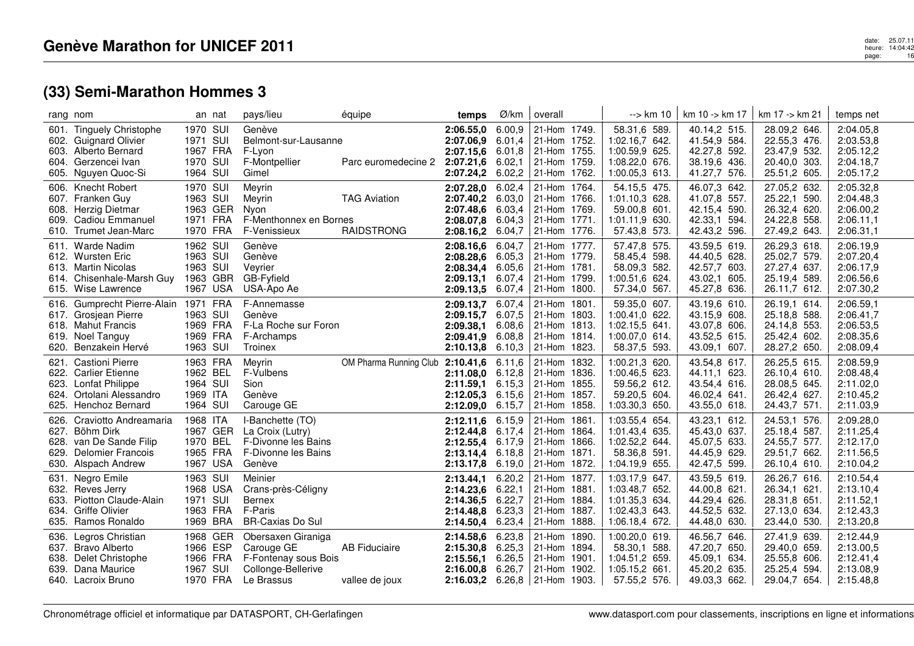# Genève Marathon for UNICEF 2011

## (33) Semi-Marathon Hommes 3

| rang | nom | an | nat | pays/lieu | équipe | temps | Ø/km | overall | --> km 10 | km 10 -> km 17 | km 17 -> km 21 | temps net |
|---|---|---|---|---|---|---|---|---|---|---|---|---|
| 601. | Tinguely Christophe | 1970 | SUI | Genève | | **2:06.55,0** | 6.00,9 | 21-Hom 1749. | 58.31,6 589. | 40.14,2 515. | 28.09,2 646. | 2:04.05,8 |
| 602. | Guignard Olivier | 1971 | SUI | Belmont-sur-Lausanne | | **2:07.06,9** | 6.01,4 | 21-Hom 1752. | 1:02.16,7 642. | 41.54,9 584. | 22.55,3 476. | 2:03.53,8 |
| 603. | Alberto Bernard | 1967 | FRA | F-Lyon | | **2:07.15,6** | 6.01,8 | 21-Hom 1755. | 1:00.59,9 625. | 42.27,8 592. | 23.47,9 532. | 2:05.12,2 |
| 604. | Gerzencei Ivan | 1970 | SUI | F-Montpellier | Parc euromedecine 2 | **2:07.21,6** | 6.02,1 | 21-Hom 1759. | 1:08.22,0 676. | 38.19,6 436. | 20.40,0 303. | 2:04.18,7 |
| 605. | Nguyen Quoc-Si | 1964 | SUI | Gimel | | **2:07.24,2** | 6.02,2 | 21-Hom 1762. | 1:00.05,3 613. | 41.27,7 576. | 25.51,2 605. | 2:05.17,2 |
| 606. | Knecht Robert | 1970 | SUI | Meyrin | | **2:07.28,0** | 6.02,4 | 21-Hom 1764. | 54.15,5 475. | 46.07,3 642. | 27.05,2 632. | 2:05.32,8 |
| 607. | Franken Guy | 1963 | SUI | Meyrin | TAG Aviation | **2:07.40,2** | 6.03,0 | 21-Hom 1766. | 1:01.10,3 628. | 41.07,8 557. | 25.22,1 590. | 2:04.48,3 |
| 608. | Herzig Dietmar | 1963 | GER | Nyon | | **2:07.48,6** | 6.03,4 | 21-Hom 1769. | 59.00,8 601. | 42.15,4 590. | 26.32,4 620. | 2:06.00,2 |
| 609. | Cadiou Emmanuel | 1971 | FRA | F-Menthonnex en Bornes | | **2:08.07,8** | 6.04,3 | 21-Hom 1771. | 1:01.11,9 630. | 42.33,1 594. | 24.22,8 558. | 2:06.11,1 |
| 610. | Trumet Jean-Marc | 1970 | FRA | F-Venissieux | RAIDSTRONG | **2:08.16,2** | 6.04,7 | 21-Hom 1776. | 57.43,8 573. | 42.43,2 596. | 27.49,2 643. | 2:06.31,1 |
| 611. | Warde Nadim | 1962 | SUI | Genève | | **2:08.16,6** | 6.04,7 | 21-Hom 1777. | 57.47,8 575. | 43.59,5 619. | 26.29,3 618. | 2:06.19,9 |
| 612. | Wursten Eric | 1963 | SUI | Genève | | **2:08.28,6** | 6.05,3 | 21-Hom 1779. | 58.45,4 598. | 44.40,5 628. | 25.02,7 579. | 2:07.20,4 |
| 613. | Martin Nicolas | 1963 | SUI | Veyrier | | **2:08.34,4** | 6.05,6 | 21-Hom 1781. | 58.09,3 582. | 42.57,7 603. | 27.27,4 637. | 2:06.17,9 |
| 614. | Chisenhale-Marsh Guy | 1963 | GBR | GB-Fyfield | | **2:09.13,1** | 6.07,4 | 21-Hom 1799. | 1:00.51,6 624. | 43.02,1 605. | 25.19,4 589. | 2:06.56,6 |
| 615. | Wise Lawrence | 1967 | USA | USA-Apo Ae | | **2:09.13,5** | 6.07,4 | 21-Hom 1800. | 57.34,0 567. | 45.27,8 636. | 26.11,7 612. | 2:07.30,2 |
| 616. | Gumprecht Pierre-Alain | 1971 | FRA | F-Annemasse | | **2:09.13,7** | 6.07,4 | 21-Hom 1801. | 59.35,0 607. | 43.19,6 610. | 26.19,1 614. | 2:06.59,1 |
| 617. | Grosjean Pierre | 1963 | SUI | Genève | | **2:09.15,7** | 6.07,5 | 21-Hom 1803. | 1:00.41,0 622. | 43.15,9 608. | 25.18,8 588. | 2:06.41,7 |
| 618. | Mahut Francis | 1969 | FRA | F-La Roche sur Foron | | **2:09.38,1** | 6.08,6 | 21-Hom 1813. | 1:02.15,5 641. | 43.07,8 606. | 24.14,8 553. | 2:06.53,5 |
| 619. | Noel Tanguy | 1969 | FRA | F-Archamps | | **2:09.41,9** | 6.08,8 | 21-Hom 1814. | 1:00.07,0 614. | 43.52,5 615. | 25.42,4 602. | 2:08.35,6 |
| 620. | Benzakein Hervé | 1963 | SUI | Troinex | | **2:10.13,8** | 6.10,3 | 21-Hom 1823. | 58.37,5 593. | 43.09,1 607. | 28.27,2 650. | 2:08.09,4 |
| 621. | Castioni Pierre | 1963 | FRA | Meyrin | OM Pharma Running Club | **2:10.41,6** | 6.11,6 | 21-Hom 1832. | 1:00.21,3 620. | 43.54,8 617. | 26.25,5 615. | 2:08.59,9 |
| 622. | Carlier Etienne | 1962 | BEL | F-Vulbens | | **2:11.08,0** | 6.12,8 | 21-Hom 1836. | 1:00.46,5 623. | 44.11,1 623. | 26.10,4 610. | 2:08.48,4 |
| 623. | Lonfat Philippe | 1964 | SUI | Sion | | **2:11.59,1** | 6.15,3 | 21-Hom 1855. | 59.56,2 612. | 43.54,4 616. | 28.08,5 645. | 2:11.02,0 |
| 624. | Ortolani Alessandro | 1969 | ITA | Genève | | **2:12.05,3** | 6.15,6 | 21-Hom 1857. | 59.20,5 604. | 46.02,4 641. | 26.42,4 627. | 2:10.45,2 |
| 625. | Henchoz Bernard | 1964 | SUI | Carouge GE | | **2:12.09,0** | 6.15,7 | 21-Hom 1858. | 1:03.30,3 650. | 43.55,0 618. | 24.43,7 571. | 2:11.03,9 |
| 626. | Craviotto Andreamaria | 1968 | ITA | I-Banchette (TO) | | **2:12.11,6** | 6.15,9 | 21-Hom 1861. | 1:03.55,4 654. | 43.23,1 612. | 24.53,1 576. | 2:09.28,0 |
| 627. | Böhm Dirk | 1967 | GER | La Croix (Lutry) | | **2:12.44,8** | 6.17,4 | 21-Hom 1864. | 1:01.43,4 635. | 45.43,0 637. | 25.18,4 587. | 2:11.25,4 |
| 628. | van De Sande Filip | 1970 | BEL | F-Divonne les Bains | | **2:12.55,4** | 6.17,9 | 21-Hom 1866. | 1:02.52,2 644. | 45.07,5 633. | 24.55,7 577. | 2:12.17,0 |
| 629. | Delomier Francois | 1965 | FRA | F-Divonne les Bains | | **2:13.14,4** | 6.18,8 | 21-Hom 1871. | 58.36,8 591. | 44.45,9 629. | 29.51,7 662. | 2:11.56,5 |
| 630. | Alspach Andrew | 1967 | USA | Genève | | **2:13.17,8** | 6.19,0 | 21-Hom 1872. | 1:04.19,9 655. | 42.47,5 599. | 26.10,4 610. | 2:10.04,2 |
| 631. | Negro Emile | 1963 | SUI | Meinier | | **2:13.44,1** | 6.20,2 | 21-Hom 1877. | 1:03.17,9 647. | 43.59,5 619. | 26.26,7 616. | 2:10.54,4 |
| 632. | Reves Jerry | 1968 | USA | Crans-près-Céligny | | **2:14.23,6** | 6.22,1 | 21-Hom 1881. | 1:03.48,7 652. | 44.00,8 621. | 26.34,1 621. | 2:13.10,4 |
| 633. | Piotton Claude-Alain | 1971 | SUI | Bernex | | **2:14.36,5** | 6.22,7 | 21-Hom 1884. | 1:01.35,3 634. | 44.29,4 626. | 28.31,8 651. | 2:11.52,1 |
| 634. | Griffe Olivier | 1963 | FRA | F-Paris | | **2:14.48,8** | 6.23,3 | 21-Hom 1887. | 1:02.43,3 643. | 44.52,5 632. | 27.13,0 634. | 2:12.43,3 |
| 635. | Ramos Ronaldo | 1969 | BRA | BR-Caxias Do Sul | | **2:14.50,4** | 6.23,4 | 21-Hom 1888. | 1:06.18,4 672. | 44.48,0 630. | 23.44,0 530. | 2:13.20,8 |
| 636. | Legros Christian | 1968 | GER | Obersaxen Giraniga | | **2:14.58,6** | 6.23,8 | 21-Hom 1890. | 1:00.20,0 619. | 46.56,7 646. | 27.41,9 639. | 2:12.44,9 |
| 637. | Bravo Alberto | 1966 | ESP | Carouge GE | AB Fiduciaire | **2:15.30,8** | 6.25,3 | 21-Hom 1894. | 58.30,1 588. | 47.20,7 650. | 29.40,0 659. | 2:13.00,5 |
| 638. | Delet Christophe | 1966 | FRA | F-Fontenay sous Bois | | **2:15.56,1** | 6.26,5 | 21-Hom 1901. | 1:04.51,2 659. | 45.09,1 634. | 25.55,8 606. | 2:12.41,4 |
| 639. | Dana Maurice | 1967 | SUI | Collonge-Bellerive | | **2:16.00,8** | 6.26,7 | 21-Hom 1902. | 1:05.15,2 661. | 45.20,2 635. | 25.25,4 594. | 2:13.08,9 |
| 640. | Lacroix Bruno | 1970 | FRA | Le Brassus | vallee de joux | **2:16.03,2** | 6.26,8 | 21-Hom 1903. | 57.55,2 576. | 49.03,3 662. | 29.04,7 654. | 2:15.48,8 |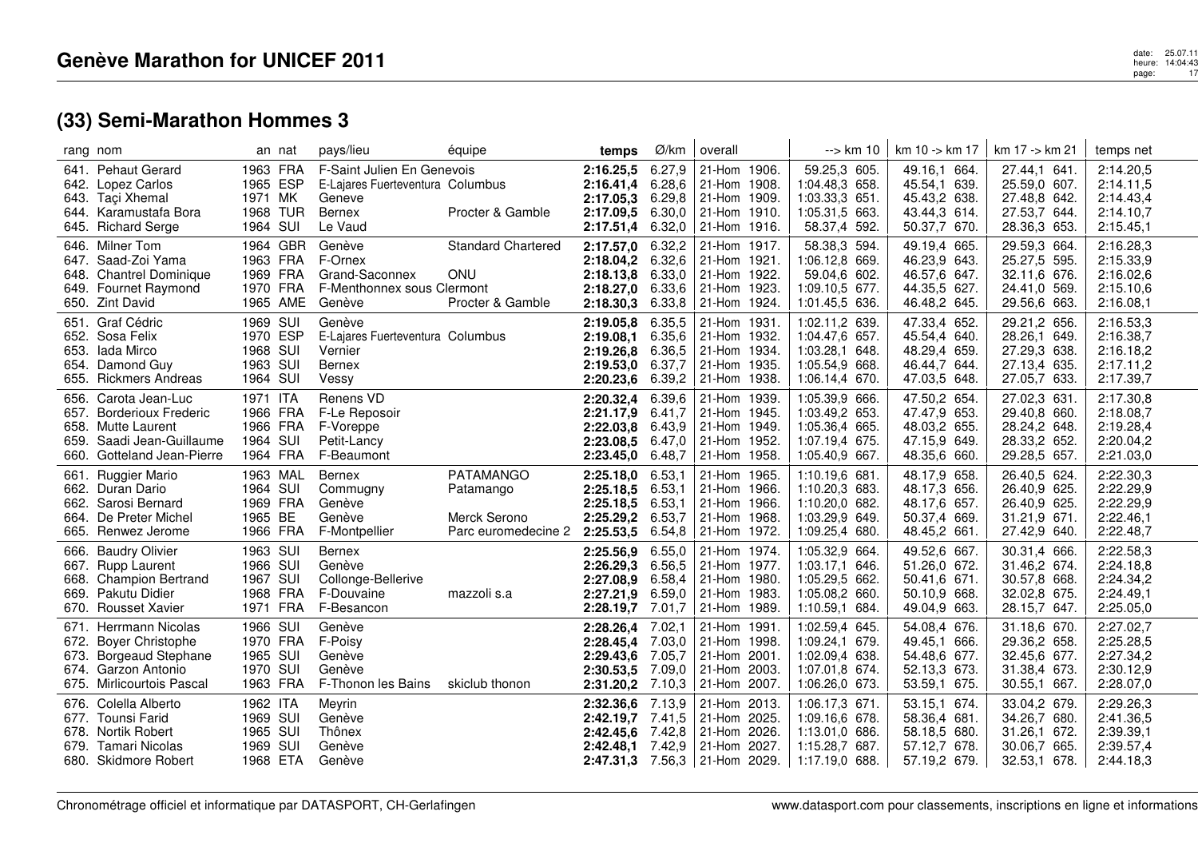# Genève Marathon for UNICEF 2011

## (33) Semi-Marathon Hommes 3

| rang | nom | an | nat | pays/lieu | équipe | temps | Ø/km | overall | --> km 10 | km 10 -> km 17 | km 17 -> km 21 | temps net |
|---|---|---|---|---|---|---|---|---|---|---|---|---|
| 641. | Pehaut Gerard | 1963 | FRA | F-Saint Julien En Genevois | | **2:16.25,5** | 6.27,9 | 21-Hom 1906. | 59.25,3 605. | 49.16,1 664. | 27.44,1 641. | 2:14.20,5 |
| 642. | Lopez Carlos | 1965 | ESP | E-Lajares Fuerteventura | Columbus | **2:16.41,4** | 6.28,6 | 21-Hom 1908. | 1:04.48,3 658. | 45.54,1 639. | 25.59,0 607. | 2:14.11,5 |
| 643. | Taçi Xhemal | 1971 | MK | Geneve | | **2:17.05,3** | 6.29,8 | 21-Hom 1909. | 1:03.33,3 651. | 45.43,2 638. | 27.48,8 642. | 2:14.43,4 |
| 644. | Karamustafa Bora | 1968 | TUR | Bernex | Procter & Gamble | **2:17.09,5** | 6.30,0 | 21-Hom 1910. | 1:05.31,5 663. | 43.44,3 614. | 27.53,7 644. | 2:14.10,7 |
| 645. | Richard Serge | 1964 | SUI | Le Vaud | | **2:17.51,4** | 6.32,0 | 21-Hom 1916. | 58.37,4 592. | 50.37,7 670. | 28.36,3 653. | 2:15.45,1 |
| 646. | Milner Tom | 1964 | GBR | Genève | Standard Chartered | **2:17.57,0** | 6.32,2 | 21-Hom 1917. | 58.38,3 594. | 49.19,4 665. | 29.59,3 664. | 2:16.28,3 |
| 647. | Saad-Zoi Yama | 1963 | FRA | F-Ornex | | **2:18.04,2** | 6.32,6 | 21-Hom 1921. | 1:06.12,8 669. | 46.23,9 643. | 25.27,5 595. | 2:15.33,9 |
| 648. | Chantrel Dominique | 1969 | FRA | Grand-Saconnex | ONU | **2:18.13,8** | 6.33,0 | 21-Hom 1922. | 59.04,6 602. | 46.57,6 647. | 32.11,6 676. | 2:16.02,6 |
| 649. | Fournet Raymond | 1970 | FRA | F-Menthonnex sous Clermont | | **2:18.27,0** | 6.33,6 | 21-Hom 1923. | 1:09.10,5 677. | 44.35,5 627. | 24.41,0 569. | 2:15.10,6 |
| 650. | Zint David | 1965 | AME | Genève | Procter & Gamble | **2:18.30,3** | 6.33,8 | 21-Hom 1924. | 1:01.45,5 636. | 46.48,2 645. | 29.56,6 663. | 2:16.08,1 |
| 651. | Graf Cédric | 1969 | SUI | Genève | | **2:19.05,8** | 6.35,5 | 21-Hom 1931. | 1:02.11,2 639. | 47.33,4 652. | 29.21,2 656. | 2:16.53,3 |
| 652. | Sosa Felix | 1970 | ESP | E-Lajares Fuerteventura | Columbus | **2:19.08,1** | 6.35,6 | 21-Hom 1932. | 1:04.47,6 657. | 45.54,4 640. | 28.26,1 649. | 2:16.38,7 |
| 653. | Iada Mirco | 1968 | SUI | Vernier | | **2:19.26,8** | 6.36,5 | 21-Hom 1934. | 1:03.28,1 648. | 48.29,4 659. | 27.29,3 638. | 2:16.18,2 |
| 654. | Damond Guy | 1963 | SUI | Bernex | | **2:19.53,0** | 6.37,7 | 21-Hom 1935. | 1:05.59,9 668. | 46.44,7 644. | 27.13,4 635. | 2:17.11,2 |
| 655. | Rickmers Andreas | 1964 | SUI | Vessy | | **2:20.23,6** | 6.39,2 | 21-Hom 1938. | 1:06.14,4 670. | 47.03,5 648. | 27.05,7 633. | 2:17.39,7 |
| 656. | Carota Jean-Luc | 1971 | ITA | Renens VD | | **2:20.32,4** | 6.39,6 | 21-Hom 1939. | 1:05.39,9 666. | 47.50,2 654. | 27.02,3 631. | 2:17.30,8 |
| 657. | Borderioux Frederic | 1966 | FRA | F-Le Reposoir | | **2:21.17,9** | 6.41,7 | 21-Hom 1945. | 1:03.49,2 653. | 47.47,9 653. | 29.40,8 660. | 2:18.08,7 |
| 658. | Mutte Laurent | 1966 | FRA | F-Voreppe | | **2:22.03,8** | 6.43,9 | 21-Hom 1949. | 1:05.36,4 665. | 48.03,2 655. | 28.24,2 648. | 2:19.28,4 |
| 659. | Saadi Jean-Guillaume | 1964 | SUI | Petit-Lancy | | **2:23.08,5** | 6.47,0 | 21-Hom 1952. | 1:07.19,4 675. | 47.15,9 649. | 28.33,2 652. | 2:20.04,2 |
| 660. | Gotteland Jean-Pierre | 1964 | FRA | F-Beaumont | | **2:23.45,0** | 6.48,7 | 21-Hom 1958. | 1:05.40,9 667. | 48.35,6 660. | 29.28,5 657. | 2:21.03,0 |
| 661. | Ruggier Mario | 1963 | MAL | Bernex | PATAMANGO | **2:25.18,0** | 6.53,1 | 21-Hom 1965. | 1:10.19,6 681. | 48.17,9 658. | 26.40,5 624. | 2:22.30,3 |
| 662. | Duran Dario | 1964 | SUI | Commugny | Patamango | **2:25.18,5** | 6.53,1 | 21-Hom 1966. | 1:10.20,3 683. | 48.17,3 656. | 26.40,9 625. | 2:22.29,9 |
| 662. | Sarosi Bernard | 1969 | FRA | Genève | | **2:25.18,5** | 6.53,1 | 21-Hom 1966. | 1:10.20,0 682. | 48.17,6 657. | 26.40,9 625. | 2:22.29,9 |
| 664. | De Preter Michel | 1965 | BE | Genève | Merck Serono | **2:25.29,2** | 6.53,7 | 21-Hom 1968. | 1:03.29,9 649. | 50.37,4 669. | 31.21,9 671. | 2:22.46,1 |
| 665. | Renwez Jerome | 1966 | FRA | F-Montpellier | Parc euromedecine 2 | **2:25.53,5** | 6.54,8 | 21-Hom 1972. | 1:09.25,4 680. | 48.45,2 661. | 27.42,9 640. | 2:22.48,7 |
| 666. | Baudry Olivier | 1963 | SUI | Bernex | | **2:25.56,9** | 6.55,0 | 21-Hom 1974. | 1:05.32,9 664. | 49.52,6 667. | 30.31,4 666. | 2:22.58,3 |
| 667. | Rupp Laurent | 1966 | SUI | Genève | | **2:26.29,3** | 6.56,5 | 21-Hom 1977. | 1:03.17,1 646. | 51.26,0 672. | 31.46,2 674. | 2:24.18,8 |
| 668. | Champion Bertrand | 1967 | SUI | Collonge-Bellerive | | **2:27.08,9** | 6.58,4 | 21-Hom 1980. | 1:05.29,5 662. | 50.41,6 671. | 30.57,8 668. | 2:24.34,2 |
| 669. | Pakutu Didier | 1968 | FRA | F-Douvaine | mazzoli s.a | **2:27.21,9** | 6.59,0 | 21-Hom 1983. | 1:05.08,2 660. | 50.10,9 668. | 32.02,8 675. | 2:24.49,1 |
| 670. | Rousset Xavier | 1971 | FRA | F-Besancon | | **2:28.19,7** | 7.01,7 | 21-Hom 1989. | 1:10.59,1 684. | 49.04,9 663. | 28.15,7 647. | 2:25.05,0 |
| 671. | Herrmann Nicolas | 1966 | SUI | Genève | | **2:28.26,4** | 7.02,1 | 21-Hom 1991. | 1:02.59,4 645. | 54.08,4 676. | 31.18,6 670. | 2:27.02,7 |
| 672. | Boyer Christophe | 1970 | FRA | F-Poisy | | **2:28.45,4** | 7.03,0 | 21-Hom 1998. | 1:09.24,1 679. | 49.45,1 666. | 29.36,2 658. | 2:25.28,5 |
| 673. | Borgeaud Stephane | 1965 | SUI | Genève | | **2:29.43,6** | 7.05,7 | 21-Hom 2001. | 1:02.09,4 638. | 54.48,6 677. | 32.45,6 677. | 2:27.34,2 |
| 674. | Garzon Antonio | 1970 | SUI | Genève | | **2:30.53,5** | 7.09,0 | 21-Hom 2003. | 1:07.01,8 674. | 52.13,3 673. | 31.38,4 673. | 2:30.12,9 |
| 675. | Mirlicourtois Pascal | 1963 | FRA | F-Thonon les Bains | skiclub thonon | **2:31.20,2** | 7.10,3 | 21-Hom 2007. | 1:06.26,0 673. | 53.59,1 675. | 30.55,1 667. | 2:28.07,0 |
| 676. | Colella Alberto | 1962 | ITA | Meyrin | | **2:32.36,6** | 7.13,9 | 21-Hom 2013. | 1:06.17,3 671. | 53.15,1 674. | 33.04,2 679. | 2:29.26,3 |
| 677. | Tounsi Farid | 1969 | SUI | Genève | | **2:42.19,7** | 7.41,5 | 21-Hom 2025. | 1:09.16,6 678. | 58.36,4 681. | 34.26,7 680. | 2:41.36,5 |
| 678. | Nortik Robert | 1965 | SUI | Thônex | | **2:42.45,6** | 7.42,8 | 21-Hom 2026. | 1:13.01,0 686. | 58.18,5 680. | 31.26,1 672. | 2:39.39,1 |
| 679. | Tamari Nicolas | 1969 | SUI | Genève | | **2:42.48,1** | 7.42,9 | 21-Hom 2027. | 1:15.28,7 687. | 57.12,7 678. | 30.06,7 665. | 2:39.57,4 |
| 680. | Skidmore Robert | 1968 | ETA | Genève | | **2:47.31,3** | 7.56,3 | 21-Hom 2029. | 1:17.19,0 688. | 57.19,2 679. | 32.53,1 678. | 2:44.18,3 |

Chronométrage officiel et informatique par DATASPORT, CH-Gerlafingen

www.datasport.com pour classements, inscriptions en ligne et informations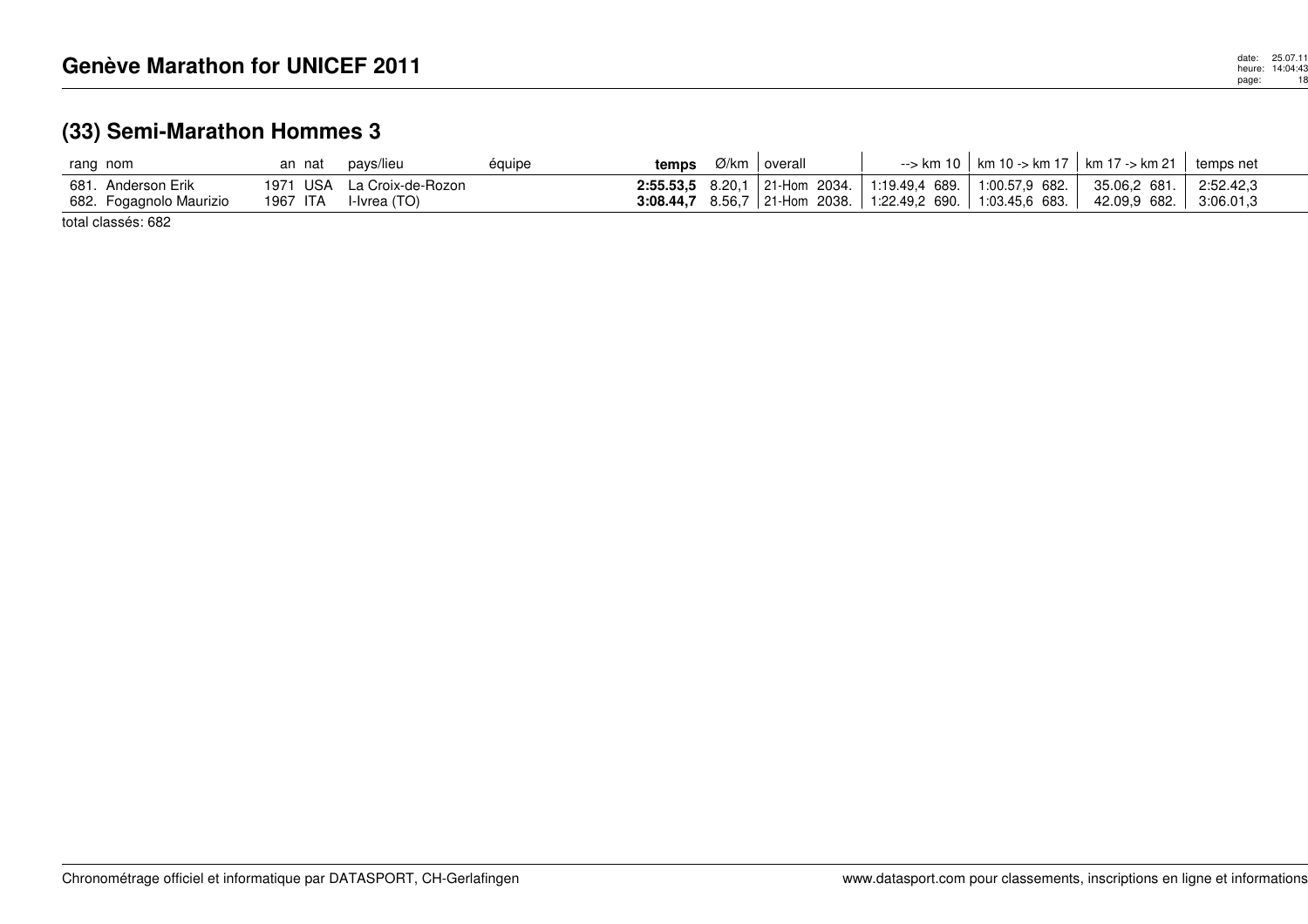# Genève Marathon for UNICEF 2011

## (33) Semi-Marathon Hommes 3

| rang | nom | an | nat | pays/lieu | équipe | **temps** | Ø/km | overall | --> km 10 | km 10 -> km 17 | km 17 -> km 21 | temps net |
|---|---|---|---|---|---|---|---|---|---|---|---|---|
| 681. | Anderson Erik | 1971 | USA | La Croix-de-Rozon | | **2:55.53,5** | 8.20,1 | 21-Hom 2034. | 1:19.49,4 689. | 1:00.57,9 682. | 35.06,2 681. | 2:52.42,3 |
| 682. | Fogagnolo Maurizio | 1967 | ITA | I-Ivrea (TO) | | **3:08.44,7** | 8.56,7 | 21-Hom 2038. | 1:22.49,2 690. | 1:03.45,6 683. | 42.09,9 682. | 3:06.01,3 |

total classés: 682

Chronométrage officiel et informatique par DATASPORT, CH-Gerlafingen

www.datasport.com pour classements, inscriptions en ligne et informations